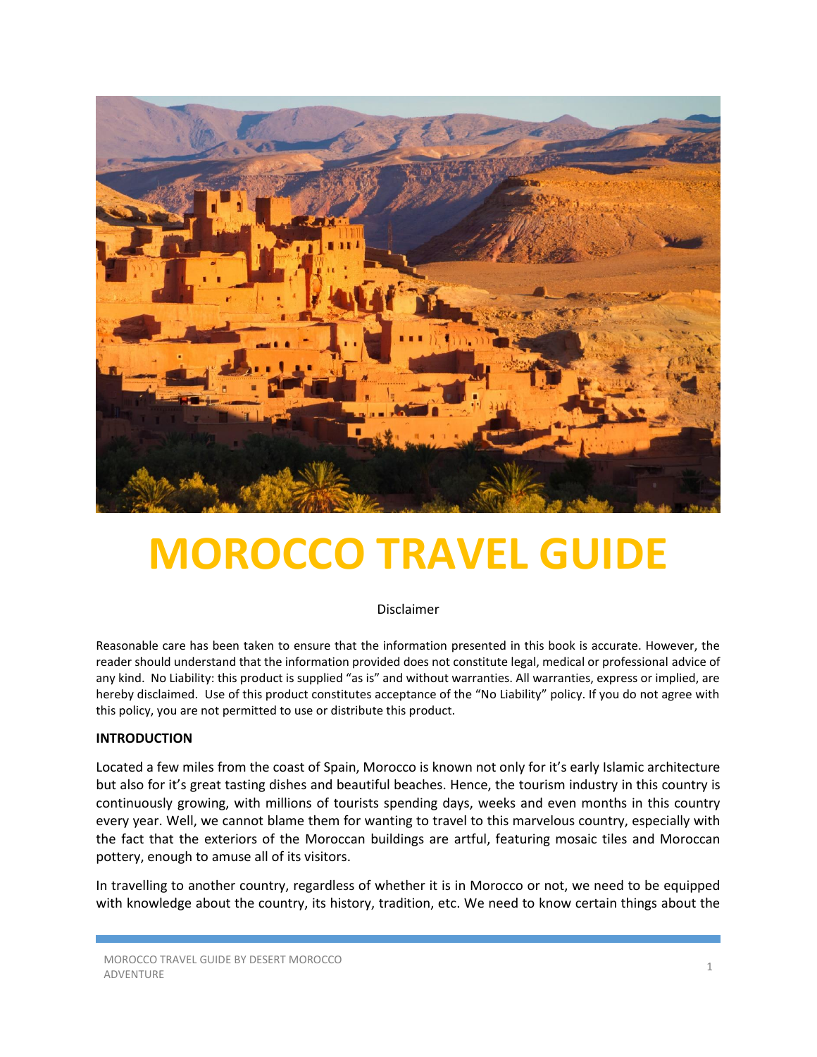# MOROCCO TRAVEL GUIDE

Disclaimer

Reasonable care has been taken to ensure that the information presented in this book is accurate. However, the reader should understand that the information provided does not constitute legal, medical or professional advice of any kind. No Liability: this product is supplied "as is" and without warranties. All warranties, express or implied, are hereby disclaimed. Use of this product constitutes acceptance of the "No Liability" policy. If you do not agree with this policy, you are not permitted to use or distribute this product.

**INTRODUCTION**

Located a few miles from the coast of Spain, Morocco is known not only for it's early Islamic architecture but also for it's great tasting dishes and beautiful beaches. Hence, the tourism industry in this country is continuously growing, with millions of tourists spending days, weeks and even months in this country every year. Well, we cannot blame them for wanting to travel to this marvelous country, especially with the fact that the exteriors of the Moroccan buildings are artful, featuring mosaic tiles and Moroccan pottery, enough to amuse all of its visitors.

In travelling to another country, regardless of whether it is in Morocco or not, we need to be equipped with knowledge about the country, its history, tradition, etc. We need to know certain things about the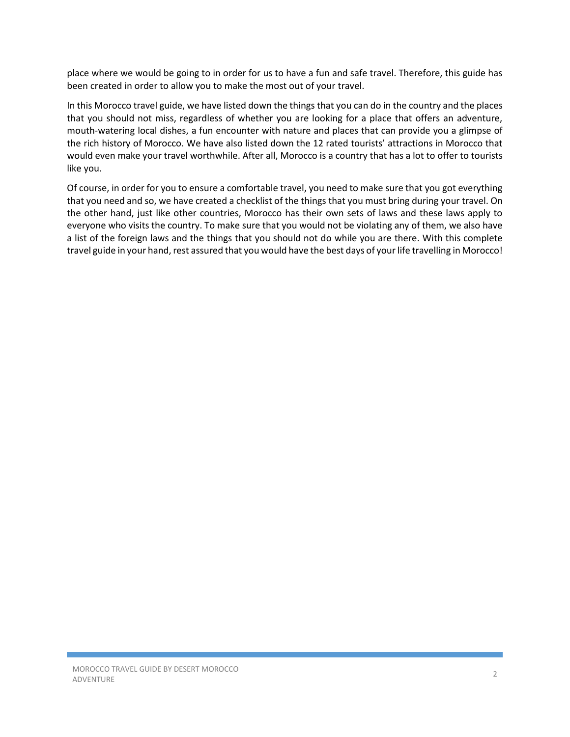place where we would be going to in order for us to have a fun and safe travel. Therefore, this guide has been created in order to allow you to make the most out of your travel.

In this Morocco travel guide, we have listed down the things that you can do in the country and the places that you should not miss, regardless of whether you are looking for a place that offers an adventure, mouth-watering local dishes, a fun encounter with nature and places that can provide you a glimpse of the rich history of Morocco. We have also listed down the 12 rated tourists' attractions in Morocco that would even make your travel worthwhile. After all, Morocco is a country that has a lot to offer to tourists like you.

Of course, in order for you to ensure a comfortable travel, you need to make sure that you got everything that you need and so, we have created a checklist of the things that you must bring during your travel. On the other hand, just like other countries, Morocco has their own sets of laws and these laws apply to everyone who visits the country. To make sure that you would not be violating any of them, we also have a list of the foreign laws and the things that you should not do while you are there. With this complete travel guide in your hand, rest assured that you would have the best days of your life travelling in Morocco!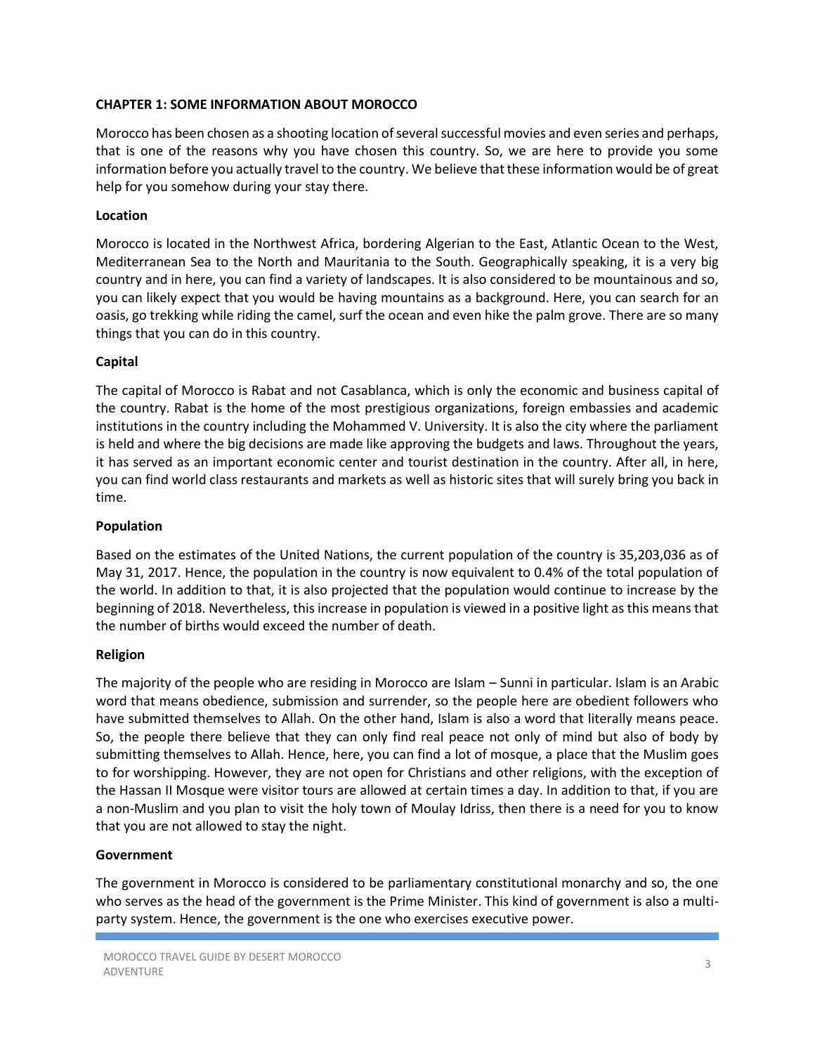## CHAPTER 1: SOME INFORMATION ABOUT MOROCCO

Morocco has been chosen as a shooting location of several successful movies and even series and perhaps, that is one of the reasons why you have chosen this country. So, we are here to provide you some information before you actually travel to the country. We believe that these information would be of great help for you somehow during your stay there.

### Location

Morocco is located in the Northwest Africa, bordering Algerian to the East, Atlantic Ocean to the West, Mediterranean Sea to the North and Mauritania to the South. Geographically speaking, it is a very big country and in here, you can find a variety of landscapes. It is also considered to be mountainous and so, you can likely expect that you would be having mountains as a background. Here, you can search for an oasis, go trekking while riding the camel, surf the ocean and even hike the palm grove. There are so many things that you can do in this country.

### Capital

The capital of Morocco is Rabat and not Casablanca, which is only the economic and business capital of the country. Rabat is the home of the most prestigious organizations, foreign embassies and academic institutions in the country including the Mohammed V. University. It is also the city where the parliament is held and where the big decisions are made like approving the budgets and laws. Throughout the years, it has served as an important economic center and tourist destination in the country. After all, in here, you can find world class restaurants and markets as well as historic sites that will surely bring you back in time.

### Population

Based on the estimates of the United Nations, the current population of the country is 35,203,036 as of May 31, 2017. Hence, the population in the country is now equivalent to 0.4% of the total population of the world. In addition to that, it is also projected that the population would continue to increase by the beginning of 2018. Nevertheless, this increase in population is viewed in a positive light as this means that the number of births would exceed the number of death.

### Religion

The majority of the people who are residing in Morocco are Islam – Sunni in particular. Islam is an Arabic word that means obedience, submission and surrender, so the people here are obedient followers who have submitted themselves to Allah. On the other hand, Islam is also a word that literally means peace. So, the people there believe that they can only find real peace not only of mind but also of body by submitting themselves to Allah. Hence, here, you can find a lot of mosque, a place that the Muslim goes to for worshipping. However, they are not open for Christians and other religions, with the exception of the Hassan II Mosque were visitor tours are allowed at certain times a day. In addition to that, if you are a non-Muslim and you plan to visit the holy town of Moulay Idriss, then there is a need for you to know that you are not allowed to stay the night.

### Government

The government in Morocco is considered to be parliamentary constitutional monarchy and so, the one who serves as the head of the government is the Prime Minister. This kind of government is also a multi-party system. Hence, the government is the one who exercises executive power.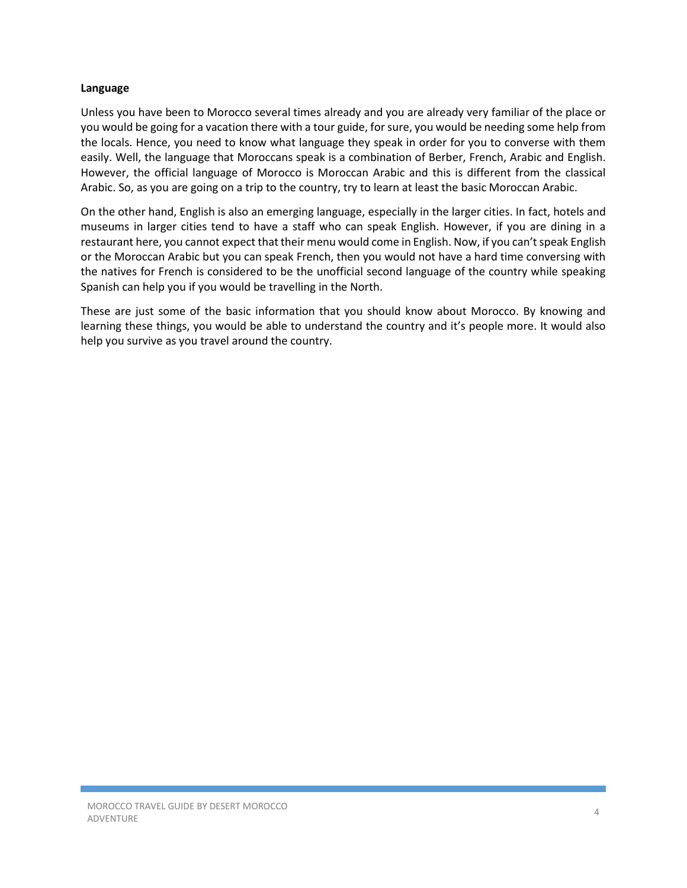**Language**

Unless you have been to Morocco several times already and you are already very familiar of the place or you would be going for a vacation there with a tour guide, for sure, you would be needing some help from the locals. Hence, you need to know what language they speak in order for you to converse with them easily. Well, the language that Moroccans speak is a combination of Berber, French, Arabic and English. However, the official language of Morocco is Moroccan Arabic and this is different from the classical Arabic. So, as you are going on a trip to the country, try to learn at least the basic Moroccan Arabic.

On the other hand, English is also an emerging language, especially in the larger cities. In fact, hotels and museums in larger cities tend to have a staff who can speak English. However, if you are dining in a restaurant here, you cannot expect that their menu would come in English. Now, if you can't speak English or the Moroccan Arabic but you can speak French, then you would not have a hard time conversing with the natives for French is considered to be the unofficial second language of the country while speaking Spanish can help you if you would be travelling in the North.

These are just some of the basic information that you should know about Morocco. By knowing and learning these things, you would be able to understand the country and it's people more. It would also help you survive as you travel around the country.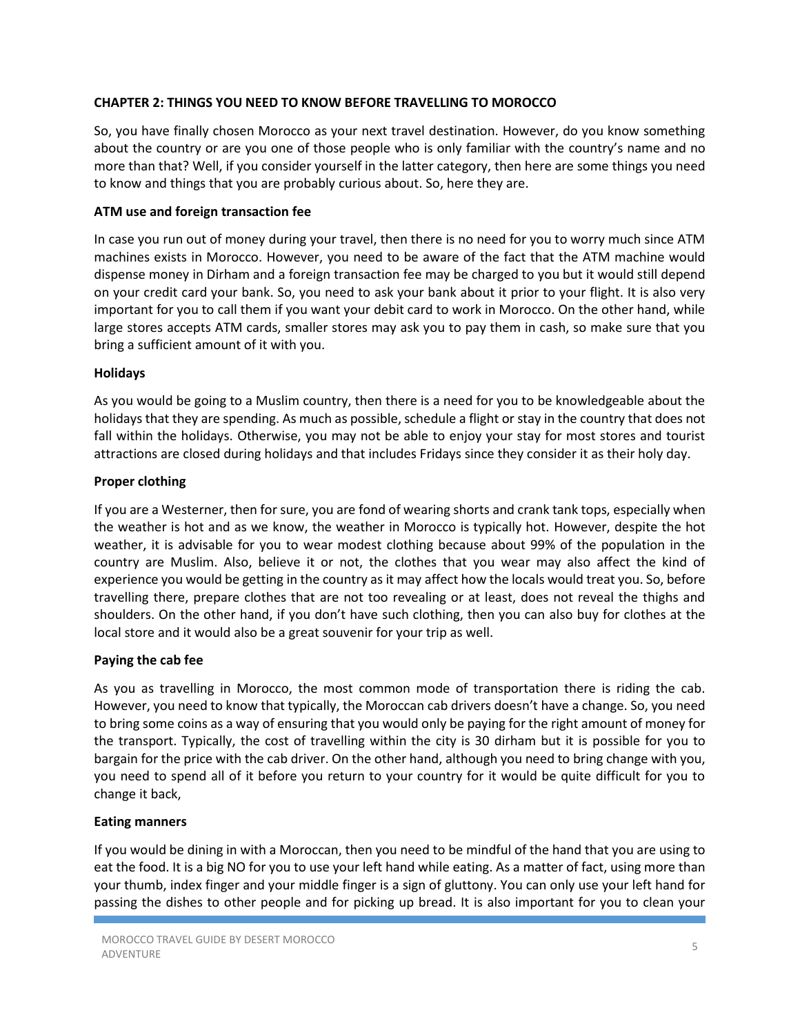**CHAPTER 2: THINGS YOU NEED TO KNOW BEFORE TRAVELLING TO MOROCCO**

So, you have finally chosen Morocco as your next travel destination. However, do you know something about the country or are you one of those people who is only familiar with the country's name and no more than that? Well, if you consider yourself in the latter category, then here are some things you need to know and things that you are probably curious about. So, here they are.

**ATM use and foreign transaction fee**

In case you run out of money during your travel, then there is no need for you to worry much since ATM machines exists in Morocco. However, you need to be aware of the fact that the ATM machine would dispense money in Dirham and a foreign transaction fee may be charged to you but it would still depend on your credit card your bank. So, you need to ask your bank about it prior to your flight. It is also very important for you to call them if you want your debit card to work in Morocco. On the other hand, while large stores accepts ATM cards, smaller stores may ask you to pay them in cash, so make sure that you bring a sufficient amount of it with you.

**Holidays**

As you would be going to a Muslim country, then there is a need for you to be knowledgeable about the holidays that they are spending. As much as possible, schedule a flight or stay in the country that does not fall within the holidays. Otherwise, you may not be able to enjoy your stay for most stores and tourist attractions are closed during holidays and that includes Fridays since they consider it as their holy day.

**Proper clothing**

If you are a Westerner, then for sure, you are fond of wearing shorts and crank tank tops, especially when the weather is hot and as we know, the weather in Morocco is typically hot. However, despite the hot weather, it is advisable for you to wear modest clothing because about 99% of the population in the country are Muslim. Also, believe it or not, the clothes that you wear may also affect the kind of experience you would be getting in the country as it may affect how the locals would treat you. So, before travelling there, prepare clothes that are not too revealing or at least, does not reveal the thighs and shoulders. On the other hand, if you don't have such clothing, then you can also buy for clothes at the local store and it would also be a great souvenir for your trip as well.

**Paying the cab fee**

As you as travelling in Morocco, the most common mode of transportation there is riding the cab. However, you need to know that typically, the Moroccan cab drivers doesn't have a change. So, you need to bring some coins as a way of ensuring that you would only be paying for the right amount of money for the transport. Typically, the cost of travelling within the city is 30 dirham but it is possible for you to bargain for the price with the cab driver. On the other hand, although you need to bring change with you, you need to spend all of it before you return to your country for it would be quite difficult for you to change it back,

**Eating manners**

If you would be dining in with a Moroccan, then you need to be mindful of the hand that you are using to eat the food. It is a big NO for you to use your left hand while eating. As a matter of fact, using more than your thumb, index finger and your middle finger is a sign of gluttony. You can only use your left hand for passing the dishes to other people and for picking up bread. It is also important for you to clean your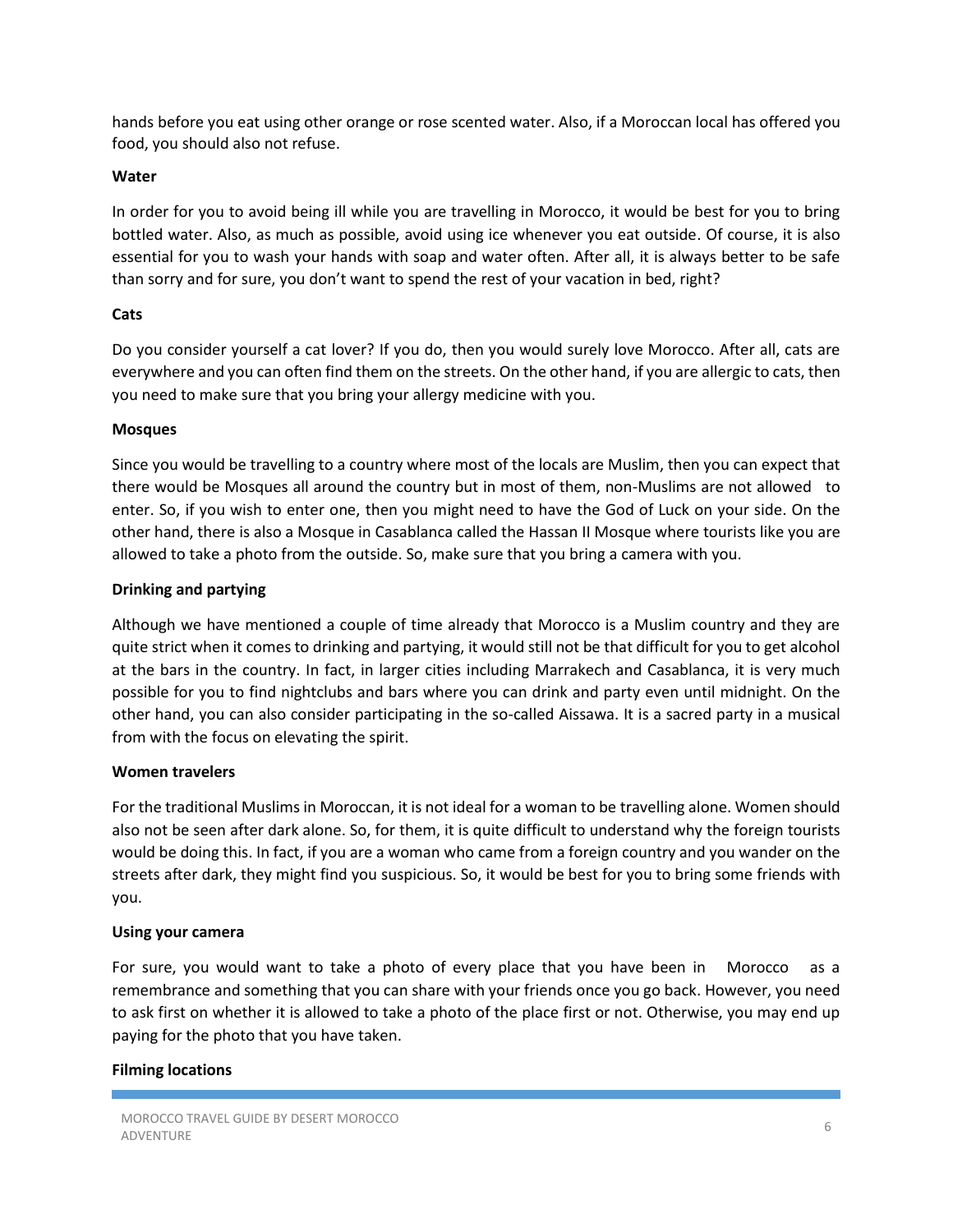hands before you eat using other orange or rose scented water. Also, if a Moroccan local has offered you food, you should also not refuse.

**Water**

In order for you to avoid being ill while you are travelling in Morocco, it would be best for you to bring bottled water. Also, as much as possible, avoid using ice whenever you eat outside. Of course, it is also essential for you to wash your hands with soap and water often. After all, it is always better to be safe than sorry and for sure, you don't want to spend the rest of your vacation in bed, right?

**Cats**

Do you consider yourself a cat lover? If you do, then you would surely love Morocco. After all, cats are everywhere and you can often find them on the streets. On the other hand, if you are allergic to cats, then you need to make sure that you bring your allergy medicine with you.

**Mosques**

Since you would be travelling to a country where most of the locals are Muslim, then you can expect that there would be Mosques all around the country but in most of them, non-Muslims are not allowed to enter. So, if you wish to enter one, then you might need to have the God of Luck on your side. On the other hand, there is also a Mosque in Casablanca called the Hassan II Mosque where tourists like you are allowed to take a photo from the outside. So, make sure that you bring a camera with you.

**Drinking and partying**

Although we have mentioned a couple of time already that Morocco is a Muslim country and they are quite strict when it comes to drinking and partying, it would still not be that difficult for you to get alcohol at the bars in the country. In fact, in larger cities including Marrakech and Casablanca, it is very much possible for you to find nightclubs and bars where you can drink and party even until midnight. On the other hand, you can also consider participating in the so-called Aissawa. It is a sacred party in a musical from with the focus on elevating the spirit.

**Women travelers**

For the traditional Muslims in Moroccan, it is not ideal for a woman to be travelling alone. Women should also not be seen after dark alone. So, for them, it is quite difficult to understand why the foreign tourists would be doing this. In fact, if you are a woman who came from a foreign country and you wander on the streets after dark, they might find you suspicious. So, it would be best for you to bring some friends with you.

**Using your camera**

For sure, you would want to take a photo of every place that you have been in Morocco as a remembrance and something that you can share with your friends once you go back. However, you need to ask first on whether it is allowed to take a photo of the place first or not. Otherwise, you may end up paying for the photo that you have taken.

**Filming locations**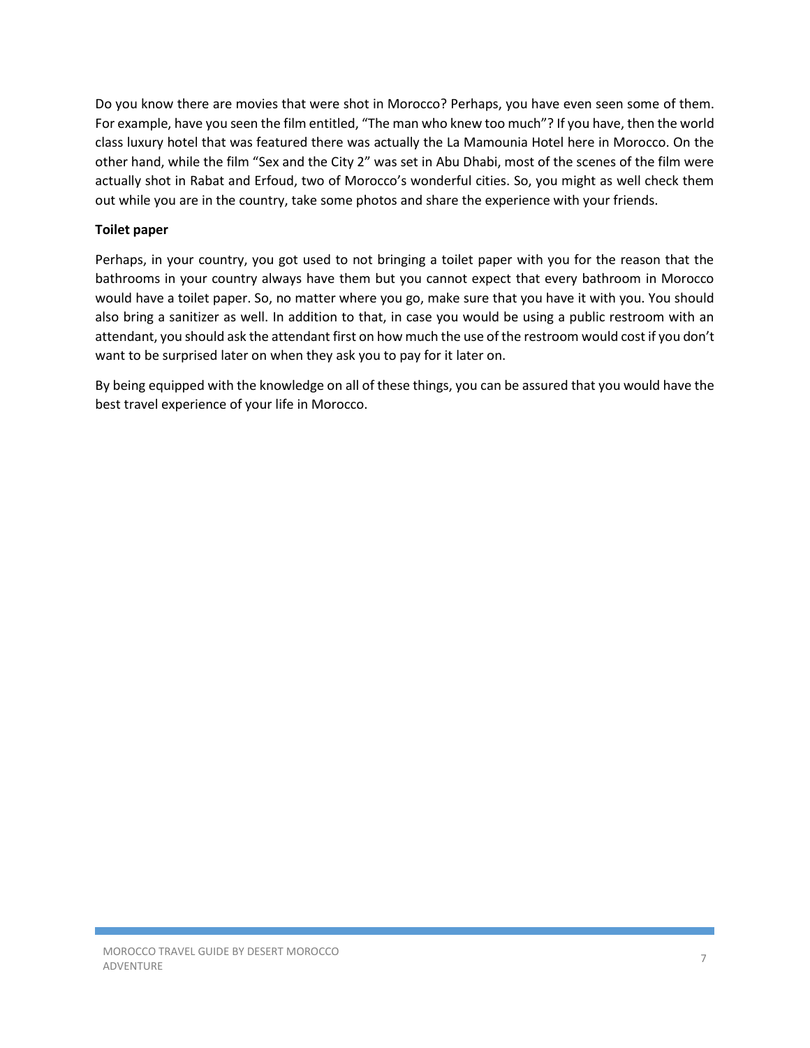Do you know there are movies that were shot in Morocco? Perhaps, you have even seen some of them. For example, have you seen the film entitled, “The man who knew too much”? If you have, then the world class luxury hotel that was featured there was actually the La Mamounia Hotel here in Morocco. On the other hand, while the film “Sex and the City 2” was set in Abu Dhabi, most of the scenes of the film were actually shot in Rabat and Erfoud, two of Morocco’s wonderful cities. So, you might as well check them out while you are in the country, take some photos and share the experience with your friends.

**Toilet paper**

Perhaps, in your country, you got used to not bringing a toilet paper with you for the reason that the bathrooms in your country always have them but you cannot expect that every bathroom in Morocco would have a toilet paper. So, no matter where you go, make sure that you have it with you. You should also bring a sanitizer as well. In addition to that, in case you would be using a public restroom with an attendant, you should ask the attendant first on how much the use of the restroom would cost if you don’t want to be surprised later on when they ask you to pay for it later on.

By being equipped with the knowledge on all of these things, you can be assured that you would have the best travel experience of your life in Morocco.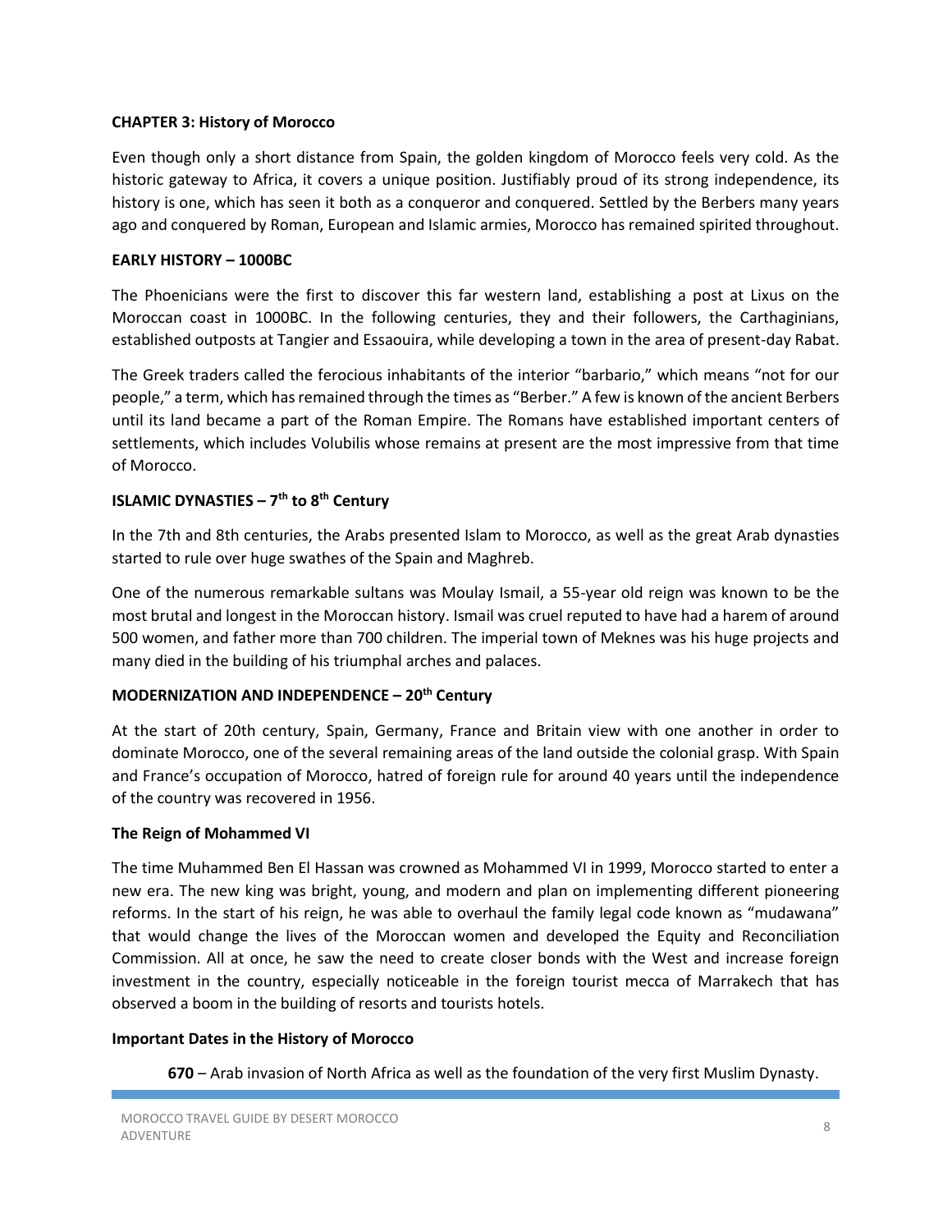## CHAPTER 3: History of Morocco

Even though only a short distance from Spain, the golden kingdom of Morocco feels very cold. As the historic gateway to Africa, it covers a unique position. Justifiably proud of its strong independence, its history is one, which has seen it both as a conqueror and conquered. Settled by the Berbers many years ago and conquered by Roman, European and Islamic armies, Morocco has remained spirited throughout.

### EARLY HISTORY – 1000BC

The Phoenicians were the first to discover this far western land, establishing a post at Lixus on the Moroccan coast in 1000BC. In the following centuries, they and their followers, the Carthaginians, established outposts at Tangier and Essaouira, while developing a town in the area of present-day Rabat.

The Greek traders called the ferocious inhabitants of the interior "barbario," which means "not for our people," a term, which has remained through the times as "Berber." A few is known of the ancient Berbers until its land became a part of the Roman Empire. The Romans have established important centers of settlements, which includes Volubilis whose remains at present are the most impressive from that time of Morocco.

### ISLAMIC DYNASTIES – 7th to 8th Century

In the 7th and 8th centuries, the Arabs presented Islam to Morocco, as well as the great Arab dynasties started to rule over huge swathes of the Spain and Maghreb.

One of the numerous remarkable sultans was Moulay Ismail, a 55-year old reign was known to be the most brutal and longest in the Moroccan history. Ismail was cruel reputed to have had a harem of around 500 women, and father more than 700 children. The imperial town of Meknes was his huge projects and many died in the building of his triumphal arches and palaces.

### MODERNIZATION AND INDEPENDENCE – 20th Century

At the start of 20th century, Spain, Germany, France and Britain view with one another in order to dominate Morocco, one of the several remaining areas of the land outside the colonial grasp. With Spain and France's occupation of Morocco, hatred of foreign rule for around 40 years until the independence of the country was recovered in 1956.

### The Reign of Mohammed VI

The time Muhammed Ben El Hassan was crowned as Mohammed VI in 1999, Morocco started to enter a new era. The new king was bright, young, and modern and plan on implementing different pioneering reforms. In the start of his reign, he was able to overhaul the family legal code known as "mudawana" that would change the lives of the Moroccan women and developed the Equity and Reconciliation Commission. All at once, he saw the need to create closer bonds with the West and increase foreign investment in the country, especially noticeable in the foreign tourist mecca of Marrakech that has observed a boom in the building of resorts and tourists hotels.

### Important Dates in the History of Morocco

**670** – Arab invasion of North Africa as well as the foundation of the very first Muslim Dynasty.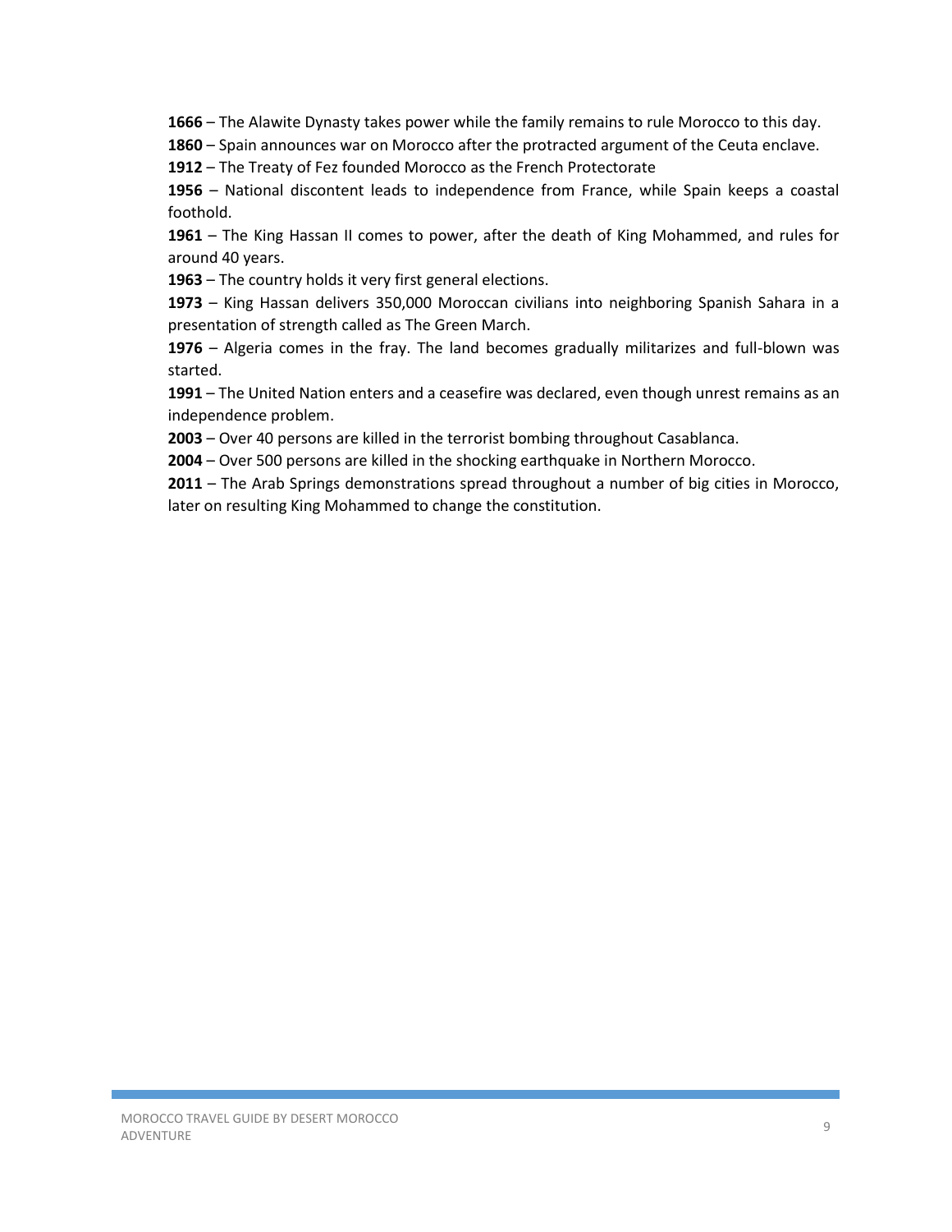**1666** – The Alawite Dynasty takes power while the family remains to rule Morocco to this day.

**1860** – Spain announces war on Morocco after the protracted argument of the Ceuta enclave.

**1912** – The Treaty of Fez founded Morocco as the French Protectorate

**1956** – National discontent leads to independence from France, while Spain keeps a coastal foothold.

**1961** – The King Hassan II comes to power, after the death of King Mohammed, and rules for around 40 years.

**1963** – The country holds it very first general elections.

**1973** – King Hassan delivers 350,000 Moroccan civilians into neighboring Spanish Sahara in a presentation of strength called as The Green March.

**1976** – Algeria comes in the fray. The land becomes gradually militarizes and full-blown was started.

**1991** – The United Nation enters and a ceasefire was declared, even though unrest remains as an independence problem.

**2003** – Over 40 persons are killed in the terrorist bombing throughout Casablanca.

**2004** – Over 500 persons are killed in the shocking earthquake in Northern Morocco.

**2011** – The Arab Springs demonstrations spread throughout a number of big cities in Morocco, later on resulting King Mohammed to change the constitution.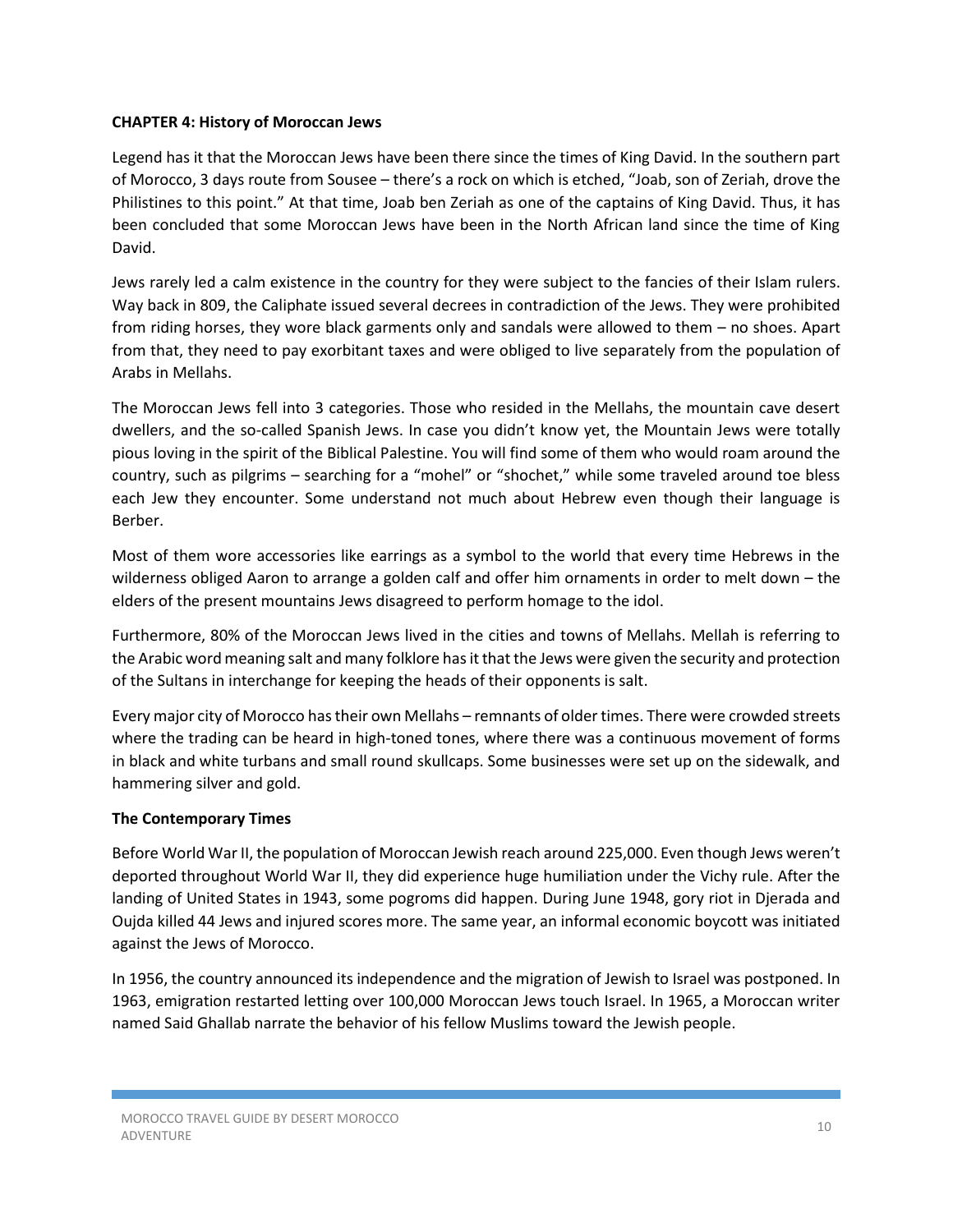**CHAPTER 4: History of Moroccan Jews**

Legend has it that the Moroccan Jews have been there since the times of King David. In the southern part of Morocco, 3 days route from Sousee – there's a rock on which is etched, "Joab, son of Zeriah, drove the Philistines to this point." At that time, Joab ben Zeriah as one of the captains of King David. Thus, it has been concluded that some Moroccan Jews have been in the North African land since the time of King David.

Jews rarely led a calm existence in the country for they were subject to the fancies of their Islam rulers. Way back in 809, the Caliphate issued several decrees in contradiction of the Jews. They were prohibited from riding horses, they wore black garments only and sandals were allowed to them – no shoes. Apart from that, they need to pay exorbitant taxes and were obliged to live separately from the population of Arabs in Mellahs.

The Moroccan Jews fell into 3 categories. Those who resided in the Mellahs, the mountain cave desert dwellers, and the so-called Spanish Jews. In case you didn't know yet, the Mountain Jews were totally pious loving in the spirit of the Biblical Palestine. You will find some of them who would roam around the country, such as pilgrims – searching for a "mohel" or "shochet," while some traveled around toe bless each Jew they encounter. Some understand not much about Hebrew even though their language is Berber.

Most of them wore accessories like earrings as a symbol to the world that every time Hebrews in the wilderness obliged Aaron to arrange a golden calf and offer him ornaments in order to melt down – the elders of the present mountains Jews disagreed to perform homage to the idol.

Furthermore, 80% of the Moroccan Jews lived in the cities and towns of Mellahs. Mellah is referring to the Arabic word meaning salt and many folklore has it that the Jews were given the security and protection of the Sultans in interchange for keeping the heads of their opponents is salt.

Every major city of Morocco has their own Mellahs – remnants of older times. There were crowded streets where the trading can be heard in high-toned tones, where there was a continuous movement of forms in black and white turbans and small round skullcaps. Some businesses were set up on the sidewalk, and hammering silver and gold.

**The Contemporary Times**

Before World War II, the population of Moroccan Jewish reach around 225,000. Even though Jews weren't deported throughout World War II, they did experience huge humiliation under the Vichy rule. After the landing of United States in 1943, some pogroms did happen. During June 1948, gory riot in Djerada and Oujda killed 44 Jews and injured scores more. The same year, an informal economic boycott was initiated against the Jews of Morocco.

In 1956, the country announced its independence and the migration of Jewish to Israel was postponed. In 1963, emigration restarted letting over 100,000 Moroccan Jews touch Israel. In 1965, a Moroccan writer named Said Ghallab narrate the behavior of his fellow Muslims toward the Jewish people.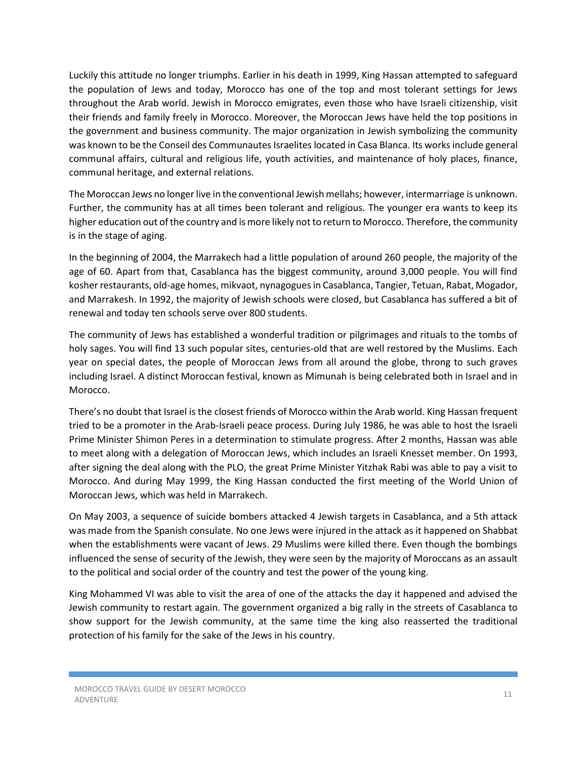Luckily this attitude no longer triumphs. Earlier in his death in 1999, King Hassan attempted to safeguard the population of Jews and today, Morocco has one of the top and most tolerant settings for Jews throughout the Arab world. Jewish in Morocco emigrates, even those who have Israeli citizenship, visit their friends and family freely in Morocco. Moreover, the Moroccan Jews have held the top positions in the government and business community. The major organization in Jewish symbolizing the community was known to be the Conseil des Communautes Israelites located in Casa Blanca. Its works include general communal affairs, cultural and religious life, youth activities, and maintenance of holy places, finance, communal heritage, and external relations.

The Moroccan Jews no longer live in the conventional Jewish mellahs; however, intermarriage is unknown. Further, the community has at all times been tolerant and religious. The younger era wants to keep its higher education out of the country and is more likely not to return to Morocco. Therefore, the community is in the stage of aging.

In the beginning of 2004, the Marrakech had a little population of around 260 people, the majority of the age of 60. Apart from that, Casablanca has the biggest community, around 3,000 people. You will find kosher restaurants, old-age homes, mikvaot, nynagogues in Casablanca, Tangier, Tetuan, Rabat, Mogador, and Marrakesh. In 1992, the majority of Jewish schools were closed, but Casablanca has suffered a bit of renewal and today ten schools serve over 800 students.

The community of Jews has established a wonderful tradition or pilgrimages and rituals to the tombs of holy sages. You will find 13 such popular sites, centuries-old that are well restored by the Muslims. Each year on special dates, the people of Moroccan Jews from all around the globe, throng to such graves including Israel. A distinct Moroccan festival, known as Mimunah is being celebrated both in Israel and in Morocco.

There's no doubt that Israel is the closest friends of Morocco within the Arab world. King Hassan frequent tried to be a promoter in the Arab-Israeli peace process. During July 1986, he was able to host the Israeli Prime Minister Shimon Peres in a determination to stimulate progress. After 2 months, Hassan was able to meet along with a delegation of Moroccan Jews, which includes an Israeli Knesset member. On 1993, after signing the deal along with the PLO, the great Prime Minister Yitzhak Rabi was able to pay a visit to Morocco. And during May 1999, the King Hassan conducted the first meeting of the World Union of Moroccan Jews, which was held in Marrakech.

On May 2003, a sequence of suicide bombers attacked 4 Jewish targets in Casablanca, and a 5th attack was made from the Spanish consulate. No one Jews were injured in the attack as it happened on Shabbat when the establishments were vacant of Jews. 29 Muslims were killed there. Even though the bombings influenced the sense of security of the Jewish, they were seen by the majority of Moroccans as an assault to the political and social order of the country and test the power of the young king.

King Mohammed VI was able to visit the area of one of the attacks the day it happened and advised the Jewish community to restart again. The government organized a big rally in the streets of Casablanca to show support for the Jewish community, at the same time the king also reasserted the traditional protection of his family for the sake of the Jews in his country.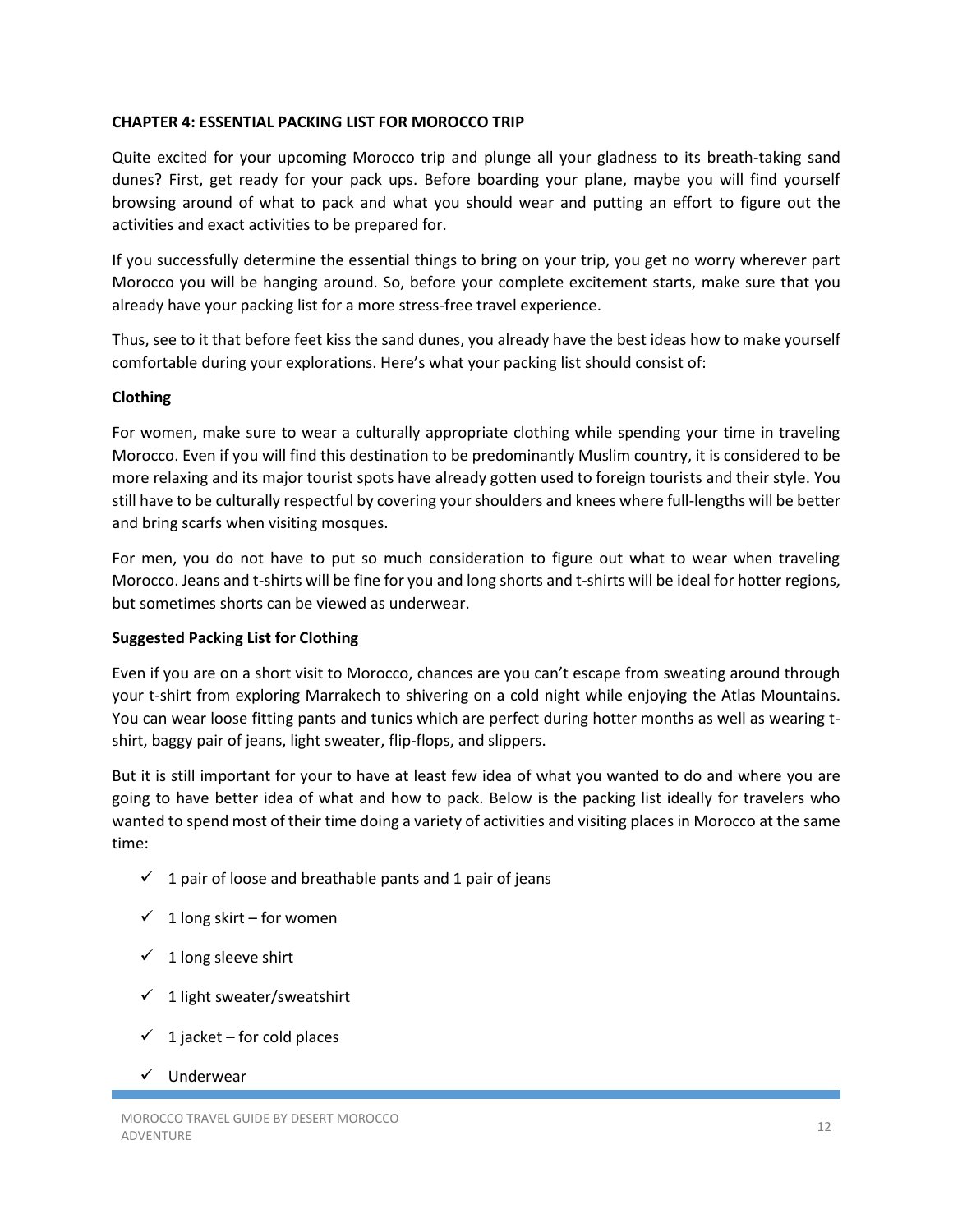**CHAPTER 4: ESSENTIAL PACKING LIST FOR MOROCCO TRIP**

Quite excited for your upcoming Morocco trip and plunge all your gladness to its breath-taking sand dunes? First, get ready for your pack ups. Before boarding your plane, maybe you will find yourself browsing around of what to pack and what you should wear and putting an effort to figure out the activities and exact activities to be prepared for.

If you successfully determine the essential things to bring on your trip, you get no worry wherever part Morocco you will be hanging around. So, before your complete excitement starts, make sure that you already have your packing list for a more stress-free travel experience.

Thus, see to it that before feet kiss the sand dunes, you already have the best ideas how to make yourself comfortable during your explorations. Here's what your packing list should consist of:

**Clothing**

For women, make sure to wear a culturally appropriate clothing while spending your time in traveling Morocco. Even if you will find this destination to be predominantly Muslim country, it is considered to be more relaxing and its major tourist spots have already gotten used to foreign tourists and their style. You still have to be culturally respectful by covering your shoulders and knees where full-lengths will be better and bring scarfs when visiting mosques.

For men, you do not have to put so much consideration to figure out what to wear when traveling Morocco. Jeans and t-shirts will be fine for you and long shorts and t-shirts will be ideal for hotter regions, but sometimes shorts can be viewed as underwear.

**Suggested Packing List for Clothing**

Even if you are on a short visit to Morocco, chances are you can't escape from sweating around through your t-shirt from exploring Marrakech to shivering on a cold night while enjoying the Atlas Mountains. You can wear loose fitting pants and tunics which are perfect during hotter months as well as wearing t-shirt, baggy pair of jeans, light sweater, flip-flops, and slippers.

But it is still important for your to have at least few idea of what you wanted to do and where you are going to have better idea of what and how to pack. Below is the packing list ideally for travelers who wanted to spend most of their time doing a variety of activities and visiting places in Morocco at the same time:

- ✓ 1 pair of loose and breathable pants and 1 pair of jeans
- ✓ 1 long skirt – for women
- ✓ 1 long sleeve shirt
- ✓ 1 light sweater/sweatshirt
- ✓ 1 jacket – for cold places
- ✓ Underwear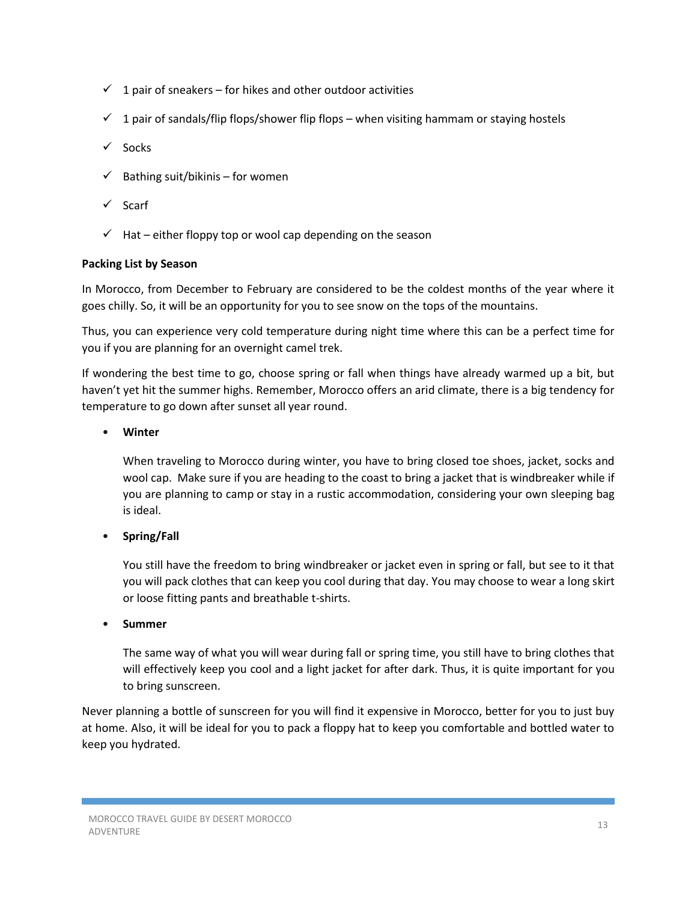- ✓ 1 pair of sneakers – for hikes and other outdoor activities
- ✓ 1 pair of sandals/flip flops/shower flip flops – when visiting hammam or staying hostels
- ✓ Socks
- ✓ Bathing suit/bikinis – for women
- ✓ Scarf
- ✓ Hat – either floppy top or wool cap depending on the season

**Packing List by Season**

In Morocco, from December to February are considered to be the coldest months of the year where it goes chilly. So, it will be an opportunity for you to see snow on the tops of the mountains.

Thus, you can experience very cold temperature during night time where this can be a perfect time for you if you are planning for an overnight camel trek.

If wondering the best time to go, choose spring or fall when things have already warmed up a bit, but haven't yet hit the summer highs. Remember, Morocco offers an arid climate, there is a big tendency for temperature to go down after sunset all year round.

- **Winter**

  When traveling to Morocco during winter, you have to bring closed toe shoes, jacket, socks and wool cap. Make sure if you are heading to the coast to bring a jacket that is windbreaker while if you are planning to camp or stay in a rustic accommodation, considering your own sleeping bag is ideal.

- **Spring/Fall**

  You still have the freedom to bring windbreaker or jacket even in spring or fall, but see to it that you will pack clothes that can keep you cool during that day. You may choose to wear a long skirt or loose fitting pants and breathable t-shirts.

- **Summer**

  The same way of what you will wear during fall or spring time, you still have to bring clothes that will effectively keep you cool and a light jacket for after dark. Thus, it is quite important for you to bring sunscreen.

Never planning a bottle of sunscreen for you will find it expensive in Morocco, better for you to just buy at home. Also, it will be ideal for you to pack a floppy hat to keep you comfortable and bottled water to keep you hydrated.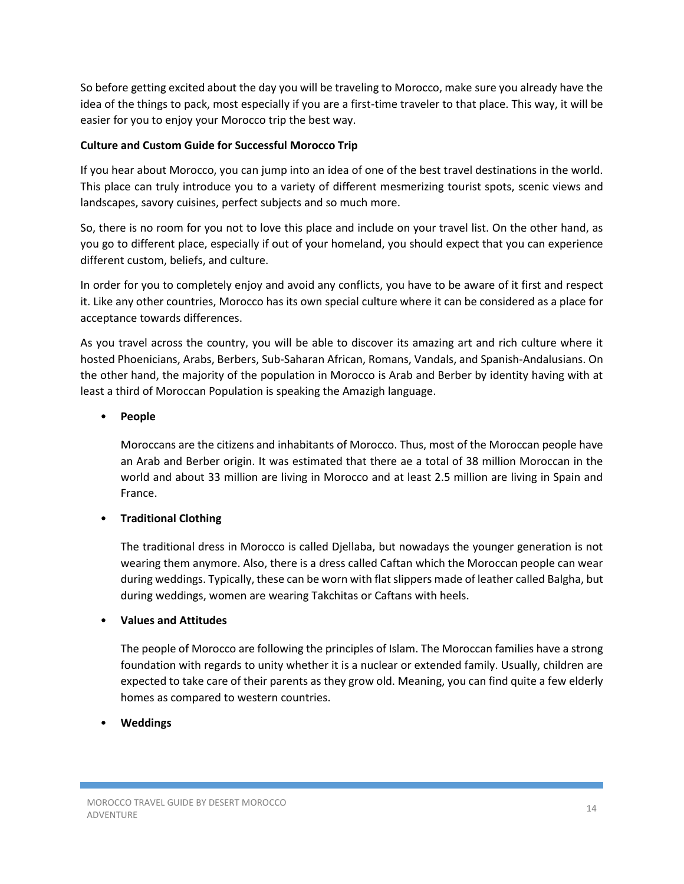So before getting excited about the day you will be traveling to Morocco, make sure you already have the idea of the things to pack, most especially if you are a first-time traveler to that place. This way, it will be easier for you to enjoy your Morocco trip the best way.

**Culture and Custom Guide for Successful Morocco Trip**

If you hear about Morocco, you can jump into an idea of one of the best travel destinations in the world. This place can truly introduce you to a variety of different mesmerizing tourist spots, scenic views and landscapes, savory cuisines, perfect subjects and so much more.

So, there is no room for you not to love this place and include on your travel list. On the other hand, as you go to different place, especially if out of your homeland, you should expect that you can experience different custom, beliefs, and culture.

In order for you to completely enjoy and avoid any conflicts, you have to be aware of it first and respect it. Like any other countries, Morocco has its own special culture where it can be considered as a place for acceptance towards differences.

As you travel across the country, you will be able to discover its amazing art and rich culture where it hosted Phoenicians, Arabs, Berbers, Sub-Saharan African, Romans, Vandals, and Spanish-Andalusians. On the other hand, the majority of the population in Morocco is Arab and Berber by identity having with at least a third of Moroccan Population is speaking the Amazigh language.

- **People**

  Moroccans are the citizens and inhabitants of Morocco. Thus, most of the Moroccan people have an Arab and Berber origin. It was estimated that there ae a total of 38 million Moroccan in the world and about 33 million are living in Morocco and at least 2.5 million are living in Spain and France.

- **Traditional Clothing**

  The traditional dress in Morocco is called Djellaba, but nowadays the younger generation is not wearing them anymore. Also, there is a dress called Caftan which the Moroccan people can wear during weddings. Typically, these can be worn with flat slippers made of leather called Balgha, but during weddings, women are wearing Takchitas or Caftans with heels.

- **Values and Attitudes**

  The people of Morocco are following the principles of Islam. The Moroccan families have a strong foundation with regards to unity whether it is a nuclear or extended family. Usually, children are expected to take care of their parents as they grow old. Meaning, you can find quite a few elderly homes as compared to western countries.

- **Weddings**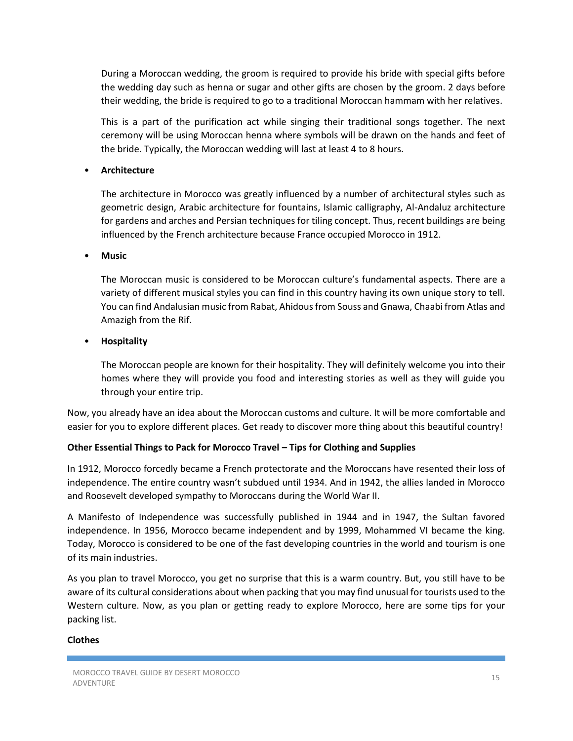During a Moroccan wedding, the groom is required to provide his bride with special gifts before the wedding day such as henna or sugar and other gifts are chosen by the groom. 2 days before their wedding, the bride is required to go to a traditional Moroccan hammam with her relatives.

This is a part of the purification act while singing their traditional songs together. The next ceremony will be using Moroccan henna where symbols will be drawn on the hands and feet of the bride. Typically, the Moroccan wedding will last at least 4 to 8 hours.

- **Architecture**

  The architecture in Morocco was greatly influenced by a number of architectural styles such as geometric design, Arabic architecture for fountains, Islamic calligraphy, Al-Andaluz architecture for gardens and arches and Persian techniques for tiling concept. Thus, recent buildings are being influenced by the French architecture because France occupied Morocco in 1912.

- **Music**

  The Moroccan music is considered to be Moroccan culture's fundamental aspects. There are a variety of different musical styles you can find in this country having its own unique story to tell. You can find Andalusian music from Rabat, Ahidous from Souss and Gnawa, Chaabi from Atlas and Amazigh from the Rif.

- **Hospitality**

  The Moroccan people are known for their hospitality. They will definitely welcome you into their homes where they will provide you food and interesting stories as well as they will guide you through your entire trip.

Now, you already have an idea about the Moroccan customs and culture. It will be more comfortable and easier for you to explore different places. Get ready to discover more thing about this beautiful country!

**Other Essential Things to Pack for Morocco Travel – Tips for Clothing and Supplies**

In 1912, Morocco forcedly became a French protectorate and the Moroccans have resented their loss of independence. The entire country wasn't subdued until 1934. And in 1942, the allies landed in Morocco and Roosevelt developed sympathy to Moroccans during the World War II.

A Manifesto of Independence was successfully published in 1944 and in 1947, the Sultan favored independence. In 1956, Morocco became independent and by 1999, Mohammed VI became the king. Today, Morocco is considered to be one of the fast developing countries in the world and tourism is one of its main industries.

As you plan to travel Morocco, you get no surprise that this is a warm country. But, you still have to be aware of its cultural considerations about when packing that you may find unusual for tourists used to the Western culture. Now, as you plan or getting ready to explore Morocco, here are some tips for your packing list.

**Clothes**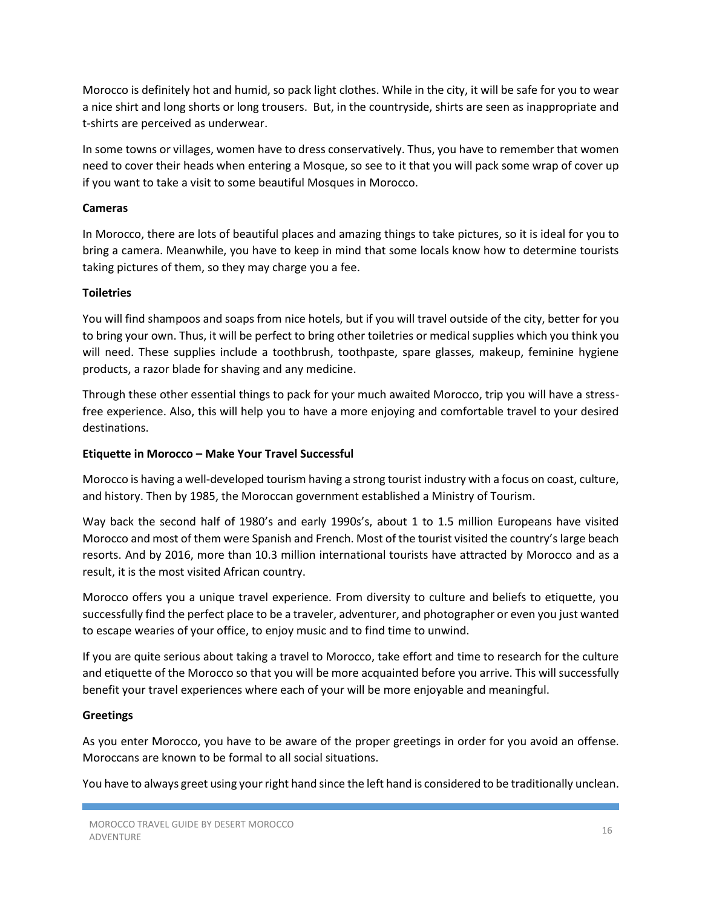Morocco is definitely hot and humid, so pack light clothes. While in the city, it will be safe for you to wear a nice shirt and long shorts or long trousers. But, in the countryside, shirts are seen as inappropriate and t-shirts are perceived as underwear.

In some towns or villages, women have to dress conservatively. Thus, you have to remember that women need to cover their heads when entering a Mosque, so see to it that you will pack some wrap of cover up if you want to take a visit to some beautiful Mosques in Morocco.

**Cameras**

In Morocco, there are lots of beautiful places and amazing things to take pictures, so it is ideal for you to bring a camera. Meanwhile, you have to keep in mind that some locals know how to determine tourists taking pictures of them, so they may charge you a fee.

**Toiletries**

You will find shampoos and soaps from nice hotels, but if you will travel outside of the city, better for you to bring your own. Thus, it will be perfect to bring other toiletries or medical supplies which you think you will need. These supplies include a toothbrush, toothpaste, spare glasses, makeup, feminine hygiene products, a razor blade for shaving and any medicine.

Through these other essential things to pack for your much awaited Morocco, trip you will have a stress-free experience. Also, this will help you to have a more enjoying and comfortable travel to your desired destinations.

**Etiquette in Morocco – Make Your Travel Successful**

Morocco is having a well-developed tourism having a strong tourist industry with a focus on coast, culture, and history. Then by 1985, the Moroccan government established a Ministry of Tourism.

Way back the second half of 1980's and early 1990s's, about 1 to 1.5 million Europeans have visited Morocco and most of them were Spanish and French. Most of the tourist visited the country's large beach resorts. And by 2016, more than 10.3 million international tourists have attracted by Morocco and as a result, it is the most visited African country.

Morocco offers you a unique travel experience. From diversity to culture and beliefs to etiquette, you successfully find the perfect place to be a traveler, adventurer, and photographer or even you just wanted to escape wearies of your office, to enjoy music and to find time to unwind.

If you are quite serious about taking a travel to Morocco, take effort and time to research for the culture and etiquette of the Morocco so that you will be more acquainted before you arrive. This will successfully benefit your travel experiences where each of your will be more enjoyable and meaningful.

**Greetings**

As you enter Morocco, you have to be aware of the proper greetings in order for you avoid an offense. Moroccans are known to be formal to all social situations.

You have to always greet using your right hand since the left hand is considered to be traditionally unclean.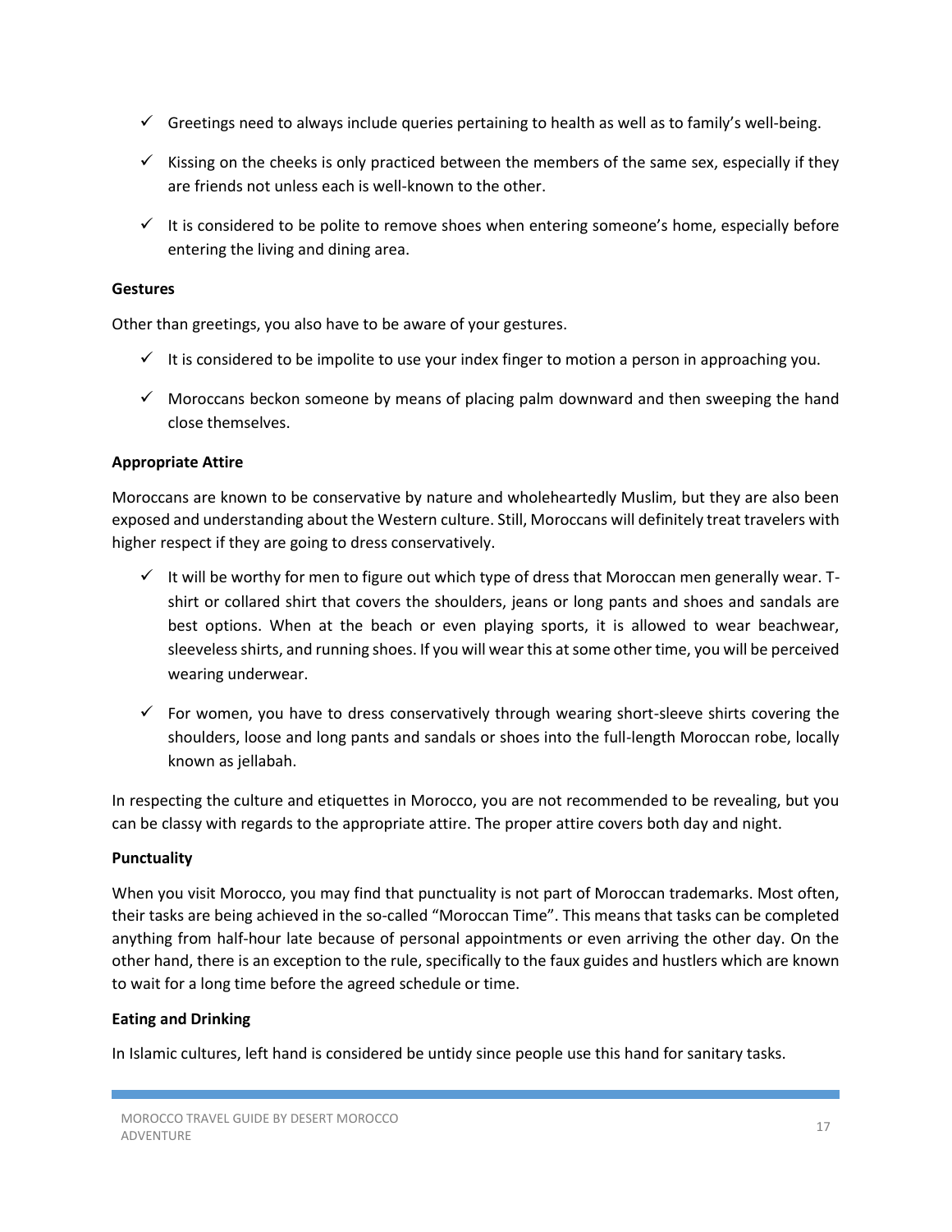- ✓ Greetings need to always include queries pertaining to health as well as to family's well-being.
- ✓ Kissing on the cheeks is only practiced between the members of the same sex, especially if they are friends not unless each is well-known to the other.
- ✓ It is considered to be polite to remove shoes when entering someone's home, especially before entering the living and dining area.

**Gestures**

Other than greetings, you also have to be aware of your gestures.

- ✓ It is considered to be impolite to use your index finger to motion a person in approaching you.
- ✓ Moroccans beckon someone by means of placing palm downward and then sweeping the hand close themselves.

**Appropriate Attire**

Moroccans are known to be conservative by nature and wholeheartedly Muslim, but they are also been exposed and understanding about the Western culture. Still, Moroccans will definitely treat travelers with higher respect if they are going to dress conservatively.

- ✓ It will be worthy for men to figure out which type of dress that Moroccan men generally wear. T-shirt or collared shirt that covers the shoulders, jeans or long pants and shoes and sandals are best options. When at the beach or even playing sports, it is allowed to wear beachwear, sleeveless shirts, and running shoes. If you will wear this at some other time, you will be perceived wearing underwear.
- ✓ For women, you have to dress conservatively through wearing short-sleeve shirts covering the shoulders, loose and long pants and sandals or shoes into the full-length Moroccan robe, locally known as jellabah.

In respecting the culture and etiquettes in Morocco, you are not recommended to be revealing, but you can be classy with regards to the appropriate attire. The proper attire covers both day and night.

**Punctuality**

When you visit Morocco, you may find that punctuality is not part of Moroccan trademarks. Most often, their tasks are being achieved in the so-called "Moroccan Time". This means that tasks can be completed anything from half-hour late because of personal appointments or even arriving the other day. On the other hand, there is an exception to the rule, specifically to the faux guides and hustlers which are known to wait for a long time before the agreed schedule or time.

**Eating and Drinking**

In Islamic cultures, left hand is considered be untidy since people use this hand for sanitary tasks.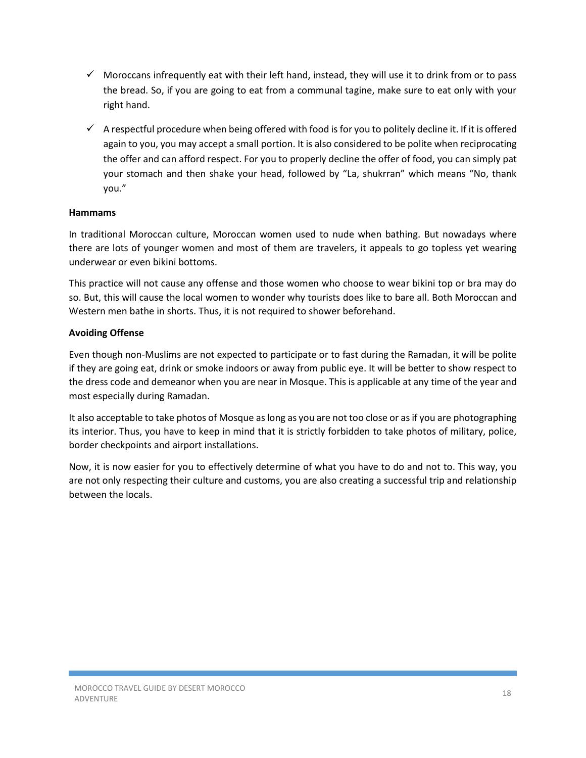- ✓ Moroccans infrequently eat with their left hand, instead, they will use it to drink from or to pass the bread. So, if you are going to eat from a communal tagine, make sure to eat only with your right hand.
- ✓ A respectful procedure when being offered with food is for you to politely decline it. If it is offered again to you, you may accept a small portion. It is also considered to be polite when reciprocating the offer and can afford respect. For you to properly decline the offer of food, you can simply pat your stomach and then shake your head, followed by "La, shukrran" which means "No, thank you."

**Hammams**

In traditional Moroccan culture, Moroccan women used to nude when bathing. But nowadays where there are lots of younger women and most of them are travelers, it appeals to go topless yet wearing underwear or even bikini bottoms.

This practice will not cause any offense and those women who choose to wear bikini top or bra may do so. But, this will cause the local women to wonder why tourists does like to bare all. Both Moroccan and Western men bathe in shorts. Thus, it is not required to shower beforehand.

**Avoiding Offense**

Even though non-Muslims are not expected to participate or to fast during the Ramadan, it will be polite if they are going eat, drink or smoke indoors or away from public eye. It will be better to show respect to the dress code and demeanor when you are near in Mosque. This is applicable at any time of the year and most especially during Ramadan.

It also acceptable to take photos of Mosque as long as you are not too close or as if you are photographing its interior. Thus, you have to keep in mind that it is strictly forbidden to take photos of military, police, border checkpoints and airport installations.

Now, it is now easier for you to effectively determine of what you have to do and not to. This way, you are not only respecting their culture and customs, you are also creating a successful trip and relationship between the locals.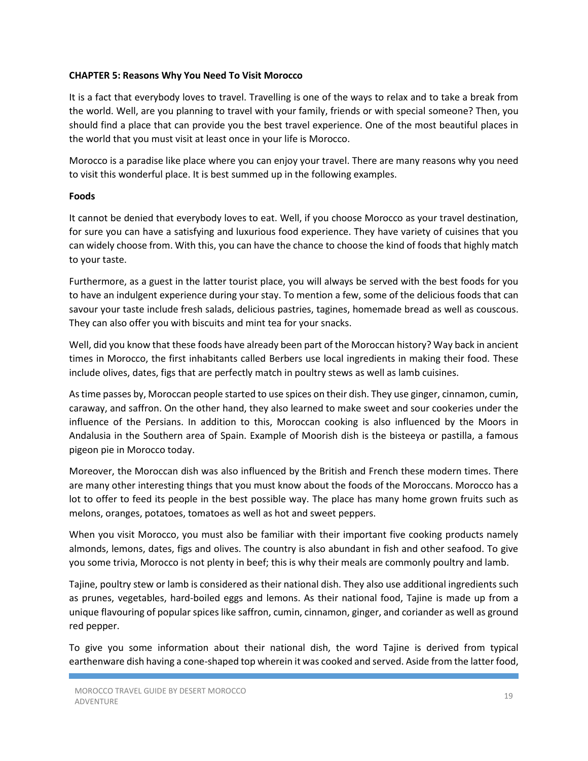**CHAPTER 5: Reasons Why You Need To Visit Morocco**

It is a fact that everybody loves to travel. Travelling is one of the ways to relax and to take a break from the world. Well, are you planning to travel with your family, friends or with special someone? Then, you should find a place that can provide you the best travel experience. One of the most beautiful places in the world that you must visit at least once in your life is Morocco.

Morocco is a paradise like place where you can enjoy your travel. There are many reasons why you need to visit this wonderful place. It is best summed up in the following examples.

**Foods**

It cannot be denied that everybody loves to eat. Well, if you choose Morocco as your travel destination, for sure you can have a satisfying and luxurious food experience. They have variety of cuisines that you can widely choose from. With this, you can have the chance to choose the kind of foods that highly match to your taste.

Furthermore, as a guest in the latter tourist place, you will always be served with the best foods for you to have an indulgent experience during your stay. To mention a few, some of the delicious foods that can savour your taste include fresh salads, delicious pastries, tagines, homemade bread as well as couscous. They can also offer you with biscuits and mint tea for your snacks.

Well, did you know that these foods have already been part of the Moroccan history? Way back in ancient times in Morocco, the first inhabitants called Berbers use local ingredients in making their food. These include olives, dates, figs that are perfectly match in poultry stews as well as lamb cuisines.

As time passes by, Moroccan people started to use spices on their dish. They use ginger, cinnamon, cumin, caraway, and saffron. On the other hand, they also learned to make sweet and sour cookeries under the influence of the Persians. In addition to this, Moroccan cooking is also influenced by the Moors in Andalusia in the Southern area of Spain. Example of Moorish dish is the bisteeya or pastilla, a famous pigeon pie in Morocco today.

Moreover, the Moroccan dish was also influenced by the British and French these modern times. There are many other interesting things that you must know about the foods of the Moroccans. Morocco has a lot to offer to feed its people in the best possible way. The place has many home grown fruits such as melons, oranges, potatoes, tomatoes as well as hot and sweet peppers.

When you visit Morocco, you must also be familiar with their important five cooking products namely almonds, lemons, dates, figs and olives. The country is also abundant in fish and other seafood. To give you some trivia, Morocco is not plenty in beef; this is why their meals are commonly poultry and lamb.

Tajine, poultry stew or lamb is considered as their national dish. They also use additional ingredients such as prunes, vegetables, hard-boiled eggs and lemons. As their national food, Tajine is made up from a unique flavouring of popular spices like saffron, cumin, cinnamon, ginger, and coriander as well as ground red pepper.

To give you some information about their national dish, the word Tajine is derived from typical earthenware dish having a cone-shaped top wherein it was cooked and served. Aside from the latter food,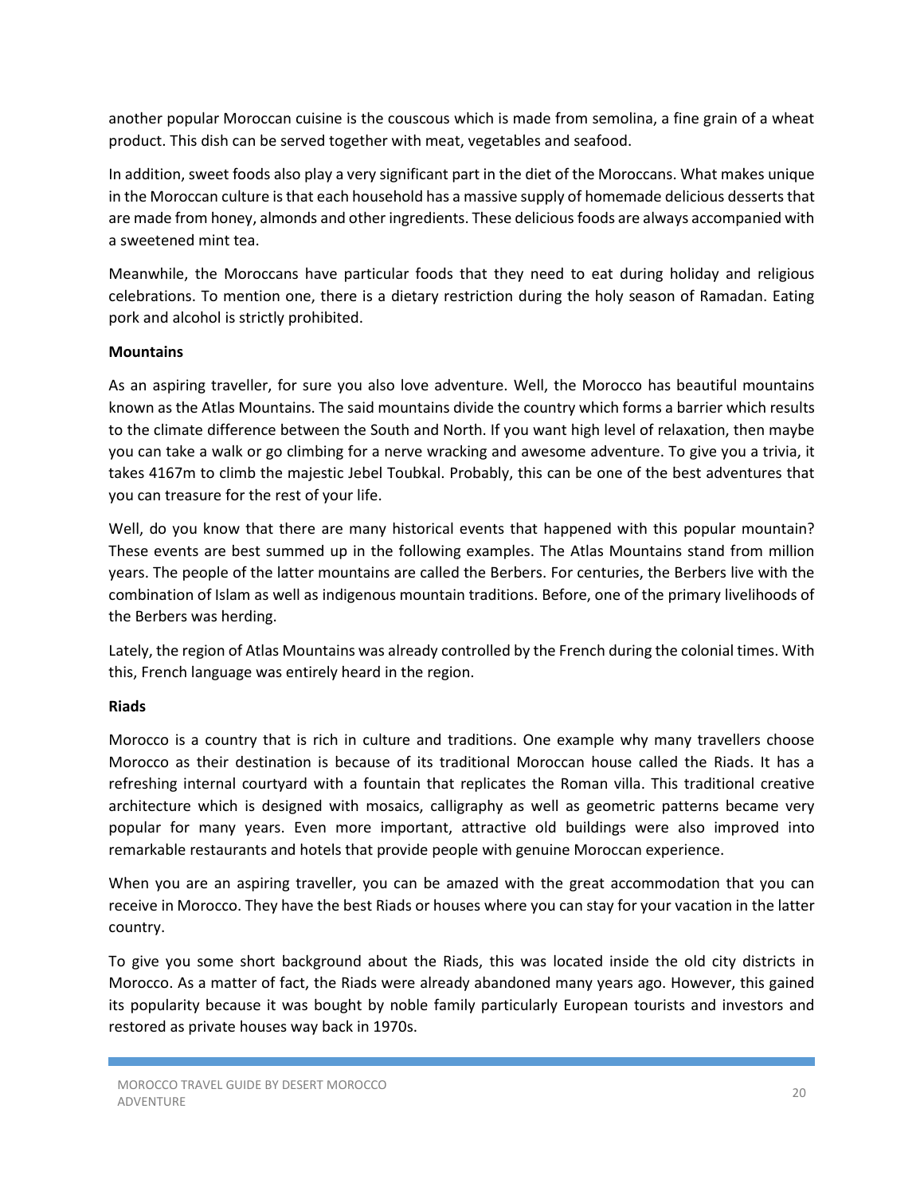another popular Moroccan cuisine is the couscous which is made from semolina, a fine grain of a wheat product. This dish can be served together with meat, vegetables and seafood.

In addition, sweet foods also play a very significant part in the diet of the Moroccans. What makes unique in the Moroccan culture is that each household has a massive supply of homemade delicious desserts that are made from honey, almonds and other ingredients. These delicious foods are always accompanied with a sweetened mint tea.

Meanwhile, the Moroccans have particular foods that they need to eat during holiday and religious celebrations. To mention one, there is a dietary restriction during the holy season of Ramadan. Eating pork and alcohol is strictly prohibited.

**Mountains**

As an aspiring traveller, for sure you also love adventure. Well, the Morocco has beautiful mountains known as the Atlas Mountains. The said mountains divide the country which forms a barrier which results to the climate difference between the South and North. If you want high level of relaxation, then maybe you can take a walk or go climbing for a nerve wracking and awesome adventure. To give you a trivia, it takes 4167m to climb the majestic Jebel Toubkal. Probably, this can be one of the best adventures that you can treasure for the rest of your life.

Well, do you know that there are many historical events that happened with this popular mountain? These events are best summed up in the following examples. The Atlas Mountains stand from million years. The people of the latter mountains are called the Berbers. For centuries, the Berbers live with the combination of Islam as well as indigenous mountain traditions. Before, one of the primary livelihoods of the Berbers was herding.

Lately, the region of Atlas Mountains was already controlled by the French during the colonial times. With this, French language was entirely heard in the region.

**Riads**

Morocco is a country that is rich in culture and traditions. One example why many travellers choose Morocco as their destination is because of its traditional Moroccan house called the Riads. It has a refreshing internal courtyard with a fountain that replicates the Roman villa. This traditional creative architecture which is designed with mosaics, calligraphy as well as geometric patterns became very popular for many years. Even more important, attractive old buildings were also improved into remarkable restaurants and hotels that provide people with genuine Moroccan experience.

When you are an aspiring traveller, you can be amazed with the great accommodation that you can receive in Morocco. They have the best Riads or houses where you can stay for your vacation in the latter country.

To give you some short background about the Riads, this was located inside the old city districts in Morocco. As a matter of fact, the Riads were already abandoned many years ago. However, this gained its popularity because it was bought by noble family particularly European tourists and investors and restored as private houses way back in 1970s.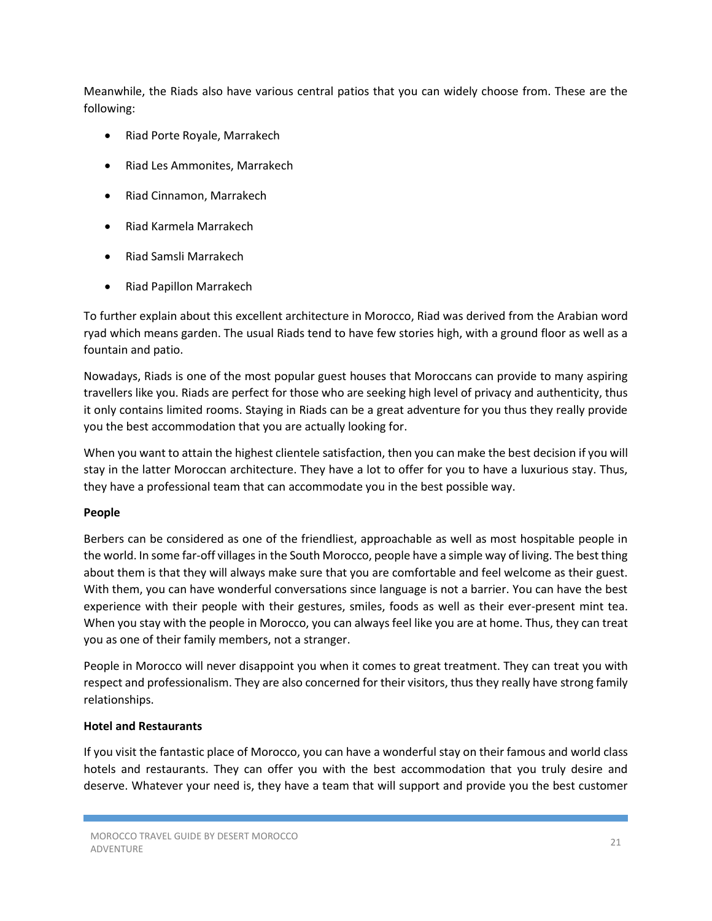Meanwhile, the Riads also have various central patios that you can widely choose from. These are the following:

- Riad Porte Royale, Marrakech
- Riad Les Ammonites, Marrakech
- Riad Cinnamon, Marrakech
- Riad Karmela Marrakech
- Riad Samsli Marrakech
- Riad Papillon Marrakech

To further explain about this excellent architecture in Morocco, Riad was derived from the Arabian word ryad which means garden. The usual Riads tend to have few stories high, with a ground floor as well as a fountain and patio.

Nowadays, Riads is one of the most popular guest houses that Moroccans can provide to many aspiring travellers like you. Riads are perfect for those who are seeking high level of privacy and authenticity, thus it only contains limited rooms. Staying in Riads can be a great adventure for you thus they really provide you the best accommodation that you are actually looking for.

When you want to attain the highest clientele satisfaction, then you can make the best decision if you will stay in the latter Moroccan architecture. They have a lot to offer for you to have a luxurious stay. Thus, they have a professional team that can accommodate you in the best possible way.

**People**

Berbers can be considered as one of the friendliest, approachable as well as most hospitable people in the world. In some far-off villages in the South Morocco, people have a simple way of living. The best thing about them is that they will always make sure that you are comfortable and feel welcome as their guest. With them, you can have wonderful conversations since language is not a barrier. You can have the best experience with their people with their gestures, smiles, foods as well as their ever-present mint tea. When you stay with the people in Morocco, you can always feel like you are at home. Thus, they can treat you as one of their family members, not a stranger.

People in Morocco will never disappoint you when it comes to great treatment. They can treat you with respect and professionalism. They are also concerned for their visitors, thus they really have strong family relationships.

**Hotel and Restaurants**

If you visit the fantastic place of Morocco, you can have a wonderful stay on their famous and world class hotels and restaurants. They can offer you with the best accommodation that you truly desire and deserve. Whatever your need is, they have a team that will support and provide you the best customer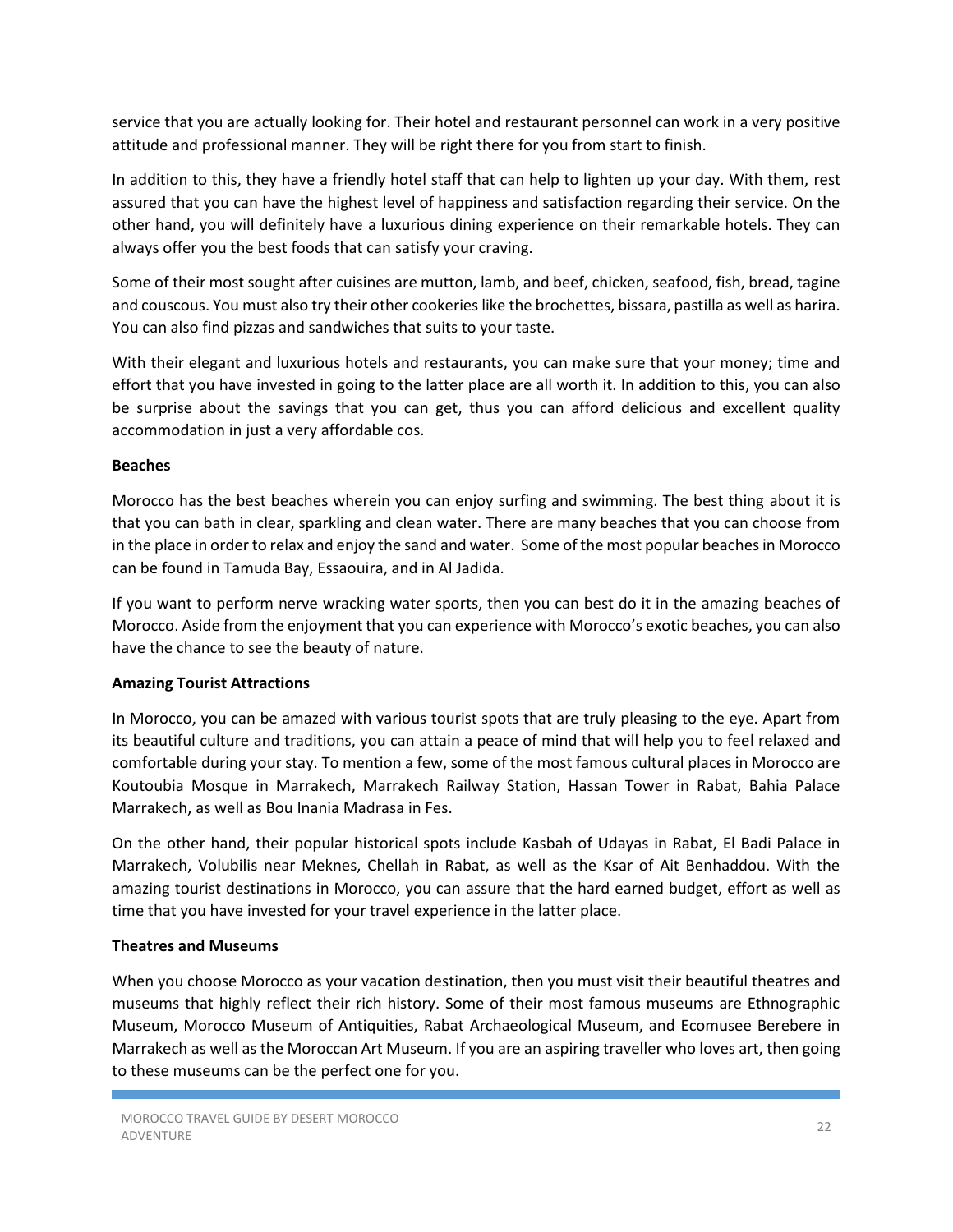service that you are actually looking for. Their hotel and restaurant personnel can work in a very positive attitude and professional manner. They will be right there for you from start to finish.

In addition to this, they have a friendly hotel staff that can help to lighten up your day. With them, rest assured that you can have the highest level of happiness and satisfaction regarding their service. On the other hand, you will definitely have a luxurious dining experience on their remarkable hotels. They can always offer you the best foods that can satisfy your craving.

Some of their most sought after cuisines are mutton, lamb, and beef, chicken, seafood, fish, bread, tagine and couscous. You must also try their other cookeries like the brochettes, bissara, pastilla as well as harira. You can also find pizzas and sandwiches that suits to your taste.

With their elegant and luxurious hotels and restaurants, you can make sure that your money; time and effort that you have invested in going to the latter place are all worth it. In addition to this, you can also be surprise about the savings that you can get, thus you can afford delicious and excellent quality accommodation in just a very affordable cos.

**Beaches**

Morocco has the best beaches wherein you can enjoy surfing and swimming. The best thing about it is that you can bath in clear, sparkling and clean water. There are many beaches that you can choose from in the place in order to relax and enjoy the sand and water. Some of the most popular beaches in Morocco can be found in Tamuda Bay, Essaouira, and in Al Jadida.

If you want to perform nerve wracking water sports, then you can best do it in the amazing beaches of Morocco. Aside from the enjoyment that you can experience with Morocco's exotic beaches, you can also have the chance to see the beauty of nature.

**Amazing Tourist Attractions**

In Morocco, you can be amazed with various tourist spots that are truly pleasing to the eye. Apart from its beautiful culture and traditions, you can attain a peace of mind that will help you to feel relaxed and comfortable during your stay. To mention a few, some of the most famous cultural places in Morocco are Koutoubia Mosque in Marrakech, Marrakech Railway Station, Hassan Tower in Rabat, Bahia Palace Marrakech, as well as Bou Inania Madrasa in Fes.

On the other hand, their popular historical spots include Kasbah of Udayas in Rabat, El Badi Palace in Marrakech, Volubilis near Meknes, Chellah in Rabat, as well as the Ksar of Ait Benhaddou. With the amazing tourist destinations in Morocco, you can assure that the hard earned budget, effort as well as time that you have invested for your travel experience in the latter place.

**Theatres and Museums**

When you choose Morocco as your vacation destination, then you must visit their beautiful theatres and museums that highly reflect their rich history. Some of their most famous museums are Ethnographic Museum, Morocco Museum of Antiquities, Rabat Archaeological Museum, and Ecomusee Berebere in Marrakech as well as the Moroccan Art Museum. If you are an aspiring traveller who loves art, then going to these museums can be the perfect one for you.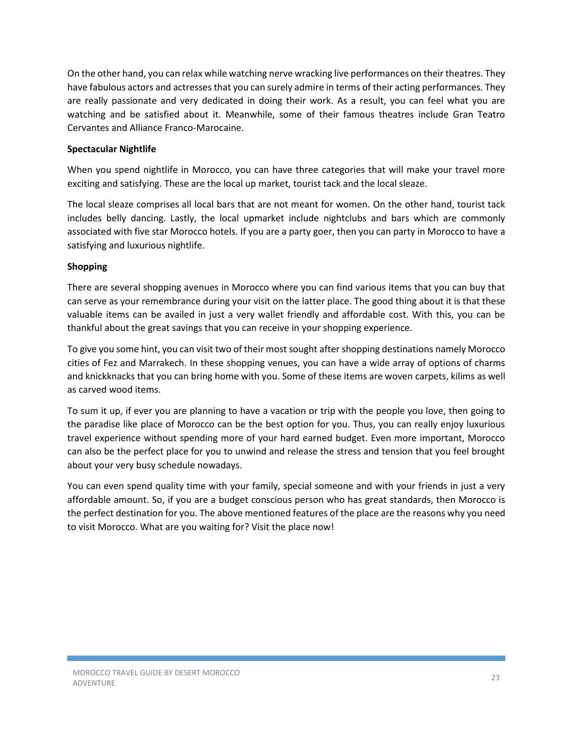On the other hand, you can relax while watching nerve wracking live performances on their theatres. They have fabulous actors and actresses that you can surely admire in terms of their acting performances. They are really passionate and very dedicated in doing their work. As a result, you can feel what you are watching and be satisfied about it. Meanwhile, some of their famous theatres include Gran Teatro Cervantes and Alliance Franco-Marocaine.

**Spectacular Nightlife**

When you spend nightlife in Morocco, you can have three categories that will make your travel more exciting and satisfying. These are the local up market, tourist tack and the local sleaze.

The local sleaze comprises all local bars that are not meant for women. On the other hand, tourist tack includes belly dancing. Lastly, the local upmarket include nightclubs and bars which are commonly associated with five star Morocco hotels. If you are a party goer, then you can party in Morocco to have a satisfying and luxurious nightlife.

**Shopping**

There are several shopping avenues in Morocco where you can find various items that you can buy that can serve as your remembrance during your visit on the latter place. The good thing about it is that these valuable items can be availed in just a very wallet friendly and affordable cost. With this, you can be thankful about the great savings that you can receive in your shopping experience.

To give you some hint, you can visit two of their most sought after shopping destinations namely Morocco cities of Fez and Marrakech. In these shopping venues, you can have a wide array of options of charms and knickknacks that you can bring home with you. Some of these items are woven carpets, kilims as well as carved wood items.

To sum it up, if ever you are planning to have a vacation or trip with the people you love, then going to the paradise like place of Morocco can be the best option for you. Thus, you can really enjoy luxurious travel experience without spending more of your hard earned budget. Even more important, Morocco can also be the perfect place for you to unwind and release the stress and tension that you feel brought about your very busy schedule nowadays.

You can even spend quality time with your family, special someone and with your friends in just a very affordable amount. So, if you are a budget conscious person who has great standards, then Morocco is the perfect destination for you. The above mentioned features of the place are the reasons why you need to visit Morocco. What are you waiting for? Visit the place now!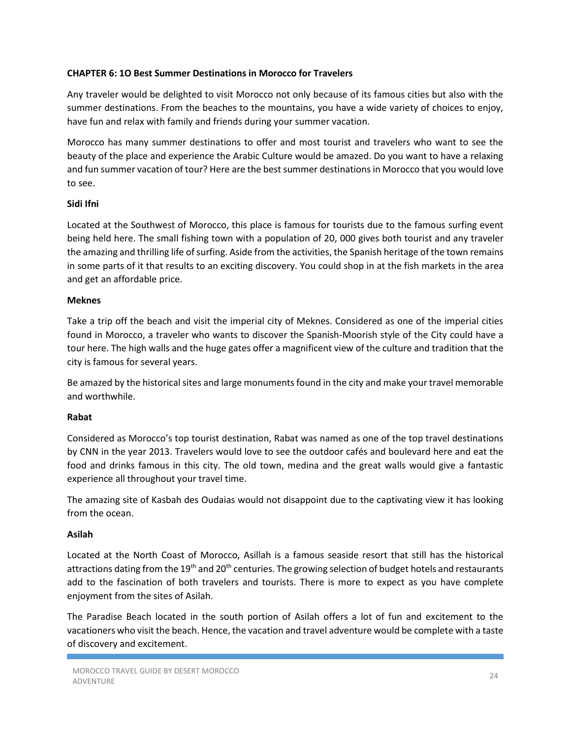## CHAPTER 6: 1O Best Summer Destinations in Morocco for Travelers

Any traveler would be delighted to visit Morocco not only because of its famous cities but also with the summer destinations. From the beaches to the mountains, you have a wide variety of choices to enjoy, have fun and relax with family and friends during your summer vacation.

Morocco has many summer destinations to offer and most tourist and travelers who want to see the beauty of the place and experience the Arabic Culture would be amazed. Do you want to have a relaxing and fun summer vacation of tour? Here are the best summer destinations in Morocco that you would love to see.

### Sidi Ifni

Located at the Southwest of Morocco, this place is famous for tourists due to the famous surfing event being held here. The small fishing town with a population of 20, 000 gives both tourist and any traveler the amazing and thrilling life of surfing. Aside from the activities, the Spanish heritage of the town remains in some parts of it that results to an exciting discovery. You could shop in at the fish markets in the area and get an affordable price.

### Meknes

Take a trip off the beach and visit the imperial city of Meknes. Considered as one of the imperial cities found in Morocco, a traveler who wants to discover the Spanish-Moorish style of the City could have a tour here. The high walls and the huge gates offer a magnificent view of the culture and tradition that the city is famous for several years.

Be amazed by the historical sites and large monuments found in the city and make your travel memorable and worthwhile.

### Rabat

Considered as Morocco's top tourist destination, Rabat was named as one of the top travel destinations by CNN in the year 2013. Travelers would love to see the outdoor cafés and boulevard here and eat the food and drinks famous in this city. The old town, medina and the great walls would give a fantastic experience all throughout your travel time.

The amazing site of Kasbah des Oudaias would not disappoint due to the captivating view it has looking from the ocean.

### Asilah

Located at the North Coast of Morocco, Asillah is a famous seaside resort that still has the historical attractions dating from the 19th and 20th centuries. The growing selection of budget hotels and restaurants add to the fascination of both travelers and tourists. There is more to expect as you have complete enjoyment from the sites of Asilah.

The Paradise Beach located in the south portion of Asilah offers a lot of fun and excitement to the vacationers who visit the beach. Hence, the vacation and travel adventure would be complete with a taste of discovery and excitement.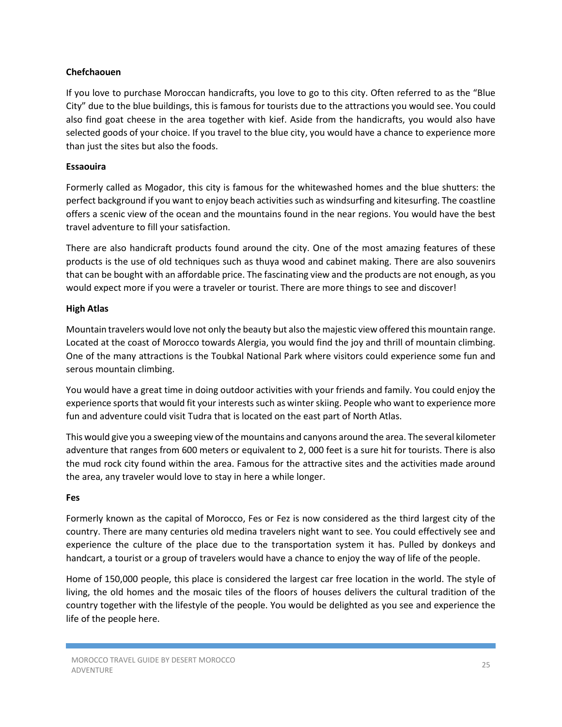**Chefchaouen**

If you love to purchase Moroccan handicrafts, you love to go to this city. Often referred to as the "Blue City" due to the blue buildings, this is famous for tourists due to the attractions you would see. You could also find goat cheese in the area together with kief. Aside from the handicrafts, you would also have selected goods of your choice. If you travel to the blue city, you would have a chance to experience more than just the sites but also the foods.

**Essaouira**

Formerly called as Mogador, this city is famous for the whitewashed homes and the blue shutters: the perfect background if you want to enjoy beach activities such as windsurfing and kitesurfing. The coastline offers a scenic view of the ocean and the mountains found in the near regions. You would have the best travel adventure to fill your satisfaction.

There are also handicraft products found around the city. One of the most amazing features of these products is the use of old techniques such as thuya wood and cabinet making. There are also souvenirs that can be bought with an affordable price. The fascinating view and the products are not enough, as you would expect more if you were a traveler or tourist. There are more things to see and discover!

**High Atlas**

Mountain travelers would love not only the beauty but also the majestic view offered this mountain range. Located at the coast of Morocco towards Alergia, you would find the joy and thrill of mountain climbing. One of the many attractions is the Toubkal National Park where visitors could experience some fun and serous mountain climbing.

You would have a great time in doing outdoor activities with your friends and family. You could enjoy the experience sports that would fit your interests such as winter skiing. People who want to experience more fun and adventure could visit Tudra that is located on the east part of North Atlas.

This would give you a sweeping view of the mountains and canyons around the area. The several kilometer adventure that ranges from 600 meters or equivalent to 2, 000 feet is a sure hit for tourists. There is also the mud rock city found within the area. Famous for the attractive sites and the activities made around the area, any traveler would love to stay in here a while longer.

**Fes**

Formerly known as the capital of Morocco, Fes or Fez is now considered as the third largest city of the country. There are many centuries old medina travelers night want to see. You could effectively see and experience the culture of the place due to the transportation system it has. Pulled by donkeys and handcart, a tourist or a group of travelers would have a chance to enjoy the way of life of the people.

Home of 150,000 people, this place is considered the largest car free location in the world. The style of living, the old homes and the mosaic tiles of the floors of houses delivers the cultural tradition of the country together with the lifestyle of the people. You would be delighted as you see and experience the life of the people here.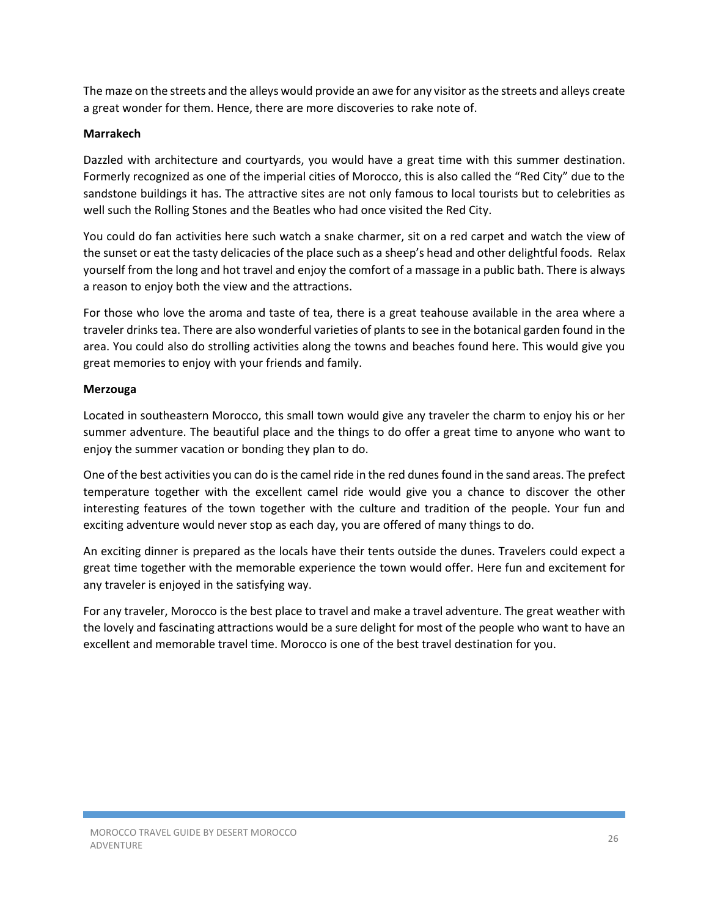The maze on the streets and the alleys would provide an awe for any visitor as the streets and alleys create a great wonder for them. Hence, there are more discoveries to rake note of.

**Marrakech**

Dazzled with architecture and courtyards, you would have a great time with this summer destination. Formerly recognized as one of the imperial cities of Morocco, this is also called the "Red City" due to the sandstone buildings it has. The attractive sites are not only famous to local tourists but to celebrities as well such the Rolling Stones and the Beatles who had once visited the Red City.

You could do fan activities here such watch a snake charmer, sit on a red carpet and watch the view of the sunset or eat the tasty delicacies of the place such as a sheep's head and other delightful foods. Relax yourself from the long and hot travel and enjoy the comfort of a massage in a public bath. There is always a reason to enjoy both the view and the attractions.

For those who love the aroma and taste of tea, there is a great teahouse available in the area where a traveler drinks tea. There are also wonderful varieties of plants to see in the botanical garden found in the area. You could also do strolling activities along the towns and beaches found here. This would give you great memories to enjoy with your friends and family.

**Merzouga**

Located in southeastern Morocco, this small town would give any traveler the charm to enjoy his or her summer adventure. The beautiful place and the things to do offer a great time to anyone who want to enjoy the summer vacation or bonding they plan to do.

One of the best activities you can do is the camel ride in the red dunes found in the sand areas. The prefect temperature together with the excellent camel ride would give you a chance to discover the other interesting features of the town together with the culture and tradition of the people. Your fun and exciting adventure would never stop as each day, you are offered of many things to do.

An exciting dinner is prepared as the locals have their tents outside the dunes. Travelers could expect a great time together with the memorable experience the town would offer. Here fun and excitement for any traveler is enjoyed in the satisfying way.

For any traveler, Morocco is the best place to travel and make a travel adventure. The great weather with the lovely and fascinating attractions would be a sure delight for most of the people who want to have an excellent and memorable travel time. Morocco is one of the best travel destination for you.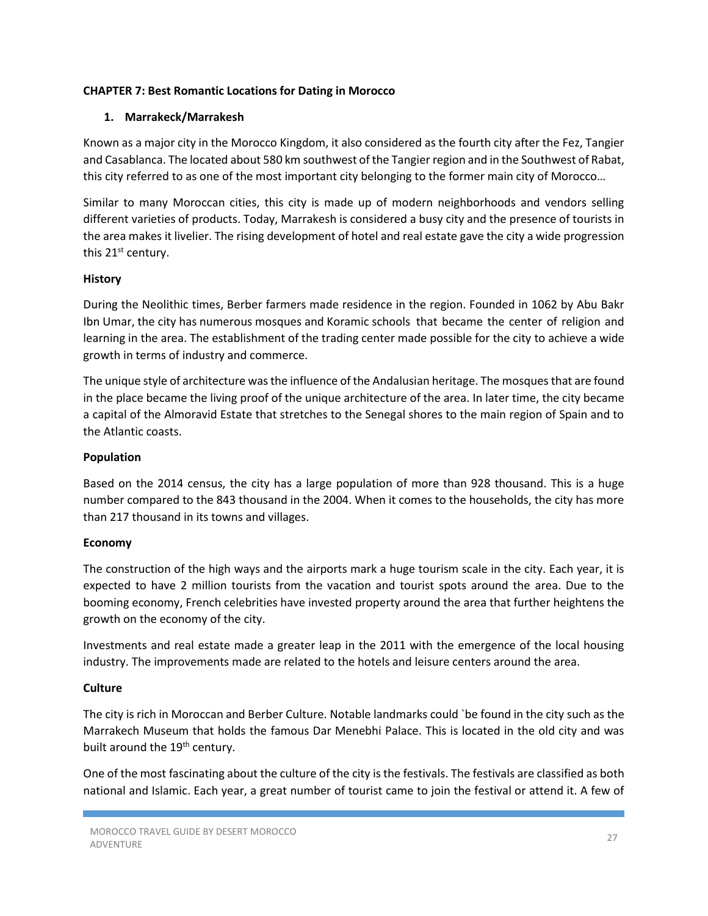**CHAPTER 7: Best Romantic Locations for Dating in Morocco**

1. **Marrakeck/Marrakesh**

Known as a major city in the Morocco Kingdom, it also considered as the fourth city after the Fez, Tangier and Casablanca. The located about 580 km southwest of the Tangier region and in the Southwest of Rabat, this city referred to as one of the most important city belonging to the former main city of Morocco…

Similar to many Moroccan cities, this city is made up of modern neighborhoods and vendors selling different varieties of products. Today, Marrakesh is considered a busy city and the presence of tourists in the area makes it livelier. The rising development of hotel and real estate gave the city a wide progression this 21st century.

**History**

During the Neolithic times, Berber farmers made residence in the region. Founded in 1062 by Abu Bakr Ibn Umar, the city has numerous mosques and Koramic schools that became the center of religion and learning in the area. The establishment of the trading center made possible for the city to achieve a wide growth in terms of industry and commerce.

The unique style of architecture was the influence of the Andalusian heritage. The mosques that are found in the place became the living proof of the unique architecture of the area. In later time, the city became a capital of the Almoravid Estate that stretches to the Senegal shores to the main region of Spain and to the Atlantic coasts.

**Population**

Based on the 2014 census, the city has a large population of more than 928 thousand. This is a huge number compared to the 843 thousand in the 2004. When it comes to the households, the city has more than 217 thousand in its towns and villages.

**Economy**

The construction of the high ways and the airports mark a huge tourism scale in the city. Each year, it is expected to have 2 million tourists from the vacation and tourist spots around the area. Due to the booming economy, French celebrities have invested property around the area that further heightens the growth on the economy of the city.

Investments and real estate made a greater leap in the 2011 with the emergence of the local housing industry. The improvements made are related to the hotels and leisure centers around the area.

**Culture**

The city is rich in Moroccan and Berber Culture. Notable landmarks could `be found in the city such as the Marrakech Museum that holds the famous Dar Menebhi Palace. This is located in the old city and was built around the 19th century.

One of the most fascinating about the culture of the city is the festivals. The festivals are classified as both national and Islamic. Each year, a great number of tourist came to join the festival or attend it. A few of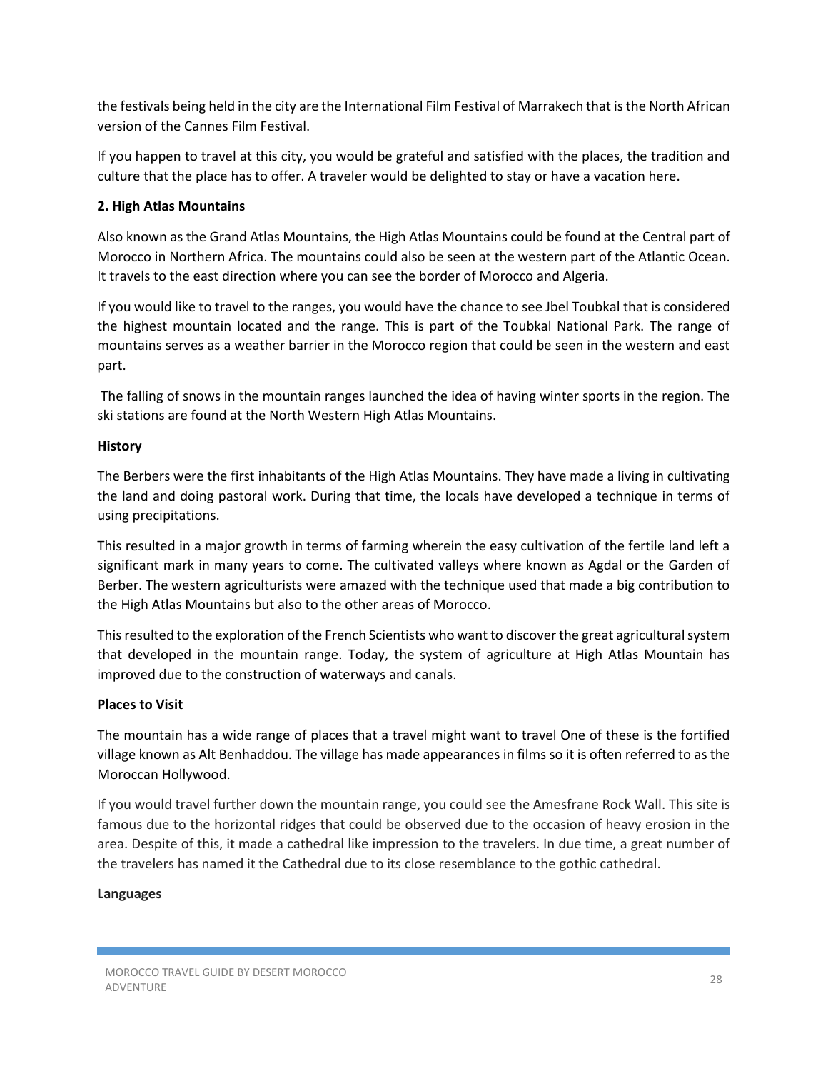the festivals being held in the city are the International Film Festival of Marrakech that is the North African version of the Cannes Film Festival.

If you happen to travel at this city, you would be grateful and satisfied with the places, the tradition and culture that the place has to offer. A traveler would be delighted to stay or have a vacation here.

**2. High Atlas Mountains**

Also known as the Grand Atlas Mountains, the High Atlas Mountains could be found at the Central part of Morocco in Northern Africa. The mountains could also be seen at the western part of the Atlantic Ocean. It travels to the east direction where you can see the border of Morocco and Algeria.

If you would like to travel to the ranges, you would have the chance to see Jbel Toubkal that is considered the highest mountain located and the range. This is part of the Toubkal National Park. The range of mountains serves as a weather barrier in the Morocco region that could be seen in the western and east part.

The falling of snows in the mountain ranges launched the idea of having winter sports in the region. The ski stations are found at the North Western High Atlas Mountains.

**History**

The Berbers were the first inhabitants of the High Atlas Mountains. They have made a living in cultivating the land and doing pastoral work. During that time, the locals have developed a technique in terms of using precipitations.

This resulted in a major growth in terms of farming wherein the easy cultivation of the fertile land left a significant mark in many years to come. The cultivated valleys where known as Agdal or the Garden of Berber. The western agriculturists were amazed with the technique used that made a big contribution to the High Atlas Mountains but also to the other areas of Morocco.

This resulted to the exploration of the French Scientists who want to discover the great agricultural system that developed in the mountain range. Today, the system of agriculture at High Atlas Mountain has improved due to the construction of waterways and canals.

**Places to Visit**

The mountain has a wide range of places that a travel might want to travel One of these is the fortified village known as Alt Benhaddou. The village has made appearances in films so it is often referred to as the Moroccan Hollywood.

If you would travel further down the mountain range, you could see the Amesfrane Rock Wall. This site is famous due to the horizontal ridges that could be observed due to the occasion of heavy erosion in the area. Despite of this, it made a cathedral like impression to the travelers. In due time, a great number of the travelers has named it the Cathedral due to its close resemblance to the gothic cathedral.

**Languages**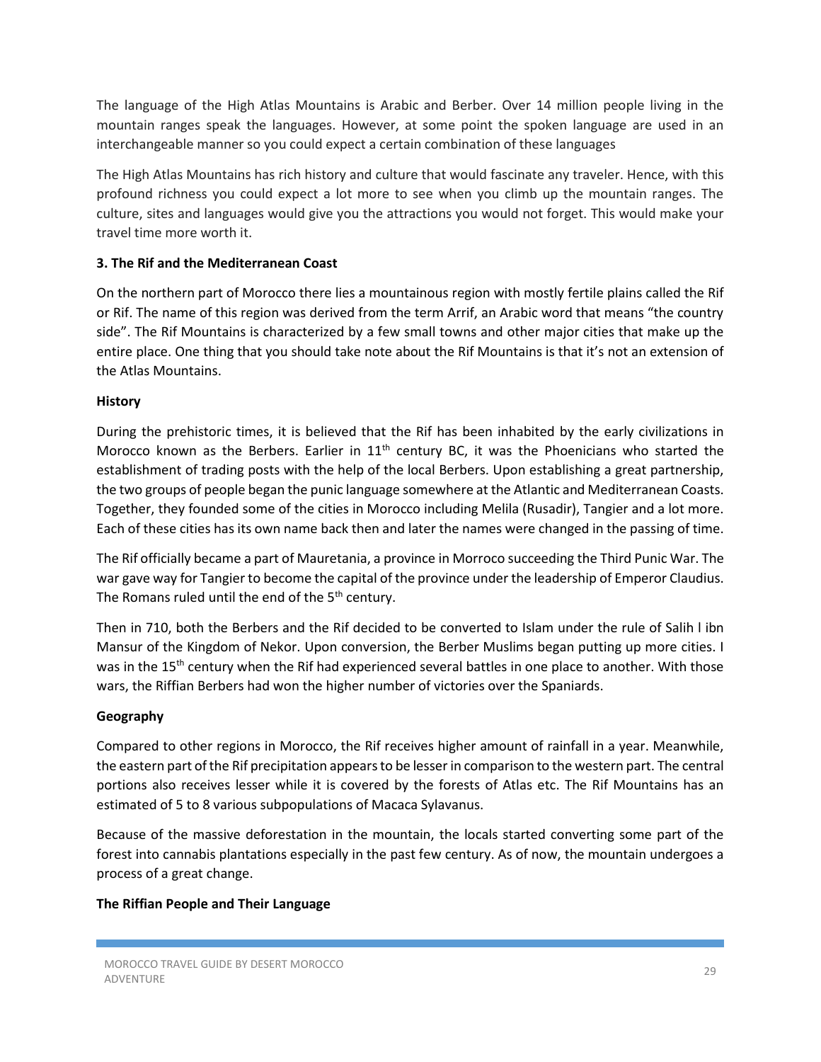The language of the High Atlas Mountains is Arabic and Berber. Over 14 million people living in the mountain ranges speak the languages. However, at some point the spoken language are used in an interchangeable manner so you could expect a certain combination of these languages

The High Atlas Mountains has rich history and culture that would fascinate any traveler. Hence, with this profound richness you could expect a lot more to see when you climb up the mountain ranges. The culture, sites and languages would give you the attractions you would not forget. This would make your travel time more worth it.

**3. The Rif and the Mediterranean Coast**

On the northern part of Morocco there lies a mountainous region with mostly fertile plains called the Rif or Rif. The name of this region was derived from the term Arrif, an Arabic word that means "the country side". The Rif Mountains is characterized by a few small towns and other major cities that make up the entire place. One thing that you should take note about the Rif Mountains is that it's not an extension of the Atlas Mountains.

**History**

During the prehistoric times, it is believed that the Rif has been inhabited by the early civilizations in Morocco known as the Berbers. Earlier in 11th century BC, it was the Phoenicians who started the establishment of trading posts with the help of the local Berbers. Upon establishing a great partnership, the two groups of people began the punic language somewhere at the Atlantic and Mediterranean Coasts. Together, they founded some of the cities in Morocco including Melila (Rusadir), Tangier and a lot more. Each of these cities has its own name back then and later the names were changed in the passing of time.

The Rif officially became a part of Mauretania, a province in Morroco succeeding the Third Punic War. The war gave way for Tangier to become the capital of the province under the leadership of Emperor Claudius. The Romans ruled until the end of the 5th century.

Then in 710, both the Berbers and the Rif decided to be converted to Islam under the rule of Salih l ibn Mansur of the Kingdom of Nekor. Upon conversion, the Berber Muslims began putting up more cities. I was in the 15th century when the Rif had experienced several battles in one place to another. With those wars, the Riffian Berbers had won the higher number of victories over the Spaniards.

**Geography**

Compared to other regions in Morocco, the Rif receives higher amount of rainfall in a year. Meanwhile, the eastern part of the Rif precipitation appears to be lesser in comparison to the western part. The central portions also receives lesser while it is covered by the forests of Atlas etc. The Rif Mountains has an estimated of 5 to 8 various subpopulations of Macaca Sylavanus.

Because of the massive deforestation in the mountain, the locals started converting some part of the forest into cannabis plantations especially in the past few century. As of now, the mountain undergoes a process of a great change.

**The Riffian People and Their Language**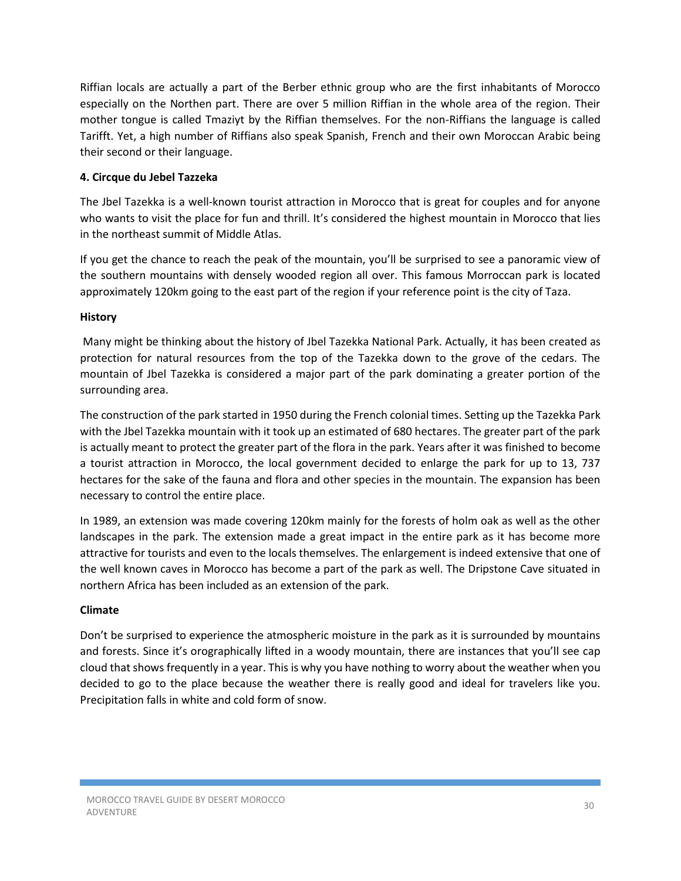Riffian locals are actually a part of the Berber ethnic group who are the first inhabitants of Morocco especially on the Northen part. There are over 5 million Riffian in the whole area of the region. Their mother tongue is called Tmaziyt by the Riffian themselves. For the non-Riffians the language is called Tarifft. Yet, a high number of Riffians also speak Spanish, French and their own Moroccan Arabic being their second or their language.

**4. Circque du Jebel Tazzeka**

The Jbel Tazekka is a well-known tourist attraction in Morocco that is great for couples and for anyone who wants to visit the place for fun and thrill. It's considered the highest mountain in Morocco that lies in the northeast summit of Middle Atlas.

If you get the chance to reach the peak of the mountain, you'll be surprised to see a panoramic view of the southern mountains with densely wooded region all over. This famous Morroccan park is located approximately 120km going to the east part of the region if your reference point is the city of Taza.

**History**

Many might be thinking about the history of Jbel Tazekka National Park. Actually, it has been created as protection for natural resources from the top of the Tazekka down to the grove of the cedars. The mountain of Jbel Tazekka is considered a major part of the park dominating a greater portion of the surrounding area.

The construction of the park started in 1950 during the French colonial times. Setting up the Tazekka Park with the Jbel Tazekka mountain with it took up an estimated of 680 hectares. The greater part of the park is actually meant to protect the greater part of the flora in the park. Years after it was finished to become a tourist attraction in Morocco, the local government decided to enlarge the park for up to 13, 737 hectares for the sake of the fauna and flora and other species in the mountain. The expansion has been necessary to control the entire place.

In 1989, an extension was made covering 120km mainly for the forests of holm oak as well as the other landscapes in the park. The extension made a great impact in the entire park as it has become more attractive for tourists and even to the locals themselves. The enlargement is indeed extensive that one of the well known caves in Morocco has become a part of the park as well. The Dripstone Cave situated in northern Africa has been included as an extension of the park.

**Climate**

Don't be surprised to experience the atmospheric moisture in the park as it is surrounded by mountains and forests. Since it's orographically lifted in a woody mountain, there are instances that you'll see cap cloud that shows frequently in a year. This is why you have nothing to worry about the weather when you decided to go to the place because the weather there is really good and ideal for travelers like you. Precipitation falls in white and cold form of snow.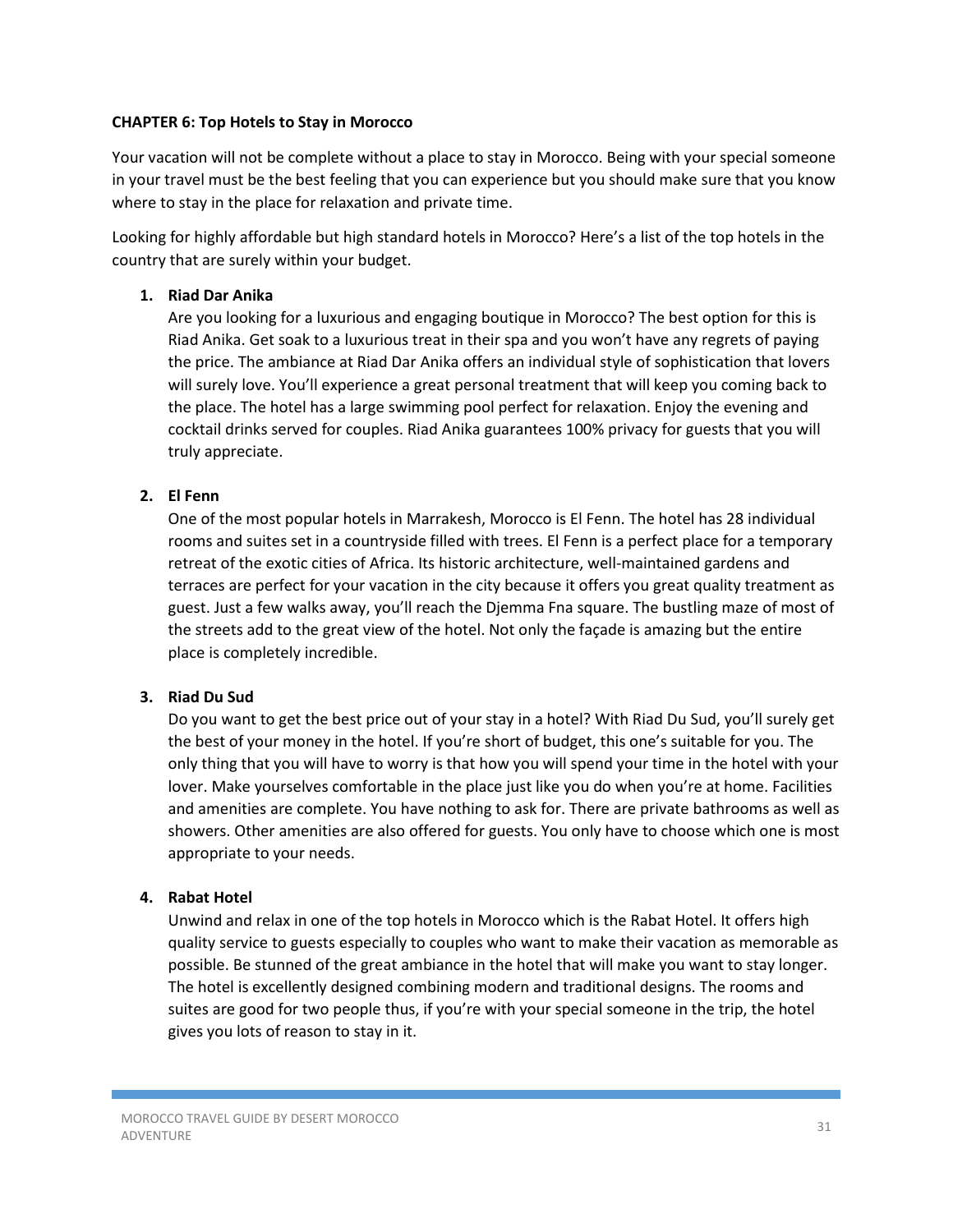**CHAPTER 6: Top Hotels to Stay in Morocco**

Your vacation will not be complete without a place to stay in Morocco. Being with your special someone in your travel must be the best feeling that you can experience but you should make sure that you know where to stay in the place for relaxation and private time.

Looking for highly affordable but high standard hotels in Morocco? Here's a list of the top hotels in the country that are surely within your budget.

1. **Riad Dar Anika**
   Are you looking for a luxurious and engaging boutique in Morocco? The best option for this is Riad Anika. Get soak to a luxurious treat in their spa and you won't have any regrets of paying the price. The ambiance at Riad Dar Anika offers an individual style of sophistication that lovers will surely love. You'll experience a great personal treatment that will keep you coming back to the place. The hotel has a large swimming pool perfect for relaxation. Enjoy the evening and cocktail drinks served for couples. Riad Anika guarantees 100% privacy for guests that you will truly appreciate.

2. **El Fenn**
   One of the most popular hotels in Marrakesh, Morocco is El Fenn. The hotel has 28 individual rooms and suites set in a countryside filled with trees. El Fenn is a perfect place for a temporary retreat of the exotic cities of Africa. Its historic architecture, well-maintained gardens and terraces are perfect for your vacation in the city because it offers you great quality treatment as guest. Just a few walks away, you'll reach the Djemma Fna square. The bustling maze of most of the streets add to the great view of the hotel. Not only the façade is amazing but the entire place is completely incredible.

3. **Riad Du Sud**
   Do you want to get the best price out of your stay in a hotel? With Riad Du Sud, you'll surely get the best of your money in the hotel. If you're short of budget, this one's suitable for you. The only thing that you will have to worry is that how you will spend your time in the hotel with your lover. Make yourselves comfortable in the place just like you do when you're at home. Facilities and amenities are complete. You have nothing to ask for. There are private bathrooms as well as showers. Other amenities are also offered for guests. You only have to choose which one is most appropriate to your needs.

4. **Rabat Hotel**
   Unwind and relax in one of the top hotels in Morocco which is the Rabat Hotel. It offers high quality service to guests especially to couples who want to make their vacation as memorable as possible. Be stunned of the great ambiance in the hotel that will make you want to stay longer. The hotel is excellently designed combining modern and traditional designs. The rooms and suites are good for two people thus, if you're with your special someone in the trip, the hotel gives you lots of reason to stay in it.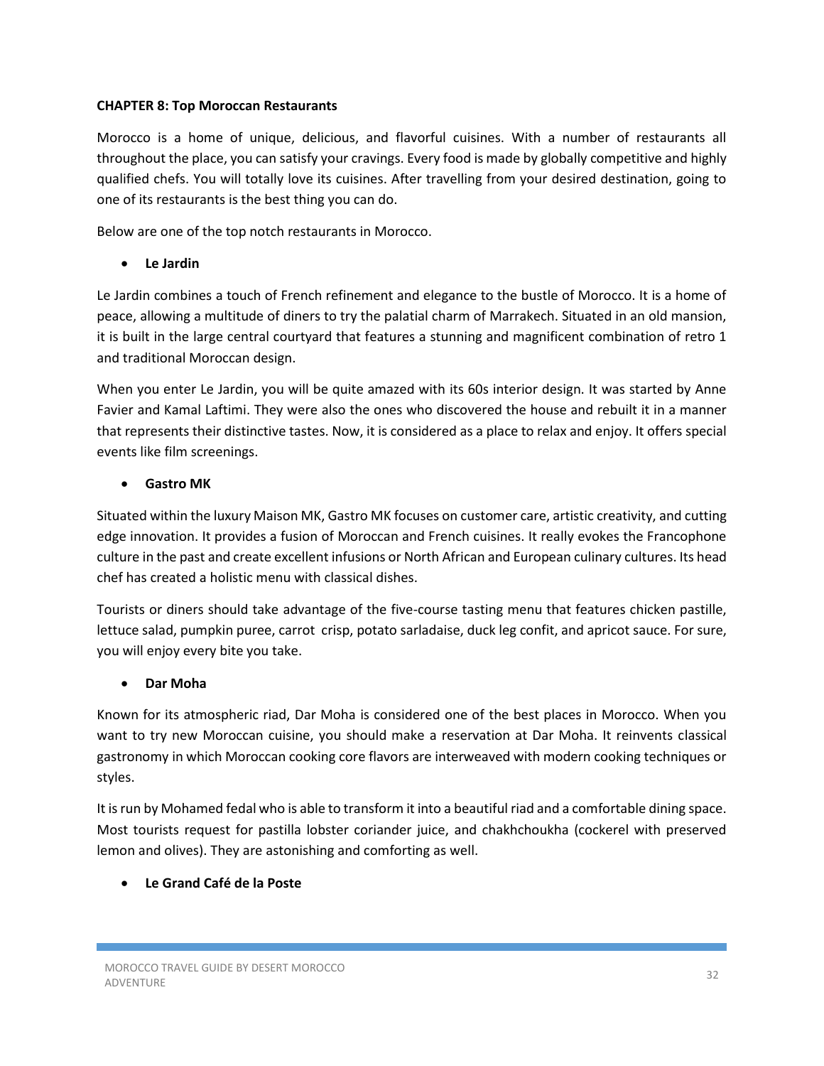**CHAPTER 8: Top Moroccan Restaurants**

Morocco is a home of unique, delicious, and flavorful cuisines. With a number of restaurants all throughout the place, you can satisfy your cravings. Every food is made by globally competitive and highly qualified chefs. You will totally love its cuisines. After travelling from your desired destination, going to one of its restaurants is the best thing you can do.

Below are one of the top notch restaurants in Morocco.

- **Le Jardin**

Le Jardin combines a touch of French refinement and elegance to the bustle of Morocco. It is a home of peace, allowing a multitude of diners to try the palatial charm of Marrakech. Situated in an old mansion, it is built in the large central courtyard that features a stunning and magnificent combination of retro 1 and traditional Moroccan design.

When you enter Le Jardin, you will be quite amazed with its 60s interior design. It was started by Anne Favier and Kamal Laftimi. They were also the ones who discovered the house and rebuilt it in a manner that represents their distinctive tastes. Now, it is considered as a place to relax and enjoy. It offers special events like film screenings.

- **Gastro MK**

Situated within the luxury Maison MK, Gastro MK focuses on customer care, artistic creativity, and cutting edge innovation. It provides a fusion of Moroccan and French cuisines. It really evokes the Francophone culture in the past and create excellent infusions or North African and European culinary cultures. Its head chef has created a holistic menu with classical dishes.

Tourists or diners should take advantage of the five-course tasting menu that features chicken pastille, lettuce salad, pumpkin puree, carrot crisp, potato sarladaise, duck leg confit, and apricot sauce. For sure, you will enjoy every bite you take.

- **Dar Moha**

Known for its atmospheric riad, Dar Moha is considered one of the best places in Morocco. When you want to try new Moroccan cuisine, you should make a reservation at Dar Moha. It reinvents classical gastronomy in which Moroccan cooking core flavors are interweaved with modern cooking techniques or styles.

It is run by Mohamed fedal who is able to transform it into a beautiful riad and a comfortable dining space. Most tourists request for pastilla lobster coriander juice, and chakhchoukha (cockerel with preserved lemon and olives). They are astonishing and comforting as well.

- **Le Grand Café de la Poste**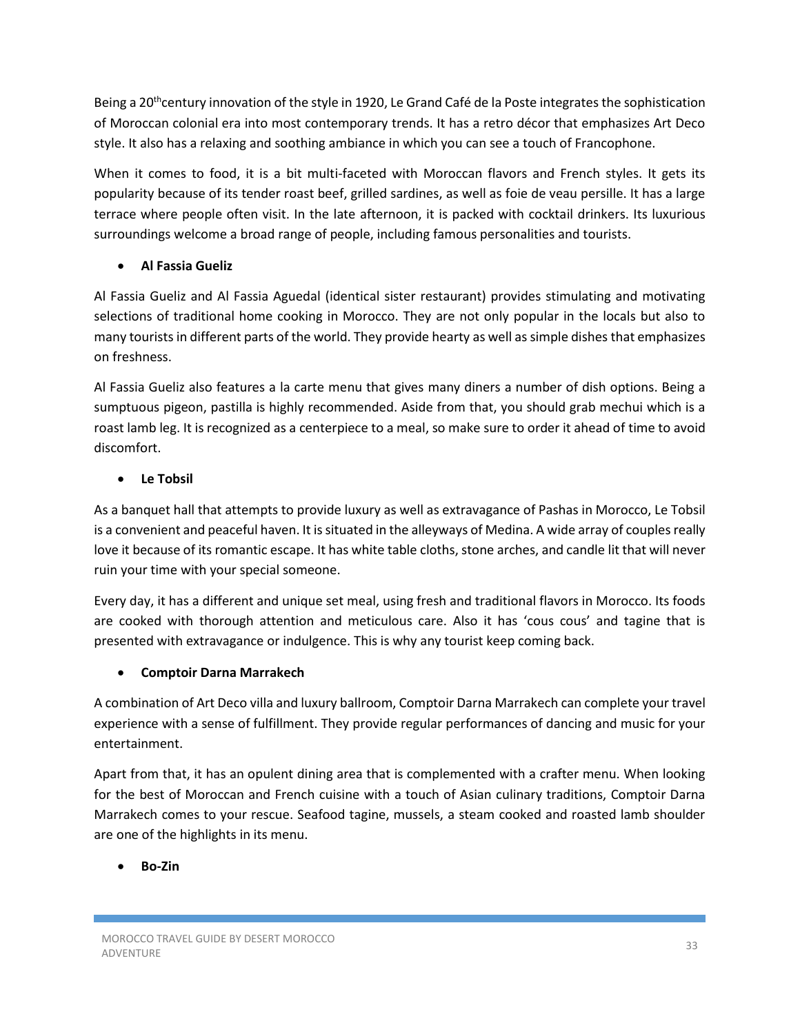Being a 20th century innovation of the style in 1920, Le Grand Café de la Poste integrates the sophistication of Moroccan colonial era into most contemporary trends. It has a retro décor that emphasizes Art Deco style. It also has a relaxing and soothing ambiance in which you can see a touch of Francophone.

When it comes to food, it is a bit multi-faceted with Moroccan flavors and French styles. It gets its popularity because of its tender roast beef, grilled sardines, as well as foie de veau persille. It has a large terrace where people often visit. In the late afternoon, it is packed with cocktail drinkers. Its luxurious surroundings welcome a broad range of people, including famous personalities and tourists.

- **Al Fassia Gueliz**

Al Fassia Gueliz and Al Fassia Aguedal (identical sister restaurant) provides stimulating and motivating selections of traditional home cooking in Morocco. They are not only popular in the locals but also to many tourists in different parts of the world. They provide hearty as well as simple dishes that emphasizes on freshness.

Al Fassia Gueliz also features a la carte menu that gives many diners a number of dish options. Being a sumptuous pigeon, pastilla is highly recommended. Aside from that, you should grab mechui which is a roast lamb leg. It is recognized as a centerpiece to a meal, so make sure to order it ahead of time to avoid discomfort.

- **Le Tobsil**

As a banquet hall that attempts to provide luxury as well as extravagance of Pashas in Morocco, Le Tobsil is a convenient and peaceful haven. It is situated in the alleyways of Medina. A wide array of couples really love it because of its romantic escape. It has white table cloths, stone arches, and candle lit that will never ruin your time with your special someone.

Every day, it has a different and unique set meal, using fresh and traditional flavors in Morocco. Its foods are cooked with thorough attention and meticulous care. Also it has 'cous cous' and tagine that is presented with extravagance or indulgence. This is why any tourist keep coming back.

- **Comptoir Darna Marrakech**

A combination of Art Deco villa and luxury ballroom, Comptoir Darna Marrakech can complete your travel experience with a sense of fulfillment. They provide regular performances of dancing and music for your entertainment.

Apart from that, it has an opulent dining area that is complemented with a crafter menu. When looking for the best of Moroccan and French cuisine with a touch of Asian culinary traditions, Comptoir Darna Marrakech comes to your rescue. Seafood tagine, mussels, a steam cooked and roasted lamb shoulder are one of the highlights in its menu.

- **Bo-Zin**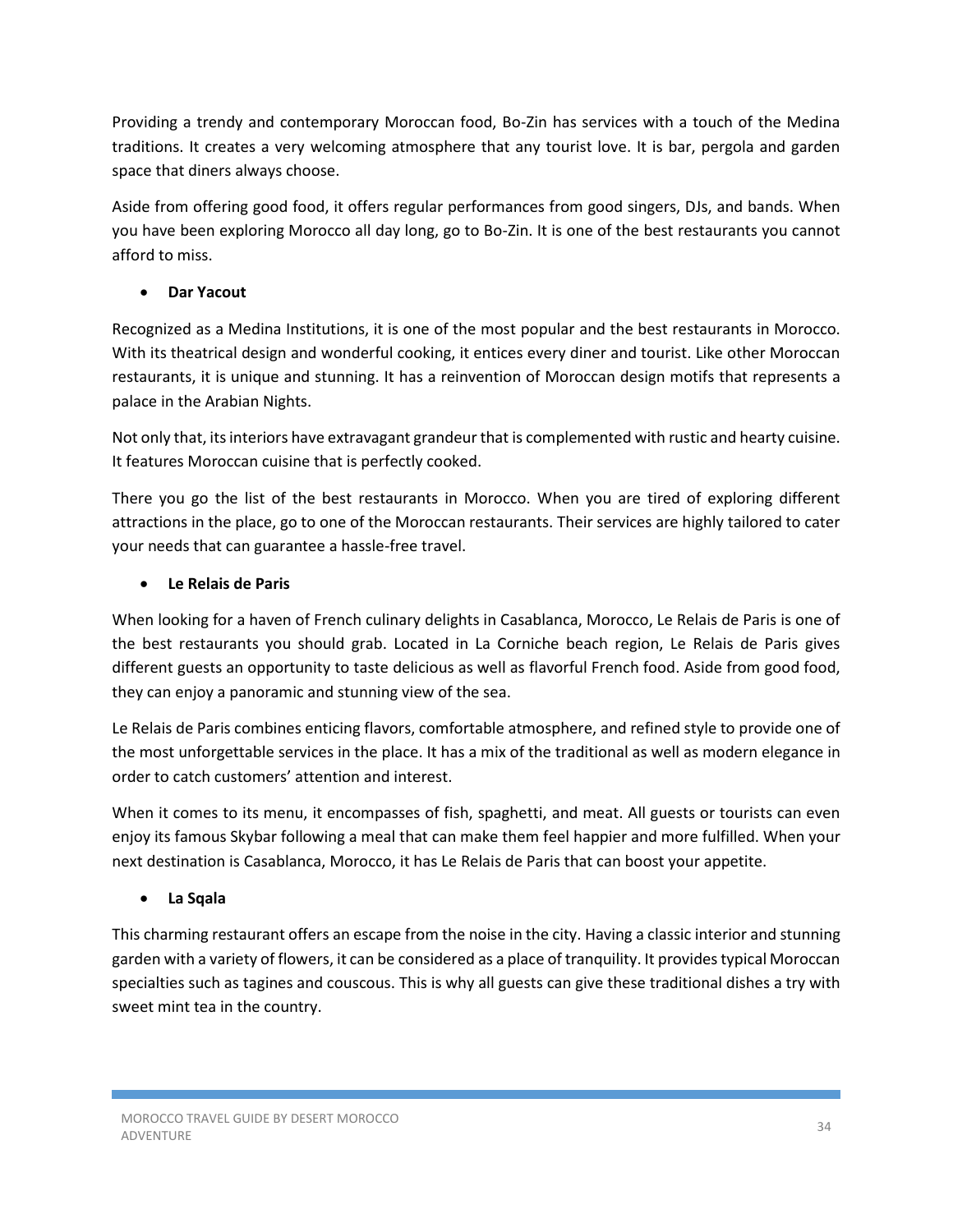Providing a trendy and contemporary Moroccan food, Bo-Zin has services with a touch of the Medina traditions. It creates a very welcoming atmosphere that any tourist love. It is bar, pergola and garden space that diners always choose.

Aside from offering good food, it offers regular performances from good singers, DJs, and bands. When you have been exploring Morocco all day long, go to Bo-Zin. It is one of the best restaurants you cannot afford to miss.

- **Dar Yacout**

Recognized as a Medina Institutions, it is one of the most popular and the best restaurants in Morocco. With its theatrical design and wonderful cooking, it entices every diner and tourist. Like other Moroccan restaurants, it is unique and stunning. It has a reinvention of Moroccan design motifs that represents a palace in the Arabian Nights.

Not only that, its interiors have extravagant grandeur that is complemented with rustic and hearty cuisine. It features Moroccan cuisine that is perfectly cooked.

There you go the list of the best restaurants in Morocco. When you are tired of exploring different attractions in the place, go to one of the Moroccan restaurants. Their services are highly tailored to cater your needs that can guarantee a hassle-free travel.

- **Le Relais de Paris**

When looking for a haven of French culinary delights in Casablanca, Morocco, Le Relais de Paris is one of the best restaurants you should grab. Located in La Corniche beach region, Le Relais de Paris gives different guests an opportunity to taste delicious as well as flavorful French food. Aside from good food, they can enjoy a panoramic and stunning view of the sea.

Le Relais de Paris combines enticing flavors, comfortable atmosphere, and refined style to provide one of the most unforgettable services in the place. It has a mix of the traditional as well as modern elegance in order to catch customers' attention and interest.

When it comes to its menu, it encompasses of fish, spaghetti, and meat. All guests or tourists can even enjoy its famous Skybar following a meal that can make them feel happier and more fulfilled. When your next destination is Casablanca, Morocco, it has Le Relais de Paris that can boost your appetite.

- **La Sqala**

This charming restaurant offers an escape from the noise in the city. Having a classic interior and stunning garden with a variety of flowers, it can be considered as a place of tranquility. It provides typical Moroccan specialties such as tagines and couscous. This is why all guests can give these traditional dishes a try with sweet mint tea in the country.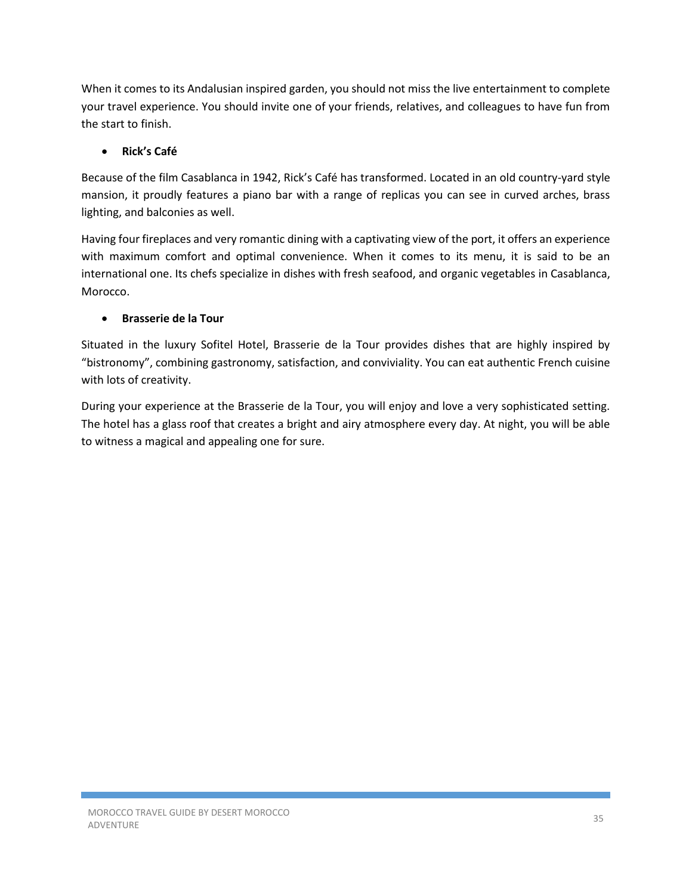When it comes to its Andalusian inspired garden, you should not miss the live entertainment to complete your travel experience. You should invite one of your friends, relatives, and colleagues to have fun from the start to finish.

- **Rick's Café**

Because of the film Casablanca in 1942, Rick's Café has transformed. Located in an old country-yard style mansion, it proudly features a piano bar with a range of replicas you can see in curved arches, brass lighting, and balconies as well.

Having four fireplaces and very romantic dining with a captivating view of the port, it offers an experience with maximum comfort and optimal convenience. When it comes to its menu, it is said to be an international one. Its chefs specialize in dishes with fresh seafood, and organic vegetables in Casablanca, Morocco.

- **Brasserie de la Tour**

Situated in the luxury Sofitel Hotel, Brasserie de la Tour provides dishes that are highly inspired by "bistronomy", combining gastronomy, satisfaction, and conviviality. You can eat authentic French cuisine with lots of creativity.

During your experience at the Brasserie de la Tour, you will enjoy and love a very sophisticated setting. The hotel has a glass roof that creates a bright and airy atmosphere every day. At night, you will be able to witness a magical and appealing one for sure.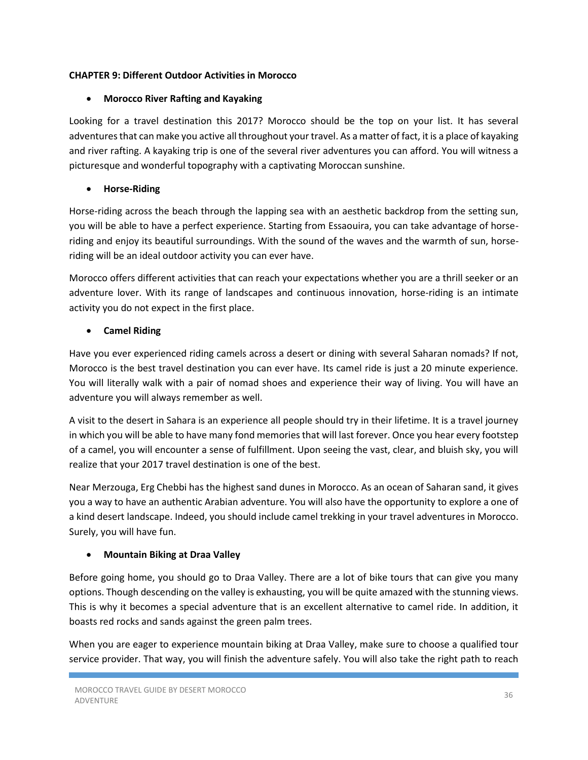**CHAPTER 9: Different Outdoor Activities in Morocco**

- **Morocco River Rafting and Kayaking**

Looking for a travel destination this 2017? Morocco should be the top on your list. It has several adventures that can make you active all throughout your travel. As a matter of fact, it is a place of kayaking and river rafting. A kayaking trip is one of the several river adventures you can afford. You will witness a picturesque and wonderful topography with a captivating Moroccan sunshine.

- **Horse-Riding**

Horse-riding across the beach through the lapping sea with an aesthetic backdrop from the setting sun, you will be able to have a perfect experience. Starting from Essaouira, you can take advantage of horse-riding and enjoy its beautiful surroundings. With the sound of the waves and the warmth of sun, horse-riding will be an ideal outdoor activity you can ever have.

Morocco offers different activities that can reach your expectations whether you are a thrill seeker or an adventure lover. With its range of landscapes and continuous innovation, horse-riding is an intimate activity you do not expect in the first place.

- **Camel Riding**

Have you ever experienced riding camels across a desert or dining with several Saharan nomads? If not, Morocco is the best travel destination you can ever have. Its camel ride is just a 20 minute experience. You will literally walk with a pair of nomad shoes and experience their way of living. You will have an adventure you will always remember as well.

A visit to the desert in Sahara is an experience all people should try in their lifetime. It is a travel journey in which you will be able to have many fond memories that will last forever. Once you hear every footstep of a camel, you will encounter a sense of fulfillment. Upon seeing the vast, clear, and bluish sky, you will realize that your 2017 travel destination is one of the best.

Near Merzouga, Erg Chebbi has the highest sand dunes in Morocco. As an ocean of Saharan sand, it gives you a way to have an authentic Arabian adventure. You will also have the opportunity to explore a one of a kind desert landscape. Indeed, you should include camel trekking in your travel adventures in Morocco. Surely, you will have fun.

- **Mountain Biking at Draa Valley**

Before going home, you should go to Draa Valley. There are a lot of bike tours that can give you many options. Though descending on the valley is exhausting, you will be quite amazed with the stunning views. This is why it becomes a special adventure that is an excellent alternative to camel ride. In addition, it boasts red rocks and sands against the green palm trees.

When you are eager to experience mountain biking at Draa Valley, make sure to choose a qualified tour service provider. That way, you will finish the adventure safely. You will also take the right path to reach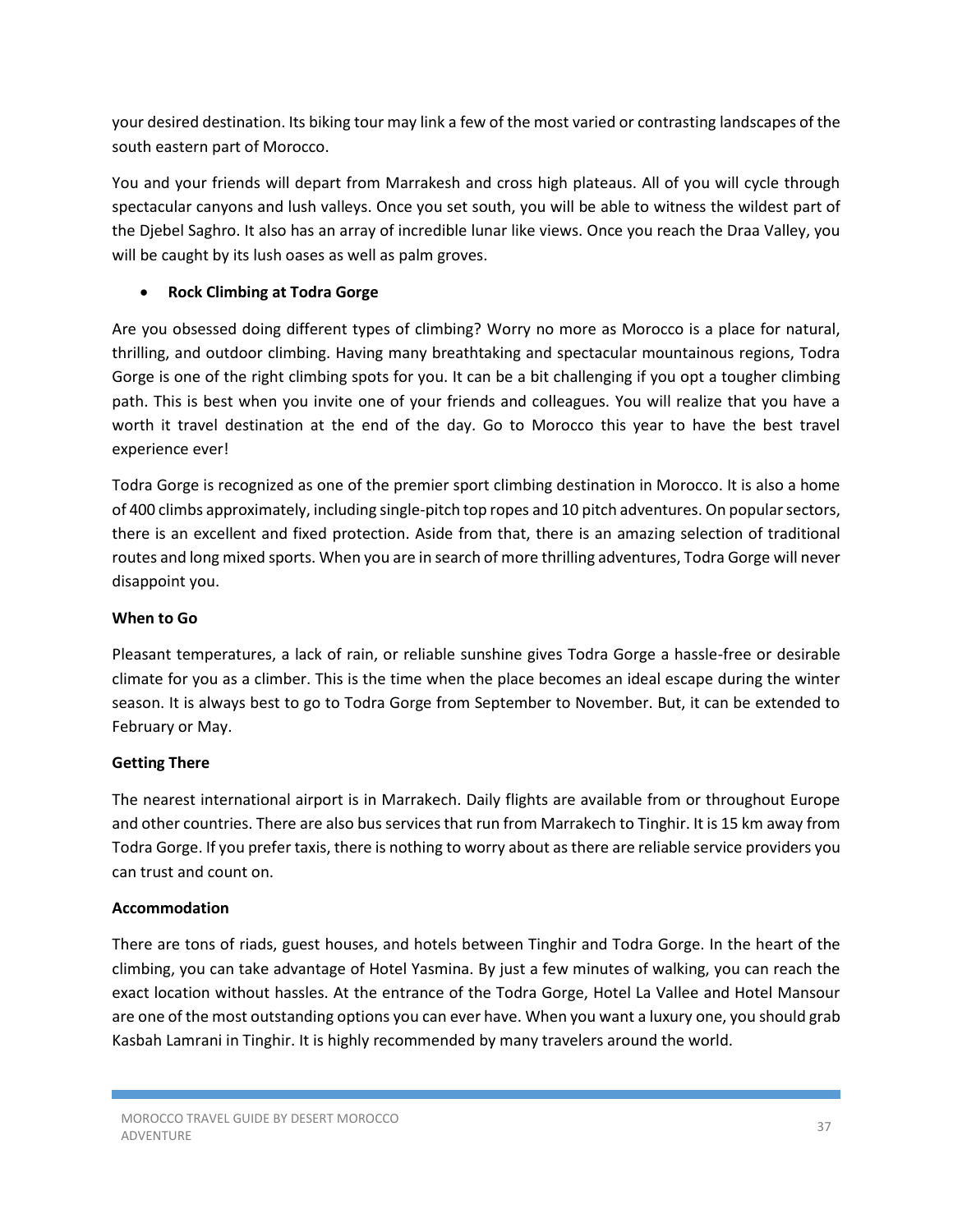your desired destination. Its biking tour may link a few of the most varied or contrasting landscapes of the south eastern part of Morocco.

You and your friends will depart from Marrakesh and cross high plateaus. All of you will cycle through spectacular canyons and lush valleys. Once you set south, you will be able to witness the wildest part of the Djebel Saghro. It also has an array of incredible lunar like views. Once you reach the Draa Valley, you will be caught by its lush oases as well as palm groves.

- **Rock Climbing at Todra Gorge**

Are you obsessed doing different types of climbing? Worry no more as Morocco is a place for natural, thrilling, and outdoor climbing. Having many breathtaking and spectacular mountainous regions, Todra Gorge is one of the right climbing spots for you. It can be a bit challenging if you opt a tougher climbing path. This is best when you invite one of your friends and colleagues. You will realize that you have a worth it travel destination at the end of the day. Go to Morocco this year to have the best travel experience ever!

Todra Gorge is recognized as one of the premier sport climbing destination in Morocco. It is also a home of 400 climbs approximately, including single-pitch top ropes and 10 pitch adventures. On popular sectors, there is an excellent and fixed protection. Aside from that, there is an amazing selection of traditional routes and long mixed sports. When you are in search of more thrilling adventures, Todra Gorge will never disappoint you.

**When to Go**

Pleasant temperatures, a lack of rain, or reliable sunshine gives Todra Gorge a hassle-free or desirable climate for you as a climber. This is the time when the place becomes an ideal escape during the winter season. It is always best to go to Todra Gorge from September to November. But, it can be extended to February or May.

**Getting There**

The nearest international airport is in Marrakech. Daily flights are available from or throughout Europe and other countries. There are also bus services that run from Marrakech to Tinghir. It is 15 km away from Todra Gorge. If you prefer taxis, there is nothing to worry about as there are reliable service providers you can trust and count on.

**Accommodation**

There are tons of riads, guest houses, and hotels between Tinghir and Todra Gorge. In the heart of the climbing, you can take advantage of Hotel Yasmina. By just a few minutes of walking, you can reach the exact location without hassles. At the entrance of the Todra Gorge, Hotel La Vallee and Hotel Mansour are one of the most outstanding options you can ever have. When you want a luxury one, you should grab Kasbah Lamrani in Tinghir. It is highly recommended by many travelers around the world.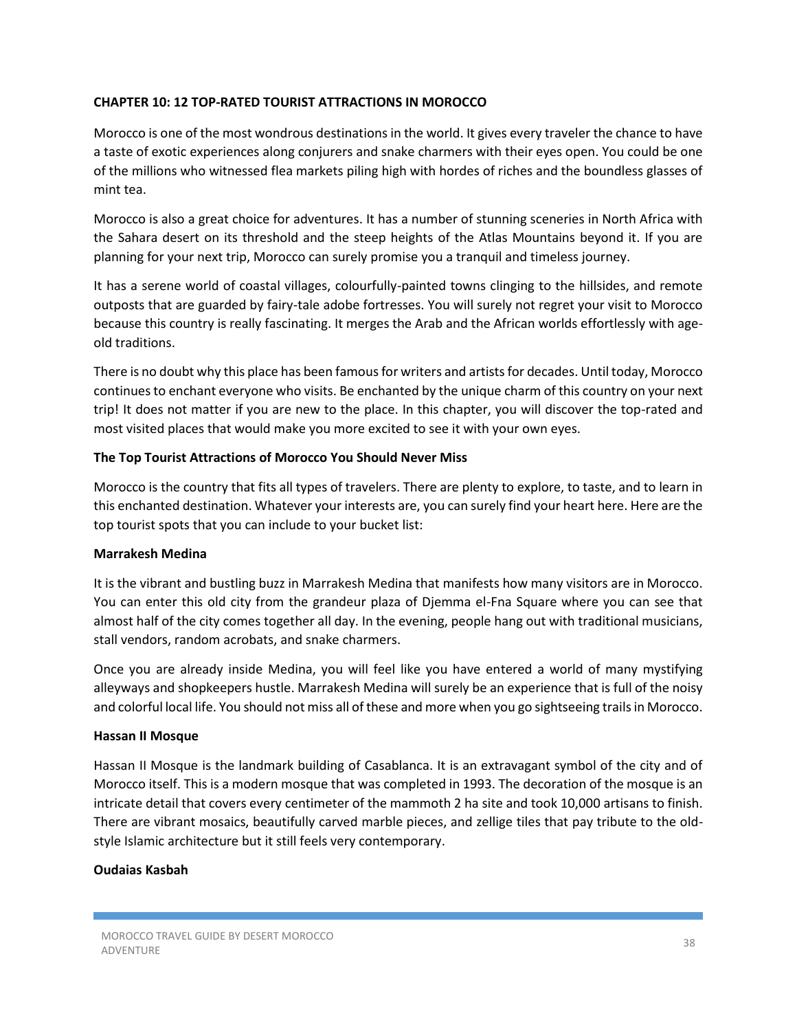## CHAPTER 10: 12 TOP-RATED TOURIST ATTRACTIONS IN MOROCCO

Morocco is one of the most wondrous destinations in the world. It gives every traveler the chance to have a taste of exotic experiences along conjurers and snake charmers with their eyes open. You could be one of the millions who witnessed flea markets piling high with hordes of riches and the boundless glasses of mint tea.

Morocco is also a great choice for adventures. It has a number of stunning sceneries in North Africa with the Sahara desert on its threshold and the steep heights of the Atlas Mountains beyond it. If you are planning for your next trip, Morocco can surely promise you a tranquil and timeless journey.

It has a serene world of coastal villages, colourfully-painted towns clinging to the hillsides, and remote outposts that are guarded by fairy-tale adobe fortresses. You will surely not regret your visit to Morocco because this country is really fascinating. It merges the Arab and the African worlds effortlessly with age-old traditions.

There is no doubt why this place has been famous for writers and artists for decades. Until today, Morocco continues to enchant everyone who visits. Be enchanted by the unique charm of this country on your next trip! It does not matter if you are new to the place. In this chapter, you will discover the top-rated and most visited places that would make you more excited to see it with your own eyes.

### The Top Tourist Attractions of Morocco You Should Never Miss

Morocco is the country that fits all types of travelers. There are plenty to explore, to taste, and to learn in this enchanted destination. Whatever your interests are, you can surely find your heart here. Here are the top tourist spots that you can include to your bucket list:

### Marrakesh Medina

It is the vibrant and bustling buzz in Marrakesh Medina that manifests how many visitors are in Morocco. You can enter this old city from the grandeur plaza of Djemma el-Fna Square where you can see that almost half of the city comes together all day. In the evening, people hang out with traditional musicians, stall vendors, random acrobats, and snake charmers.

Once you are already inside Medina, you will feel like you have entered a world of many mystifying alleyways and shopkeepers hustle. Marrakesh Medina will surely be an experience that is full of the noisy and colorful local life. You should not miss all of these and more when you go sightseeing trails in Morocco.

### Hassan II Mosque

Hassan II Mosque is the landmark building of Casablanca. It is an extravagant symbol of the city and of Morocco itself. This is a modern mosque that was completed in 1993. The decoration of the mosque is an intricate detail that covers every centimeter of the mammoth 2 ha site and took 10,000 artisans to finish. There are vibrant mosaics, beautifully carved marble pieces, and zellige tiles that pay tribute to the old-style Islamic architecture but it still feels very contemporary.

### Oudaias Kasbah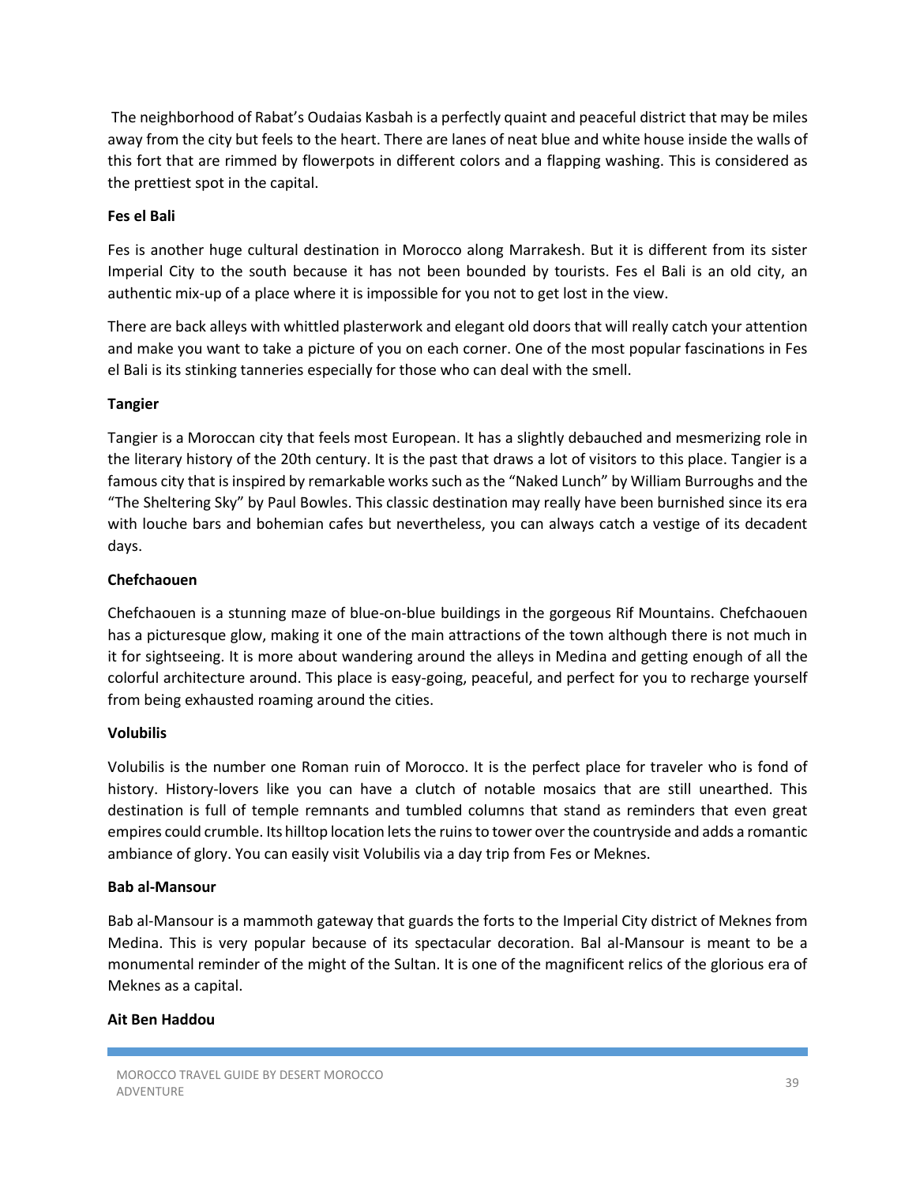The neighborhood of Rabat's Oudaias Kasbah is a perfectly quaint and peaceful district that may be miles away from the city but feels to the heart. There are lanes of neat blue and white house inside the walls of this fort that are rimmed by flowerpots in different colors and a flapping washing. This is considered as the prettiest spot in the capital.

**Fes el Bali**

Fes is another huge cultural destination in Morocco along Marrakesh. But it is different from its sister Imperial City to the south because it has not been bounded by tourists. Fes el Bali is an old city, an authentic mix-up of a place where it is impossible for you not to get lost in the view.

There are back alleys with whittled plasterwork and elegant old doors that will really catch your attention and make you want to take a picture of you on each corner. One of the most popular fascinations in Fes el Bali is its stinking tanneries especially for those who can deal with the smell.

**Tangier**

Tangier is a Moroccan city that feels most European. It has a slightly debauched and mesmerizing role in the literary history of the 20th century. It is the past that draws a lot of visitors to this place. Tangier is a famous city that is inspired by remarkable works such as the "Naked Lunch" by William Burroughs and the "The Sheltering Sky" by Paul Bowles. This classic destination may really have been burnished since its era with louche bars and bohemian cafes but nevertheless, you can always catch a vestige of its decadent days.

**Chefchaouen**

Chefchaouen is a stunning maze of blue-on-blue buildings in the gorgeous Rif Mountains. Chefchaouen has a picturesque glow, making it one of the main attractions of the town although there is not much in it for sightseeing. It is more about wandering around the alleys in Medina and getting enough of all the colorful architecture around. This place is easy-going, peaceful, and perfect for you to recharge yourself from being exhausted roaming around the cities.

**Volubilis**

Volubilis is the number one Roman ruin of Morocco. It is the perfect place for traveler who is fond of history. History-lovers like you can have a clutch of notable mosaics that are still unearthed. This destination is full of temple remnants and tumbled columns that stand as reminders that even great empires could crumble. Its hilltop location lets the ruins to tower over the countryside and adds a romantic ambiance of glory. You can easily visit Volubilis via a day trip from Fes or Meknes.

**Bab al-Mansour**

Bab al-Mansour is a mammoth gateway that guards the forts to the Imperial City district of Meknes from Medina. This is very popular because of its spectacular decoration. Bal al-Mansour is meant to be a monumental reminder of the might of the Sultan. It is one of the magnificent relics of the glorious era of Meknes as a capital.

**Ait Ben Haddou**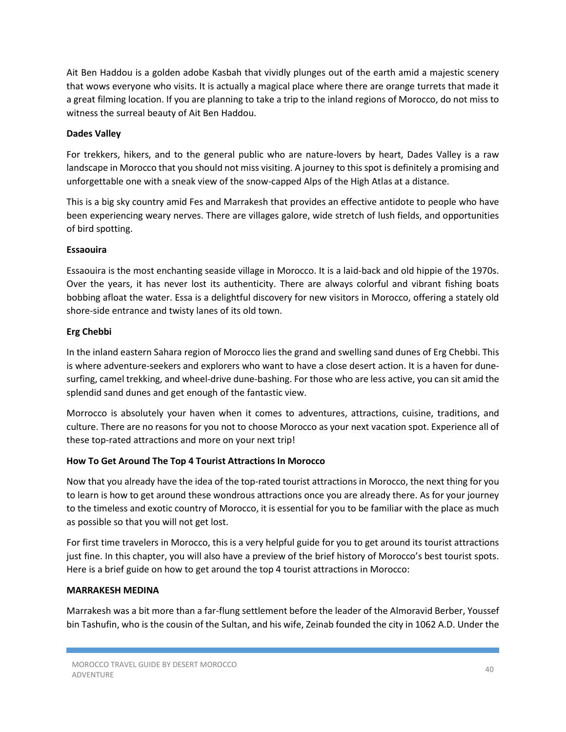Ait Ben Haddou is a golden adobe Kasbah that vividly plunges out of the earth amid a majestic scenery that wows everyone who visits. It is actually a magical place where there are orange turrets that made it a great filming location. If you are planning to take a trip to the inland regions of Morocco, do not miss to witness the surreal beauty of Ait Ben Haddou.

**Dades Valley**

For trekkers, hikers, and to the general public who are nature-lovers by heart, Dades Valley is a raw landscape in Morocco that you should not miss visiting. A journey to this spot is definitely a promising and unforgettable one with a sneak view of the snow-capped Alps of the High Atlas at a distance.

This is a big sky country amid Fes and Marrakesh that provides an effective antidote to people who have been experiencing weary nerves. There are villages galore, wide stretch of lush fields, and opportunities of bird spotting.

**Essaouira**

Essaouira is the most enchanting seaside village in Morocco. It is a laid-back and old hippie of the 1970s. Over the years, it has never lost its authenticity. There are always colorful and vibrant fishing boats bobbing afloat the water. Essa is a delightful discovery for new visitors in Morocco, offering a stately old shore-side entrance and twisty lanes of its old town.

**Erg Chebbi**

In the inland eastern Sahara region of Morocco lies the grand and swelling sand dunes of Erg Chebbi. This is where adventure-seekers and explorers who want to have a close desert action. It is a haven for dune-surfing, camel trekking, and wheel-drive dune-bashing. For those who are less active, you can sit amid the splendid sand dunes and get enough of the fantastic view.

Morrocco is absolutely your haven when it comes to adventures, attractions, cuisine, traditions, and culture. There are no reasons for you not to choose Morocco as your next vacation spot. Experience all of these top-rated attractions and more on your next trip!

**How To Get Around The Top 4 Tourist Attractions In Morocco**

Now that you already have the idea of the top-rated tourist attractions in Morocco, the next thing for you to learn is how to get around these wondrous attractions once you are already there. As for your journey to the timeless and exotic country of Morocco, it is essential for you to be familiar with the place as much as possible so that you will not get lost.

For first time travelers in Morocco, this is a very helpful guide for you to get around its tourist attractions just fine. In this chapter, you will also have a preview of the brief history of Morocco's best tourist spots. Here is a brief guide on how to get around the top 4 tourist attractions in Morocco:

**MARRAKESH MEDINA**

Marrakesh was a bit more than a far-flung settlement before the leader of the Almoravid Berber, Youssef bin Tashufin, who is the cousin of the Sultan, and his wife, Zeinab founded the city in 1062 A.D. Under the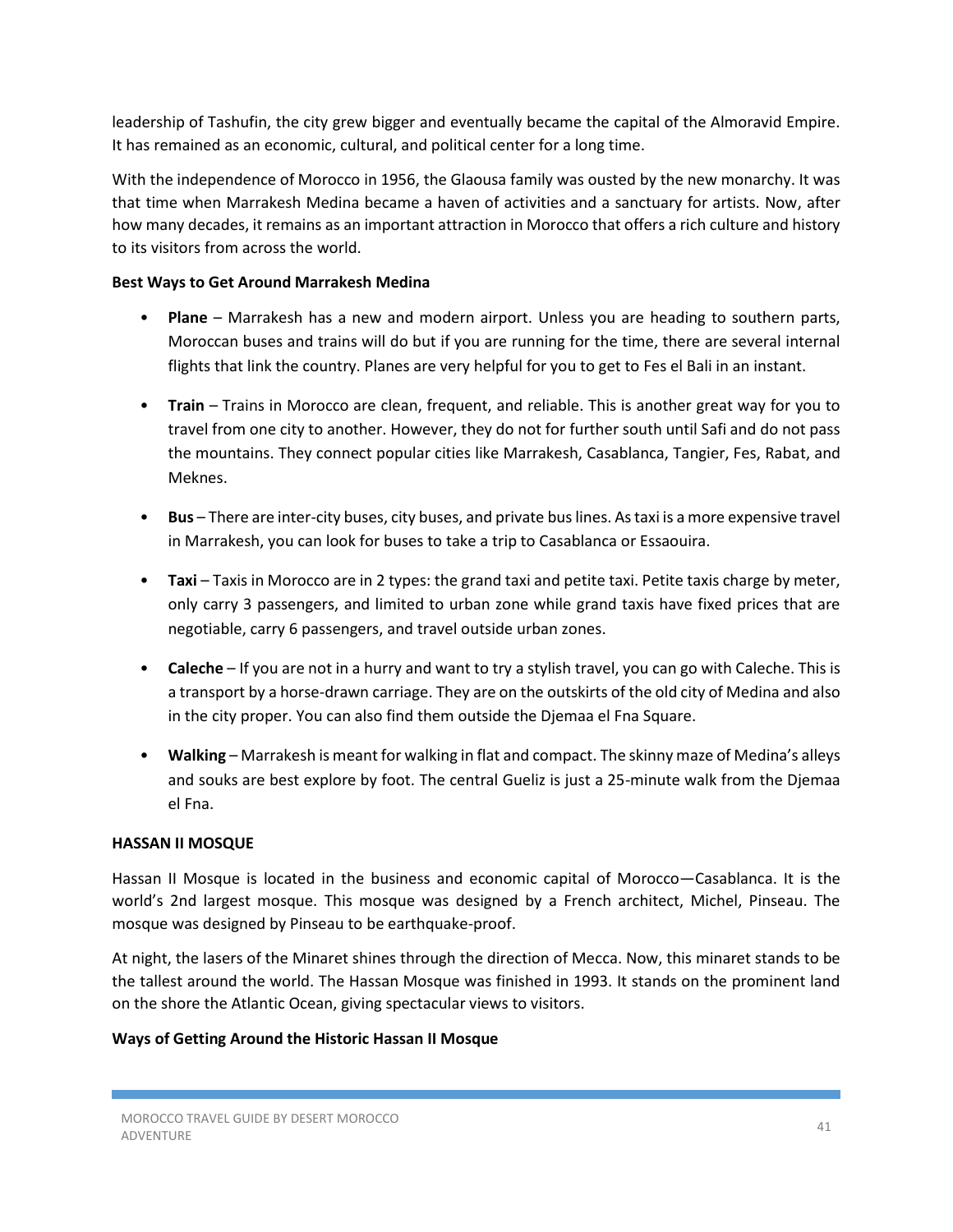leadership of Tashufin, the city grew bigger and eventually became the capital of the Almoravid Empire. It has remained as an economic, cultural, and political center for a long time.

With the independence of Morocco in 1956, the Glaousa family was ousted by the new monarchy. It was that time when Marrakesh Medina became a haven of activities and a sanctuary for artists. Now, after how many decades, it remains as an important attraction in Morocco that offers a rich culture and history to its visitors from across the world.

**Best Ways to Get Around Marrakesh Medina**

- **Plane** – Marrakesh has a new and modern airport. Unless you are heading to southern parts, Moroccan buses and trains will do but if you are running for the time, there are several internal flights that link the country. Planes are very helpful for you to get to Fes el Bali in an instant.

- **Train** – Trains in Morocco are clean, frequent, and reliable. This is another great way for you to travel from one city to another. However, they do not for further south until Safi and do not pass the mountains. They connect popular cities like Marrakesh, Casablanca, Tangier, Fes, Rabat, and Meknes.

- **Bus** – There are inter-city buses, city buses, and private bus lines. As taxi is a more expensive travel in Marrakesh, you can look for buses to take a trip to Casablanca or Essaouira.

- **Taxi** – Taxis in Morocco are in 2 types: the grand taxi and petite taxi. Petite taxis charge by meter, only carry 3 passengers, and limited to urban zone while grand taxis have fixed prices that are negotiable, carry 6 passengers, and travel outside urban zones.

- **Caleche** – If you are not in a hurry and want to try a stylish travel, you can go with Caleche. This is a transport by a horse-drawn carriage. They are on the outskirts of the old city of Medina and also in the city proper. You can also find them outside the Djemaa el Fna Square.

- **Walking** – Marrakesh is meant for walking in flat and compact. The skinny maze of Medina's alleys and souks are best explore by foot. The central Gueliz is just a 25-minute walk from the Djemaa el Fna.

**HASSAN II MOSQUE**

Hassan II Mosque is located in the business and economic capital of Morocco—Casablanca. It is the world's 2nd largest mosque. This mosque was designed by a French architect, Michel, Pinseau. The mosque was designed by Pinseau to be earthquake-proof.

At night, the lasers of the Minaret shines through the direction of Mecca. Now, this minaret stands to be the tallest around the world. The Hassan Mosque was finished in 1993. It stands on the prominent land on the shore the Atlantic Ocean, giving spectacular views to visitors.

**Ways of Getting Around the Historic Hassan II Mosque**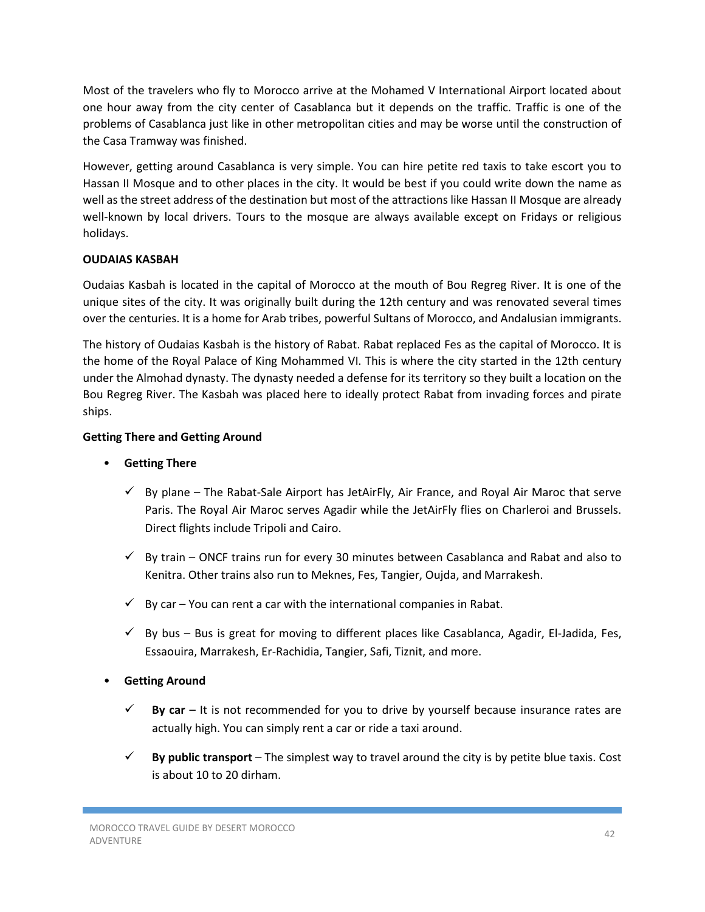Most of the travelers who fly to Morocco arrive at the Mohamed V International Airport located about one hour away from the city center of Casablanca but it depends on the traffic. Traffic is one of the problems of Casablanca just like in other metropolitan cities and may be worse until the construction of the Casa Tramway was finished.

However, getting around Casablanca is very simple. You can hire petite red taxis to take escort you to Hassan II Mosque and to other places in the city. It would be best if you could write down the name as well as the street address of the destination but most of the attractions like Hassan II Mosque are already well-known by local drivers. Tours to the mosque are always available except on Fridays or religious holidays.

**OUDAIAS KASBAH**

Oudaias Kasbah is located in the capital of Morocco at the mouth of Bou Regreg River. It is one of the unique sites of the city. It was originally built during the 12th century and was renovated several times over the centuries. It is a home for Arab tribes, powerful Sultans of Morocco, and Andalusian immigrants.

The history of Oudaias Kasbah is the history of Rabat. Rabat replaced Fes as the capital of Morocco. It is the home of the Royal Palace of King Mohammed VI. This is where the city started in the 12th century under the Almohad dynasty. The dynasty needed a defense for its territory so they built a location on the Bou Regreg River. The Kasbah was placed here to ideally protect Rabat from invading forces and pirate ships.

**Getting There and Getting Around**

- **Getting There**
  - ✓ By plane – The Rabat-Sale Airport has JetAirFly, Air France, and Royal Air Maroc that serve Paris. The Royal Air Maroc serves Agadir while the JetAirFly flies on Charleroi and Brussels. Direct flights include Tripoli and Cairo.
  - ✓ By train – ONCF trains run for every 30 minutes between Casablanca and Rabat and also to Kenitra. Other trains also run to Meknes, Fes, Tangier, Oujda, and Marrakesh.
  - ✓ By car – You can rent a car with the international companies in Rabat.
  - ✓ By bus – Bus is great for moving to different places like Casablanca, Agadir, El-Jadida, Fes, Essaouira, Marrakesh, Er-Rachidia, Tangier, Safi, Tiznit, and more.
- **Getting Around**
  - ✓ **By car** – It is not recommended for you to drive by yourself because insurance rates are actually high. You can simply rent a car or ride a taxi around.
  - ✓ **By public transport** – The simplest way to travel around the city is by petite blue taxis. Cost is about 10 to 20 dirham.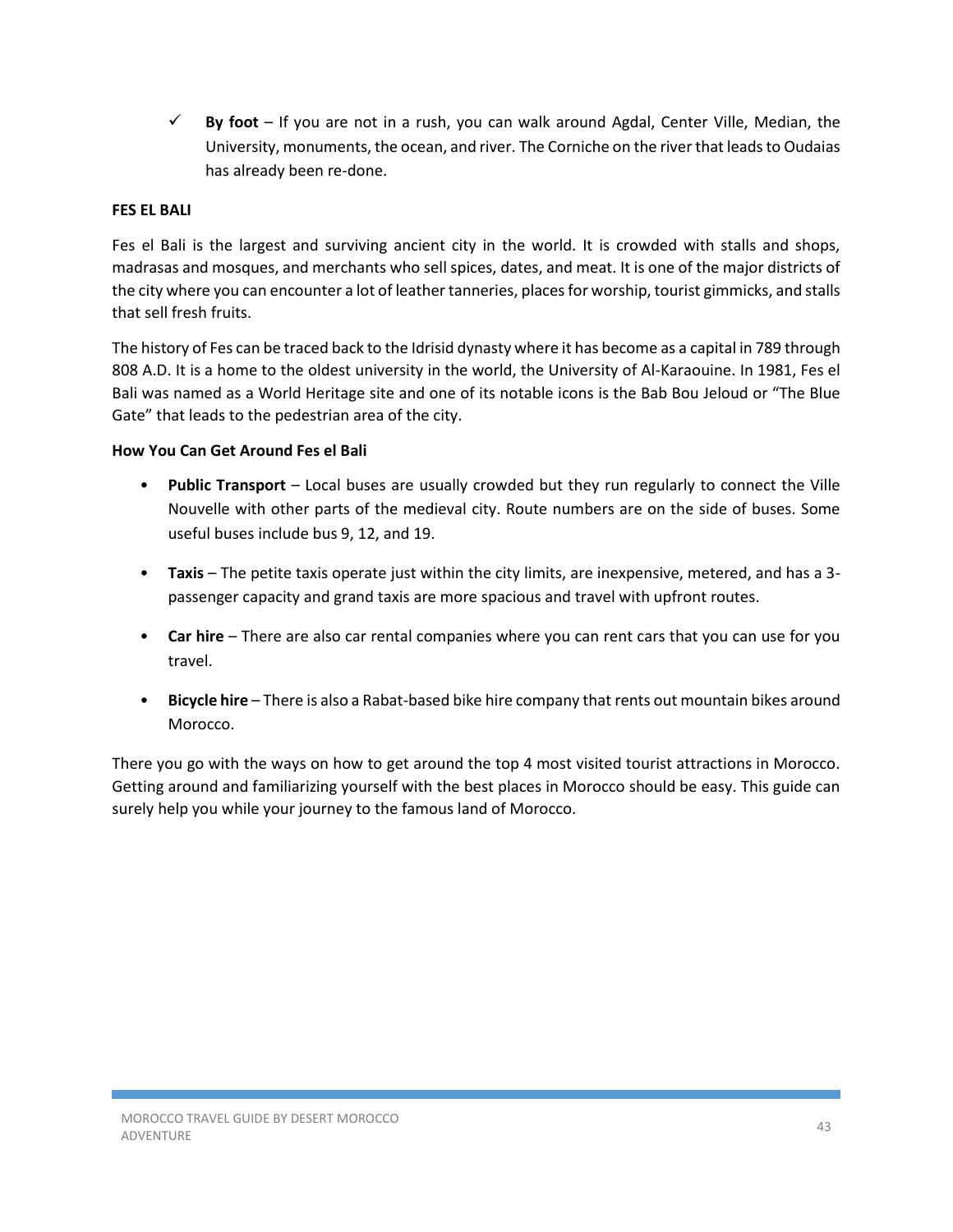- ✓ **By foot** – If you are not in a rush, you can walk around Agdal, Center Ville, Median, the University, monuments, the ocean, and river. The Corniche on the river that leads to Oudaias has already been re-done.

**FES EL BALI**

Fes el Bali is the largest and surviving ancient city in the world. It is crowded with stalls and shops, madrasas and mosques, and merchants who sell spices, dates, and meat. It is one of the major districts of the city where you can encounter a lot of leather tanneries, places for worship, tourist gimmicks, and stalls that sell fresh fruits.

The history of Fes can be traced back to the Idrisid dynasty where it has become as a capital in 789 through 808 A.D. It is a home to the oldest university in the world, the University of Al-Karaouine. In 1981, Fes el Bali was named as a World Heritage site and one of its notable icons is the Bab Bou Jeloud or "The Blue Gate" that leads to the pedestrian area of the city.

**How You Can Get Around Fes el Bali**

- **Public Transport** – Local buses are usually crowded but they run regularly to connect the Ville Nouvelle with other parts of the medieval city. Route numbers are on the side of buses. Some useful buses include bus 9, 12, and 19.
- **Taxis** – The petite taxis operate just within the city limits, are inexpensive, metered, and has a 3-passenger capacity and grand taxis are more spacious and travel with upfront routes.
- **Car hire** – There are also car rental companies where you can rent cars that you can use for you travel.
- **Bicycle hire** – There is also a Rabat-based bike hire company that rents out mountain bikes around Morocco.

There you go with the ways on how to get around the top 4 most visited tourist attractions in Morocco. Getting around and familiarizing yourself with the best places in Morocco should be easy. This guide can surely help you while your journey to the famous land of Morocco.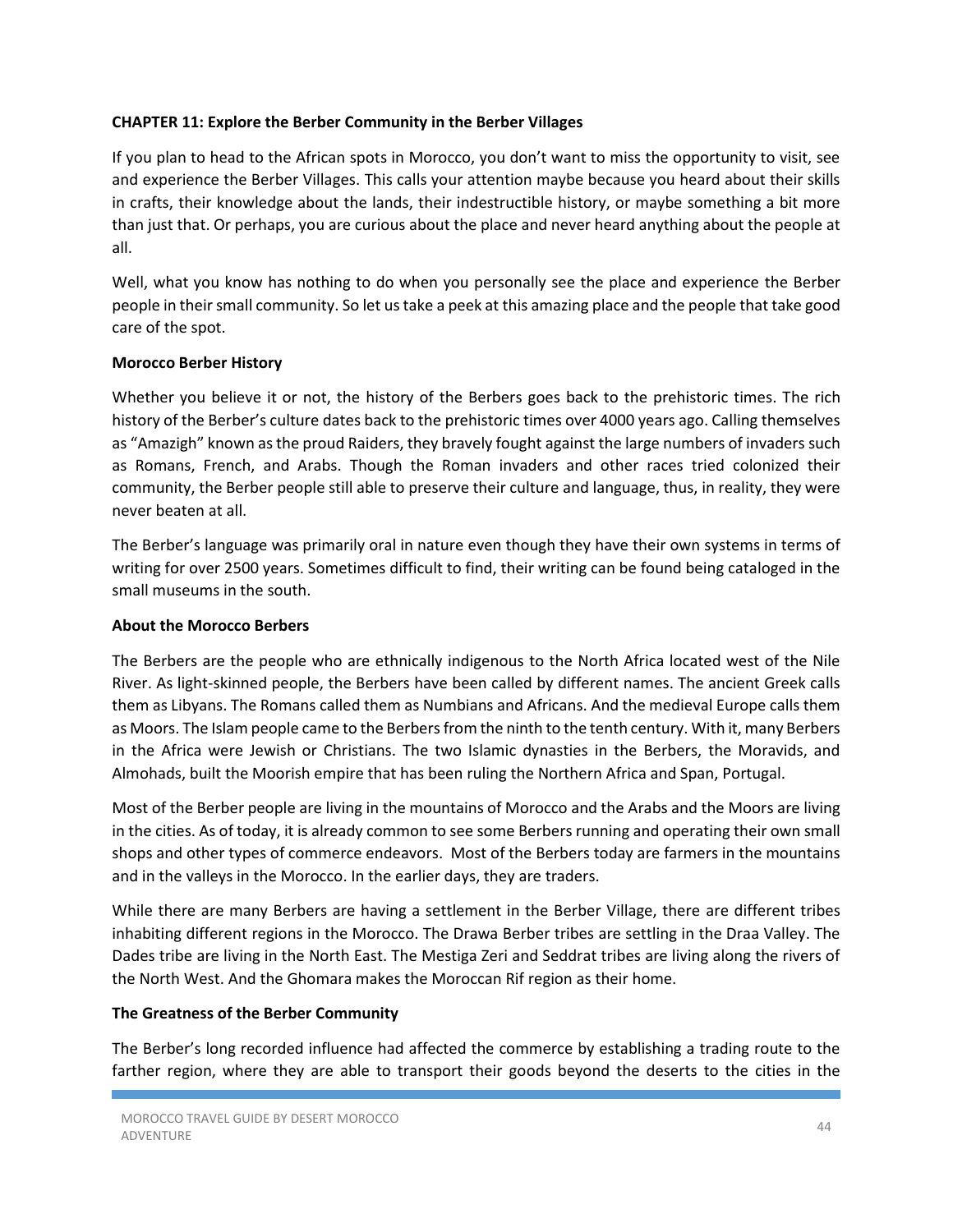**CHAPTER 11: Explore the Berber Community in the Berber Villages**

If you plan to head to the African spots in Morocco, you don't want to miss the opportunity to visit, see and experience the Berber Villages. This calls your attention maybe because you heard about their skills in crafts, their knowledge about the lands, their indestructible history, or maybe something a bit more than just that. Or perhaps, you are curious about the place and never heard anything about the people at all.

Well, what you know has nothing to do when you personally see the place and experience the Berber people in their small community. So let us take a peek at this amazing place and the people that take good care of the spot.

**Morocco Berber History**

Whether you believe it or not, the history of the Berbers goes back to the prehistoric times. The rich history of the Berber's culture dates back to the prehistoric times over 4000 years ago. Calling themselves as "Amazigh" known as the proud Raiders, they bravely fought against the large numbers of invaders such as Romans, French, and Arabs. Though the Roman invaders and other races tried colonized their community, the Berber people still able to preserve their culture and language, thus, in reality, they were never beaten at all.

The Berber's language was primarily oral in nature even though they have their own systems in terms of writing for over 2500 years. Sometimes difficult to find, their writing can be found being cataloged in the small museums in the south.

**About the Morocco Berbers**

The Berbers are the people who are ethnically indigenous to the North Africa located west of the Nile River. As light-skinned people, the Berbers have been called by different names. The ancient Greek calls them as Libyans. The Romans called them as Numbians and Africans. And the medieval Europe calls them as Moors. The Islam people came to the Berbers from the ninth to the tenth century. With it, many Berbers in the Africa were Jewish or Christians. The two Islamic dynasties in the Berbers, the Moravids, and Almohads, built the Moorish empire that has been ruling the Northern Africa and Span, Portugal.

Most of the Berber people are living in the mountains of Morocco and the Arabs and the Moors are living in the cities. As of today, it is already common to see some Berbers running and operating their own small shops and other types of commerce endeavors. Most of the Berbers today are farmers in the mountains and in the valleys in the Morocco. In the earlier days, they are traders.

While there are many Berbers are having a settlement in the Berber Village, there are different tribes inhabiting different regions in the Morocco. The Drawa Berber tribes are settling in the Draa Valley. The Dades tribe are living in the North East. The Mestiga Zeri and Seddrat tribes are living along the rivers of the North West. And the Ghomara makes the Moroccan Rif region as their home.

**The Greatness of the Berber Community**

The Berber's long recorded influence had affected the commerce by establishing a trading route to the farther region, where they are able to transport their goods beyond the deserts to the cities in the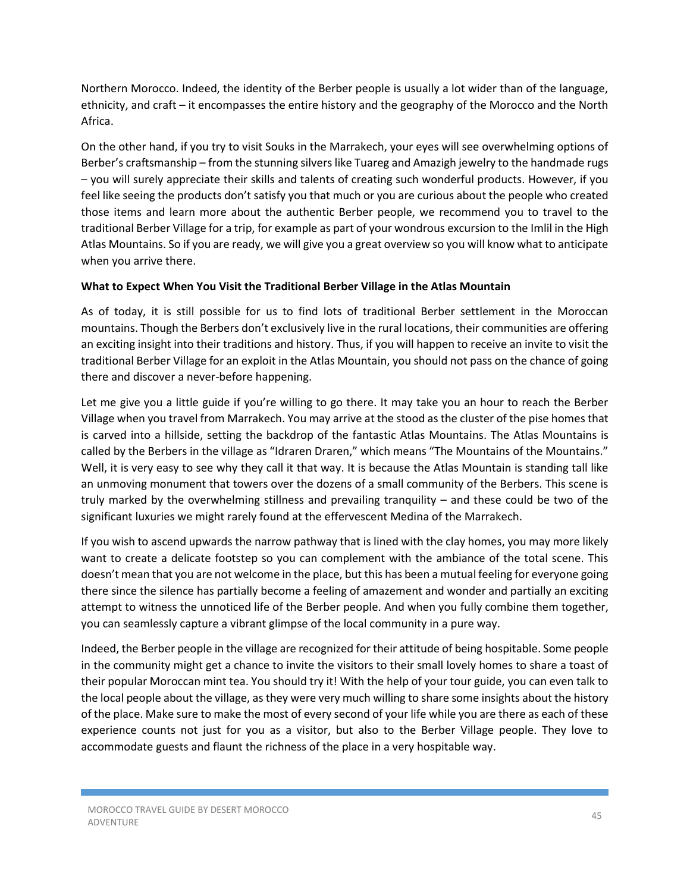Northern Morocco. Indeed, the identity of the Berber people is usually a lot wider than of the language, ethnicity, and craft – it encompasses the entire history and the geography of the Morocco and the North Africa.

On the other hand, if you try to visit Souks in the Marrakech, your eyes will see overwhelming options of Berber's craftsmanship – from the stunning silvers like Tuareg and Amazigh jewelry to the handmade rugs – you will surely appreciate their skills and talents of creating such wonderful products. However, if you feel like seeing the products don't satisfy you that much or you are curious about the people who created those items and learn more about the authentic Berber people, we recommend you to travel to the traditional Berber Village for a trip, for example as part of your wondrous excursion to the Imlil in the High Atlas Mountains. So if you are ready, we will give you a great overview so you will know what to anticipate when you arrive there.

**What to Expect When You Visit the Traditional Berber Village in the Atlas Mountain**

As of today, it is still possible for us to find lots of traditional Berber settlement in the Moroccan mountains. Though the Berbers don't exclusively live in the rural locations, their communities are offering an exciting insight into their traditions and history. Thus, if you will happen to receive an invite to visit the traditional Berber Village for an exploit in the Atlas Mountain, you should not pass on the chance of going there and discover a never-before happening.

Let me give you a little guide if you're willing to go there. It may take you an hour to reach the Berber Village when you travel from Marrakech. You may arrive at the stood as the cluster of the pise homes that is carved into a hillside, setting the backdrop of the fantastic Atlas Mountains. The Atlas Mountains is called by the Berbers in the village as "Idraren Draren," which means "The Mountains of the Mountains." Well, it is very easy to see why they call it that way. It is because the Atlas Mountain is standing tall like an unmoving monument that towers over the dozens of a small community of the Berbers. This scene is truly marked by the overwhelming stillness and prevailing tranquility – and these could be two of the significant luxuries we might rarely found at the effervescent Medina of the Marrakech.

If you wish to ascend upwards the narrow pathway that is lined with the clay homes, you may more likely want to create a delicate footstep so you can complement with the ambiance of the total scene. This doesn't mean that you are not welcome in the place, but this has been a mutual feeling for everyone going there since the silence has partially become a feeling of amazement and wonder and partially an exciting attempt to witness the unnoticed life of the Berber people. And when you fully combine them together, you can seamlessly capture a vibrant glimpse of the local community in a pure way.

Indeed, the Berber people in the village are recognized for their attitude of being hospitable. Some people in the community might get a chance to invite the visitors to their small lovely homes to share a toast of their popular Moroccan mint tea. You should try it! With the help of your tour guide, you can even talk to the local people about the village, as they were very much willing to share some insights about the history of the place. Make sure to make the most of every second of your life while you are there as each of these experience counts not just for you as a visitor, but also to the Berber Village people. They love to accommodate guests and flaunt the richness of the place in a very hospitable way.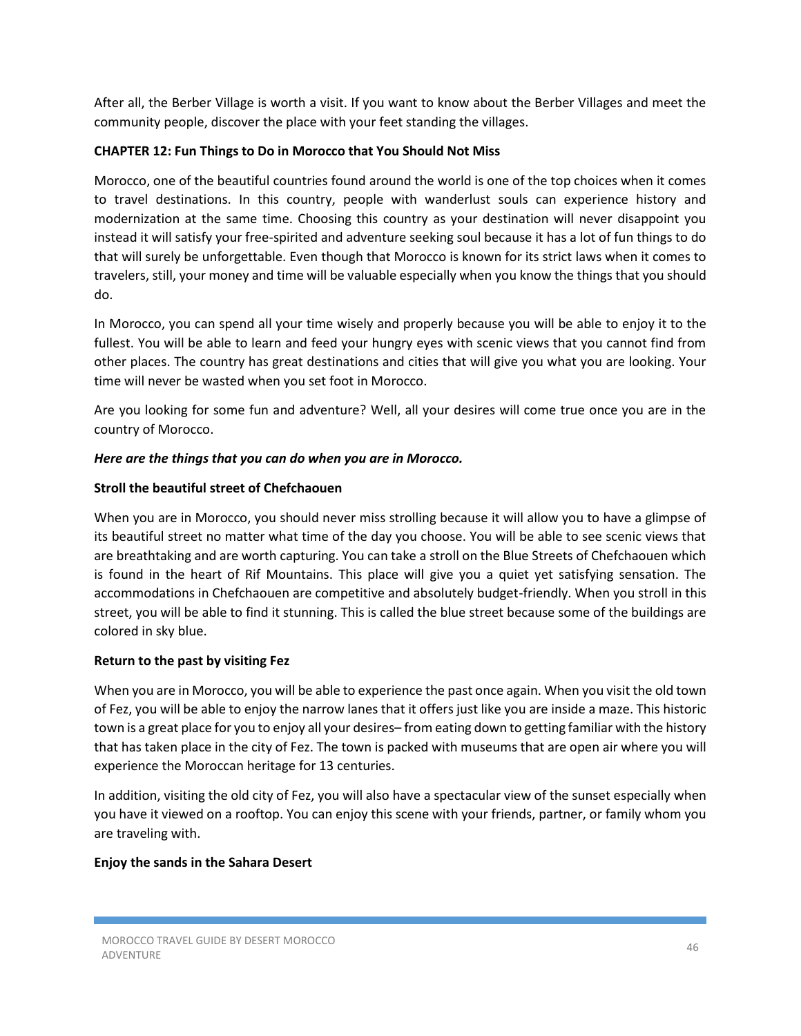After all, the Berber Village is worth a visit. If you want to know about the Berber Villages and meet the community people, discover the place with your feet standing the villages.

## CHAPTER 12: Fun Things to Do in Morocco that You Should Not Miss

Morocco, one of the beautiful countries found around the world is one of the top choices when it comes to travel destinations. In this country, people with wanderlust souls can experience history and modernization at the same time. Choosing this country as your destination will never disappoint you instead it will satisfy your free-spirited and adventure seeking soul because it has a lot of fun things to do that will surely be unforgettable. Even though that Morocco is known for its strict laws when it comes to travelers, still, your money and time will be valuable especially when you know the things that you should do.

In Morocco, you can spend all your time wisely and properly because you will be able to enjoy it to the fullest. You will be able to learn and feed your hungry eyes with scenic views that you cannot find from other places. The country has great destinations and cities that will give you what you are looking. Your time will never be wasted when you set foot in Morocco.

Are you looking for some fun and adventure? Well, all your desires will come true once you are in the country of Morocco.

***Here are the things that you can do when you are in Morocco.***

### Stroll the beautiful street of Chefchaouen

When you are in Morocco, you should never miss strolling because it will allow you to have a glimpse of its beautiful street no matter what time of the day you choose. You will be able to see scenic views that are breathtaking and are worth capturing. You can take a stroll on the Blue Streets of Chefchaouen which is found in the heart of Rif Mountains. This place will give you a quiet yet satisfying sensation. The accommodations in Chefchaouen are competitive and absolutely budget-friendly. When you stroll in this street, you will be able to find it stunning. This is called the blue street because some of the buildings are colored in sky blue.

### Return to the past by visiting Fez

When you are in Morocco, you will be able to experience the past once again. When you visit the old town of Fez, you will be able to enjoy the narrow lanes that it offers just like you are inside a maze. This historic town is a great place for you to enjoy all your desires– from eating down to getting familiar with the history that has taken place in the city of Fez. The town is packed with museums that are open air where you will experience the Moroccan heritage for 13 centuries.

In addition, visiting the old city of Fez, you will also have a spectacular view of the sunset especially when you have it viewed on a rooftop. You can enjoy this scene with your friends, partner, or family whom you are traveling with.

### Enjoy the sands in the Sahara Desert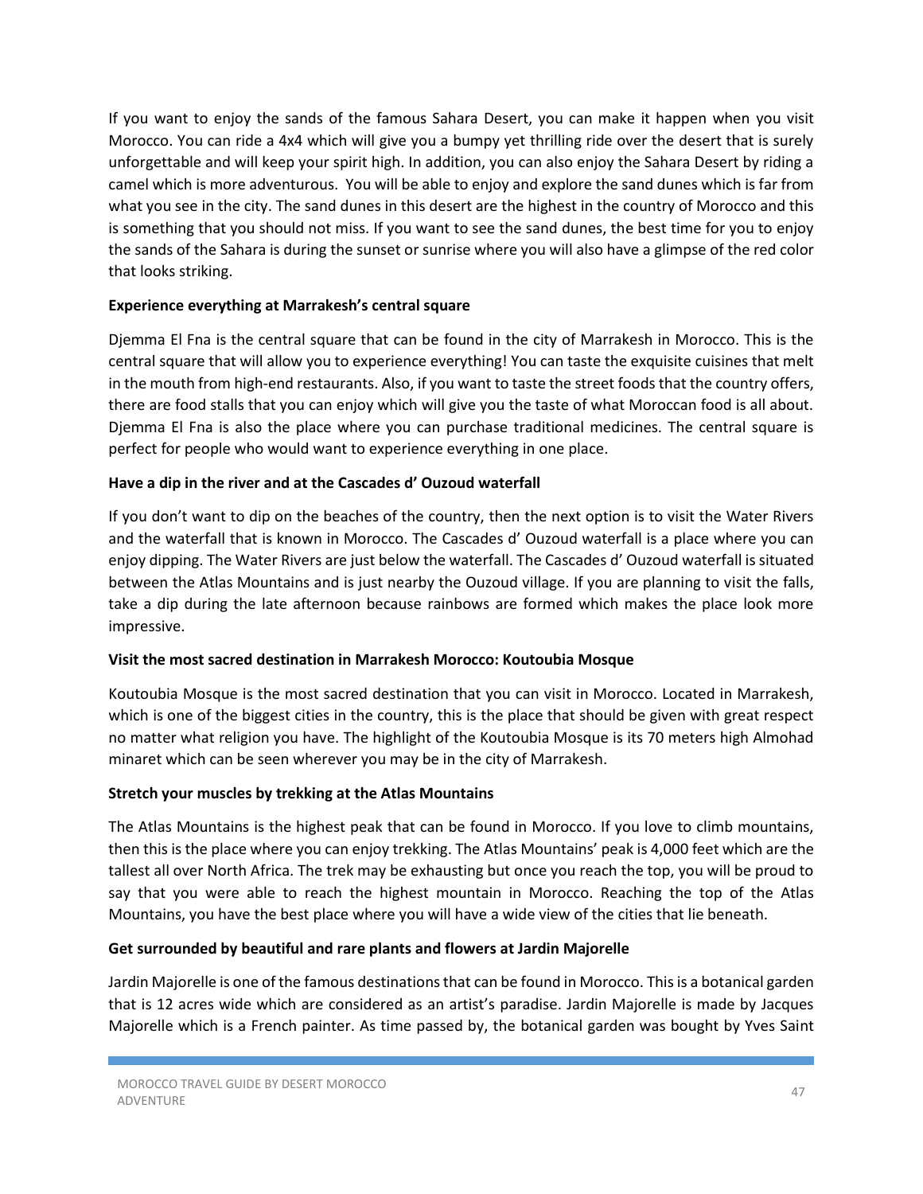If you want to enjoy the sands of the famous Sahara Desert, you can make it happen when you visit Morocco. You can ride a 4x4 which will give you a bumpy yet thrilling ride over the desert that is surely unforgettable and will keep your spirit high. In addition, you can also enjoy the Sahara Desert by riding a camel which is more adventurous. You will be able to enjoy and explore the sand dunes which is far from what you see in the city. The sand dunes in this desert are the highest in the country of Morocco and this is something that you should not miss. If you want to see the sand dunes, the best time for you to enjoy the sands of the Sahara is during the sunset or sunrise where you will also have a glimpse of the red color that looks striking.

**Experience everything at Marrakesh's central square**

Djemma El Fna is the central square that can be found in the city of Marrakesh in Morocco. This is the central square that will allow you to experience everything! You can taste the exquisite cuisines that melt in the mouth from high-end restaurants. Also, if you want to taste the street foods that the country offers, there are food stalls that you can enjoy which will give you the taste of what Moroccan food is all about. Djemma El Fna is also the place where you can purchase traditional medicines. The central square is perfect for people who would want to experience everything in one place.

**Have a dip in the river and at the Cascades d' Ouzoud waterfall**

If you don't want to dip on the beaches of the country, then the next option is to visit the Water Rivers and the waterfall that is known in Morocco. The Cascades d' Ouzoud waterfall is a place where you can enjoy dipping. The Water Rivers are just below the waterfall. The Cascades d' Ouzoud waterfall is situated between the Atlas Mountains and is just nearby the Ouzoud village. If you are planning to visit the falls, take a dip during the late afternoon because rainbows are formed which makes the place look more impressive.

**Visit the most sacred destination in Marrakesh Morocco: Koutoubia Mosque**

Koutoubia Mosque is the most sacred destination that you can visit in Morocco. Located in Marrakesh, which is one of the biggest cities in the country, this is the place that should be given with great respect no matter what religion you have. The highlight of the Koutoubia Mosque is its 70 meters high Almohad minaret which can be seen wherever you may be in the city of Marrakesh.

**Stretch your muscles by trekking at the Atlas Mountains**

The Atlas Mountains is the highest peak that can be found in Morocco. If you love to climb mountains, then this is the place where you can enjoy trekking. The Atlas Mountains' peak is 4,000 feet which are the tallest all over North Africa. The trek may be exhausting but once you reach the top, you will be proud to say that you were able to reach the highest mountain in Morocco. Reaching the top of the Atlas Mountains, you have the best place where you will have a wide view of the cities that lie beneath.

**Get surrounded by beautiful and rare plants and flowers at Jardin Majorelle**

Jardin Majorelle is one of the famous destinations that can be found in Morocco. This is a botanical garden that is 12 acres wide which are considered as an artist's paradise. Jardin Majorelle is made by Jacques Majorelle which is a French painter. As time passed by, the botanical garden was bought by Yves Saint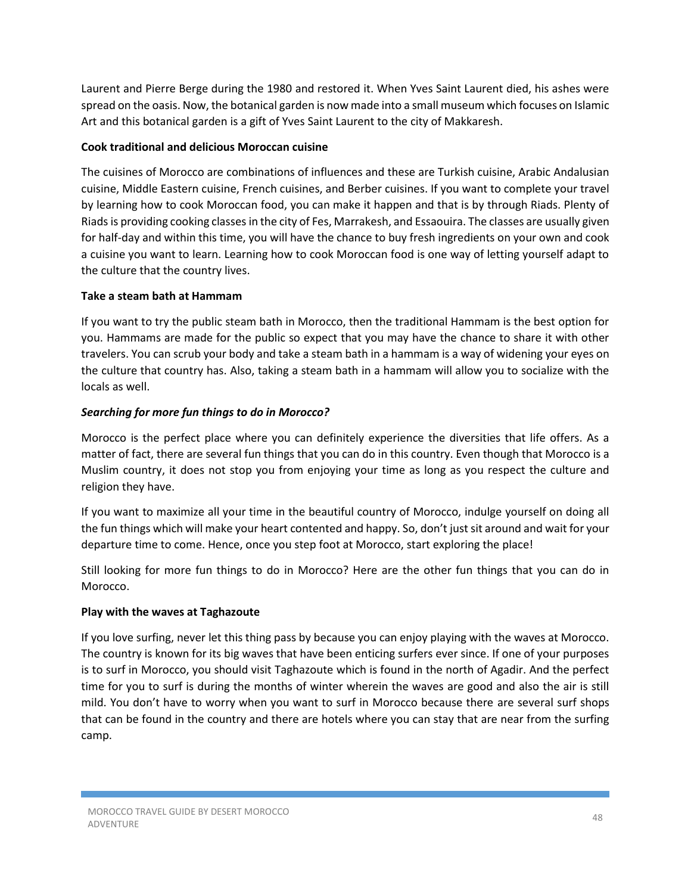Laurent and Pierre Berge during the 1980 and restored it. When Yves Saint Laurent died, his ashes were spread on the oasis. Now, the botanical garden is now made into a small museum which focuses on Islamic Art and this botanical garden is a gift of Yves Saint Laurent to the city of Makkaresh.

**Cook traditional and delicious Moroccan cuisine**

The cuisines of Morocco are combinations of influences and these are Turkish cuisine, Arabic Andalusian cuisine, Middle Eastern cuisine, French cuisines, and Berber cuisines. If you want to complete your travel by learning how to cook Moroccan food, you can make it happen and that is by through Riads. Plenty of Riads is providing cooking classes in the city of Fes, Marrakesh, and Essaouira. The classes are usually given for half-day and within this time, you will have the chance to buy fresh ingredients on your own and cook a cuisine you want to learn. Learning how to cook Moroccan food is one way of letting yourself adapt to the culture that the country lives.

**Take a steam bath at Hammam**

If you want to try the public steam bath in Morocco, then the traditional Hammam is the best option for you. Hammams are made for the public so expect that you may have the chance to share it with other travelers. You can scrub your body and take a steam bath in a hammam is a way of widening your eyes on the culture that country has. Also, taking a steam bath in a hammam will allow you to socialize with the locals as well.

***Searching for more fun things to do in Morocco?***

Morocco is the perfect place where you can definitely experience the diversities that life offers. As a matter of fact, there are several fun things that you can do in this country. Even though that Morocco is a Muslim country, it does not stop you from enjoying your time as long as you respect the culture and religion they have.

If you want to maximize all your time in the beautiful country of Morocco, indulge yourself on doing all the fun things which will make your heart contented and happy. So, don't just sit around and wait for your departure time to come. Hence, once you step foot at Morocco, start exploring the place!

Still looking for more fun things to do in Morocco? Here are the other fun things that you can do in Morocco.

**Play with the waves at Taghazoute**

If you love surfing, never let this thing pass by because you can enjoy playing with the waves at Morocco. The country is known for its big waves that have been enticing surfers ever since. If one of your purposes is to surf in Morocco, you should visit Taghazoute which is found in the north of Agadir. And the perfect time for you to surf is during the months of winter wherein the waves are good and also the air is still mild. You don't have to worry when you want to surf in Morocco because there are several surf shops that can be found in the country and there are hotels where you can stay that are near from the surfing camp.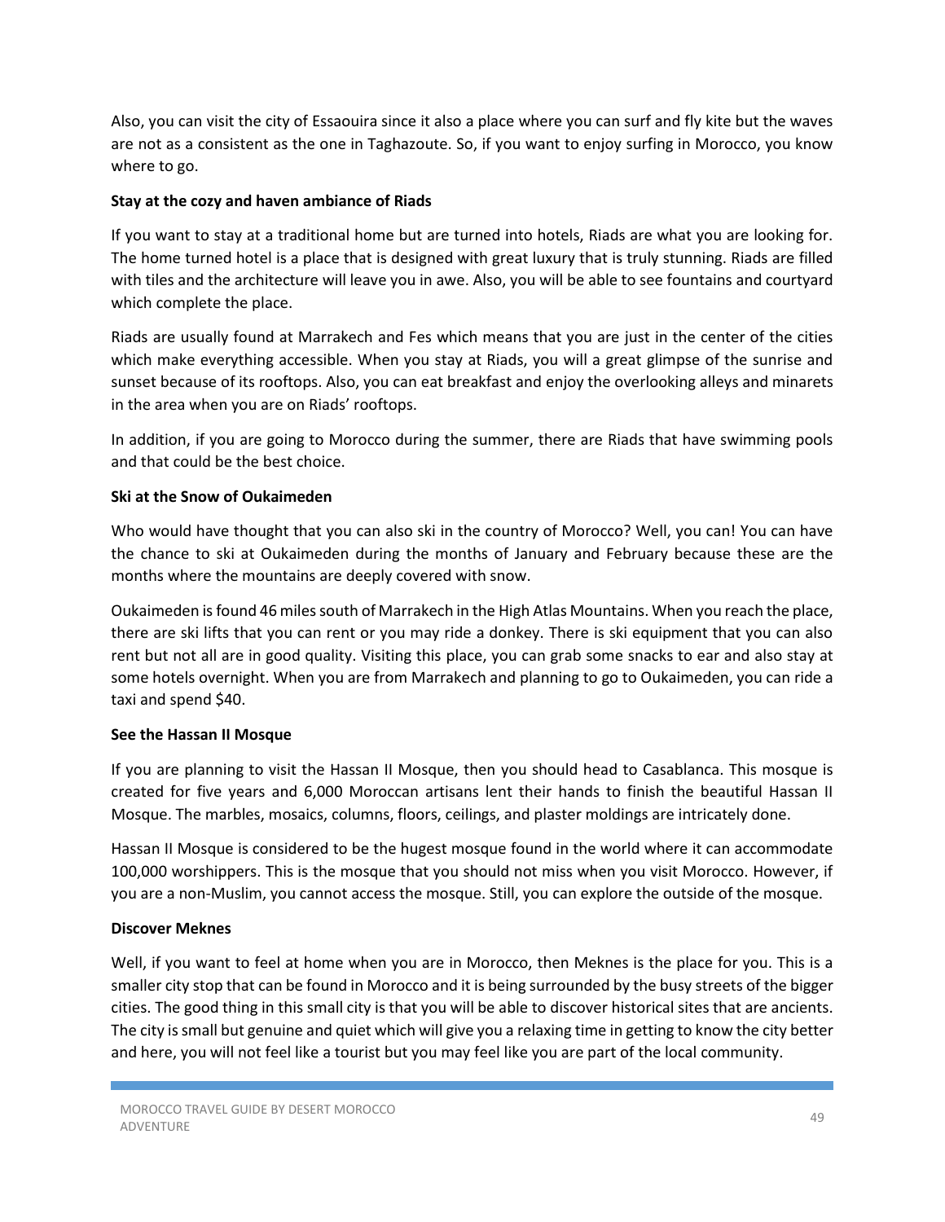Also, you can visit the city of Essaouira since it also a place where you can surf and fly kite but the waves are not as a consistent as the one in Taghazoute. So, if you want to enjoy surfing in Morocco, you know where to go.

**Stay at the cozy and haven ambiance of Riads**

If you want to stay at a traditional home but are turned into hotels, Riads are what you are looking for. The home turned hotel is a place that is designed with great luxury that is truly stunning. Riads are filled with tiles and the architecture will leave you in awe. Also, you will be able to see fountains and courtyard which complete the place.

Riads are usually found at Marrakech and Fes which means that you are just in the center of the cities which make everything accessible. When you stay at Riads, you will a great glimpse of the sunrise and sunset because of its rooftops. Also, you can eat breakfast and enjoy the overlooking alleys and minarets in the area when you are on Riads' rooftops.

In addition, if you are going to Morocco during the summer, there are Riads that have swimming pools and that could be the best choice.

**Ski at the Snow of Oukaimeden**

Who would have thought that you can also ski in the country of Morocco? Well, you can! You can have the chance to ski at Oukaimeden during the months of January and February because these are the months where the mountains are deeply covered with snow.

Oukaimeden is found 46 miles south of Marrakech in the High Atlas Mountains. When you reach the place, there are ski lifts that you can rent or you may ride a donkey. There is ski equipment that you can also rent but not all are in good quality. Visiting this place, you can grab some snacks to ear and also stay at some hotels overnight. When you are from Marrakech and planning to go to Oukaimeden, you can ride a taxi and spend $40.

**See the Hassan II Mosque**

If you are planning to visit the Hassan II Mosque, then you should head to Casablanca. This mosque is created for five years and 6,000 Moroccan artisans lent their hands to finish the beautiful Hassan II Mosque. The marbles, mosaics, columns, floors, ceilings, and plaster moldings are intricately done.

Hassan II Mosque is considered to be the hugest mosque found in the world where it can accommodate 100,000 worshippers. This is the mosque that you should not miss when you visit Morocco. However, if you are a non-Muslim, you cannot access the mosque. Still, you can explore the outside of the mosque.

**Discover Meknes**

Well, if you want to feel at home when you are in Morocco, then Meknes is the place for you. This is a smaller city stop that can be found in Morocco and it is being surrounded by the busy streets of the bigger cities. The good thing in this small city is that you will be able to discover historical sites that are ancients. The city is small but genuine and quiet which will give you a relaxing time in getting to know the city better and here, you will not feel like a tourist but you may feel like you are part of the local community.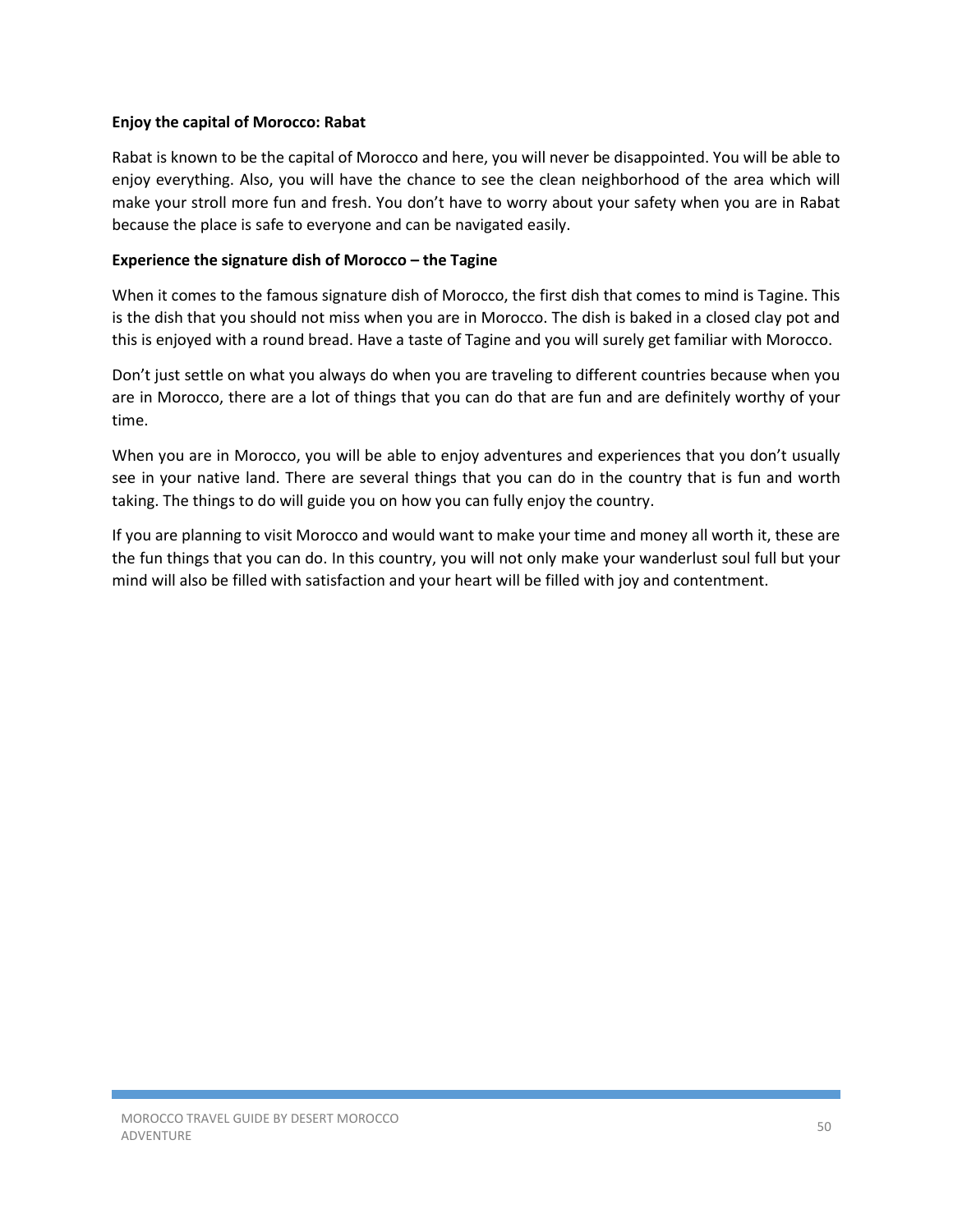**Enjoy the capital of Morocco: Rabat**

Rabat is known to be the capital of Morocco and here, you will never be disappointed. You will be able to enjoy everything. Also, you will have the chance to see the clean neighborhood of the area which will make your stroll more fun and fresh. You don't have to worry about your safety when you are in Rabat because the place is safe to everyone and can be navigated easily.

**Experience the signature dish of Morocco – the Tagine**

When it comes to the famous signature dish of Morocco, the first dish that comes to mind is Tagine. This is the dish that you should not miss when you are in Morocco. The dish is baked in a closed clay pot and this is enjoyed with a round bread. Have a taste of Tagine and you will surely get familiar with Morocco.

Don't just settle on what you always do when you are traveling to different countries because when you are in Morocco, there are a lot of things that you can do that are fun and are definitely worthy of your time.

When you are in Morocco, you will be able to enjoy adventures and experiences that you don't usually see in your native land. There are several things that you can do in the country that is fun and worth taking. The things to do will guide you on how you can fully enjoy the country.

If you are planning to visit Morocco and would want to make your time and money all worth it, these are the fun things that you can do. In this country, you will not only make your wanderlust soul full but your mind will also be filled with satisfaction and your heart will be filled with joy and contentment.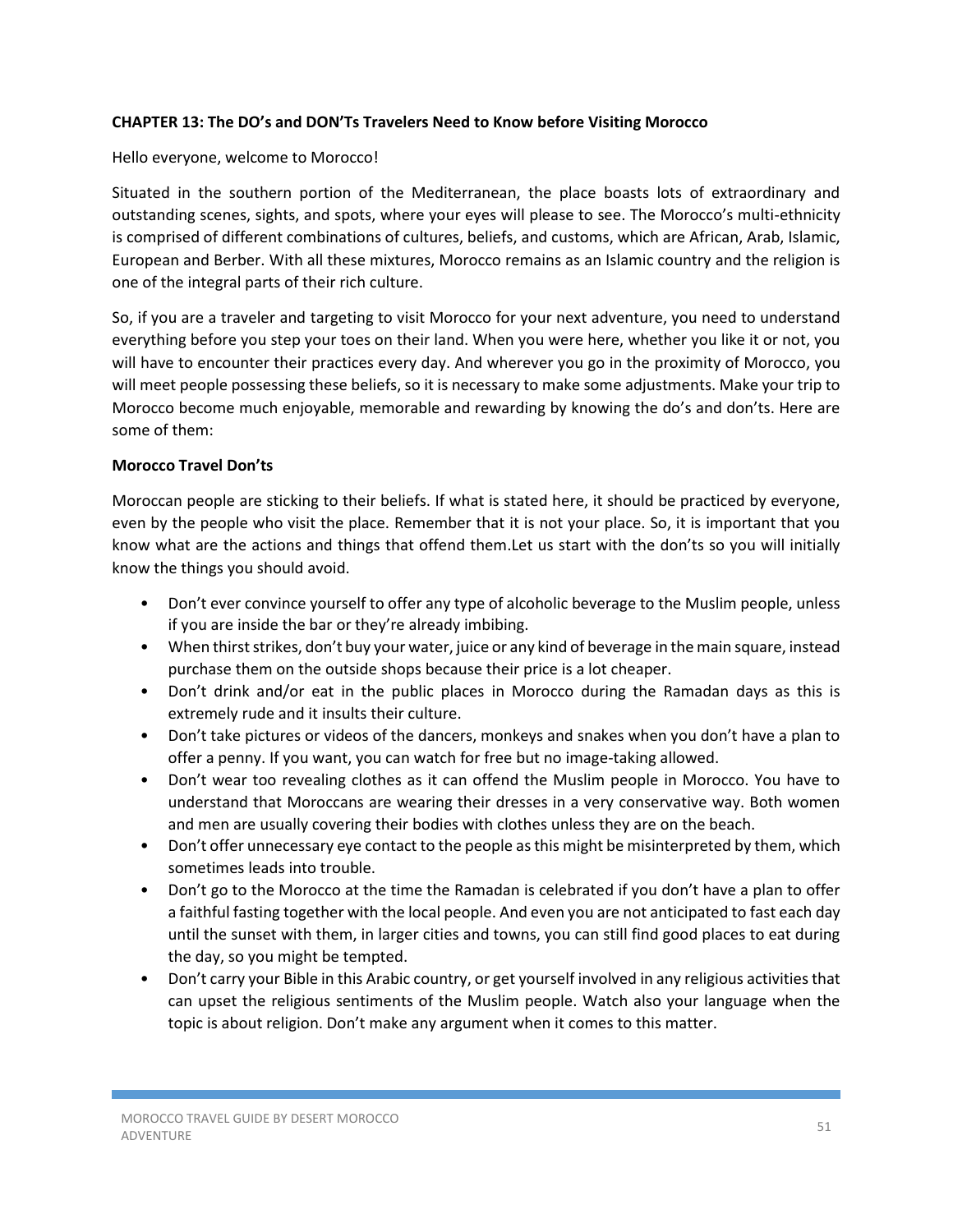**CHAPTER 13: The DO's and DON'Ts Travelers Need to Know before Visiting Morocco**

Hello everyone, welcome to Morocco!

Situated in the southern portion of the Mediterranean, the place boasts lots of extraordinary and outstanding scenes, sights, and spots, where your eyes will please to see. The Morocco's multi-ethnicity is comprised of different combinations of cultures, beliefs, and customs, which are African, Arab, Islamic, European and Berber. With all these mixtures, Morocco remains as an Islamic country and the religion is one of the integral parts of their rich culture.

So, if you are a traveler and targeting to visit Morocco for your next adventure, you need to understand everything before you step your toes on their land. When you were here, whether you like it or not, you will have to encounter their practices every day. And wherever you go in the proximity of Morocco, you will meet people possessing these beliefs, so it is necessary to make some adjustments. Make your trip to Morocco become much enjoyable, memorable and rewarding by knowing the do's and don'ts. Here are some of them:

**Morocco Travel Don'ts**

Moroccan people are sticking to their beliefs. If what is stated here, it should be practiced by everyone, even by the people who visit the place. Remember that it is not your place. So, it is important that you know what are the actions and things that offend them.Let us start with the don'ts so you will initially know the things you should avoid.

- Don't ever convince yourself to offer any type of alcoholic beverage to the Muslim people, unless if you are inside the bar or they're already imbibing.
- When thirst strikes, don't buy your water, juice or any kind of beverage in the main square, instead purchase them on the outside shops because their price is a lot cheaper.
- Don't drink and/or eat in the public places in Morocco during the Ramadan days as this is extremely rude and it insults their culture.
- Don't take pictures or videos of the dancers, monkeys and snakes when you don't have a plan to offer a penny. If you want, you can watch for free but no image-taking allowed.
- Don't wear too revealing clothes as it can offend the Muslim people in Morocco. You have to understand that Moroccans are wearing their dresses in a very conservative way. Both women and men are usually covering their bodies with clothes unless they are on the beach.
- Don't offer unnecessary eye contact to the people as this might be misinterpreted by them, which sometimes leads into trouble.
- Don't go to the Morocco at the time the Ramadan is celebrated if you don't have a plan to offer a faithful fasting together with the local people. And even you are not anticipated to fast each day until the sunset with them, in larger cities and towns, you can still find good places to eat during the day, so you might be tempted.
- Don't carry your Bible in this Arabic country, or get yourself involved in any religious activities that can upset the religious sentiments of the Muslim people. Watch also your language when the topic is about religion. Don't make any argument when it comes to this matter.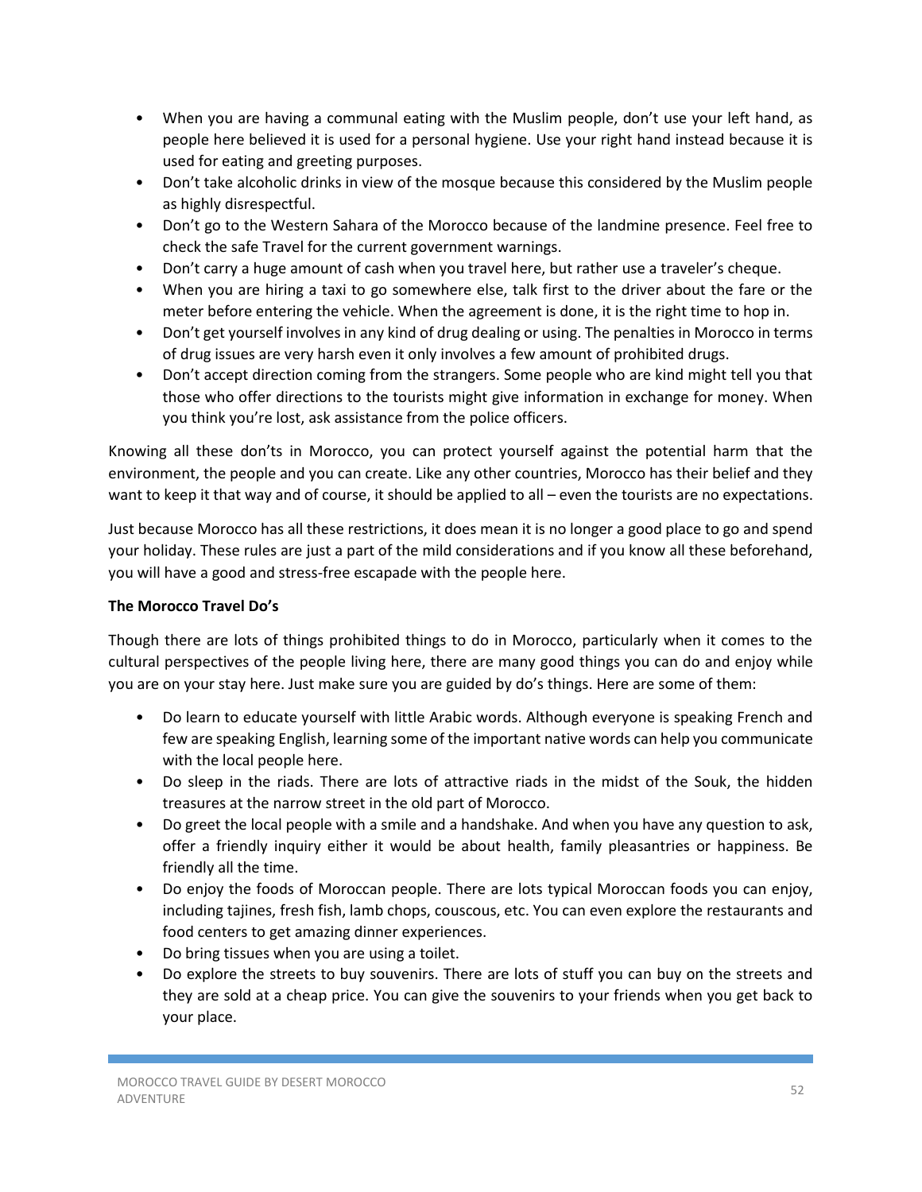- When you are having a communal eating with the Muslim people, don't use your left hand, as people here believed it is used for a personal hygiene. Use your right hand instead because it is used for eating and greeting purposes.
- Don't take alcoholic drinks in view of the mosque because this considered by the Muslim people as highly disrespectful.
- Don't go to the Western Sahara of the Morocco because of the landmine presence. Feel free to check the safe Travel for the current government warnings.
- Don't carry a huge amount of cash when you travel here, but rather use a traveler's cheque.
- When you are hiring a taxi to go somewhere else, talk first to the driver about the fare or the meter before entering the vehicle. When the agreement is done, it is the right time to hop in.
- Don't get yourself involves in any kind of drug dealing or using. The penalties in Morocco in terms of drug issues are very harsh even it only involves a few amount of prohibited drugs.
- Don't accept direction coming from the strangers. Some people who are kind might tell you that those who offer directions to the tourists might give information in exchange for money. When you think you're lost, ask assistance from the police officers.

Knowing all these don'ts in Morocco, you can protect yourself against the potential harm that the environment, the people and you can create. Like any other countries, Morocco has their belief and they want to keep it that way and of course, it should be applied to all – even the tourists are no expectations.

Just because Morocco has all these restrictions, it does mean it is no longer a good place to go and spend your holiday. These rules are just a part of the mild considerations and if you know all these beforehand, you will have a good and stress-free escapade with the people here.

**The Morocco Travel Do's**

Though there are lots of things prohibited things to do in Morocco, particularly when it comes to the cultural perspectives of the people living here, there are many good things you can do and enjoy while you are on your stay here. Just make sure you are guided by do's things. Here are some of them:

- Do learn to educate yourself with little Arabic words. Although everyone is speaking French and few are speaking English, learning some of the important native words can help you communicate with the local people here.
- Do sleep in the riads. There are lots of attractive riads in the midst of the Souk, the hidden treasures at the narrow street in the old part of Morocco.
- Do greet the local people with a smile and a handshake. And when you have any question to ask, offer a friendly inquiry either it would be about health, family pleasantries or happiness. Be friendly all the time.
- Do enjoy the foods of Moroccan people. There are lots typical Moroccan foods you can enjoy, including tajines, fresh fish, lamb chops, couscous, etc. You can even explore the restaurants and food centers to get amazing dinner experiences.
- Do bring tissues when you are using a toilet.
- Do explore the streets to buy souvenirs. There are lots of stuff you can buy on the streets and they are sold at a cheap price. You can give the souvenirs to your friends when you get back to your place.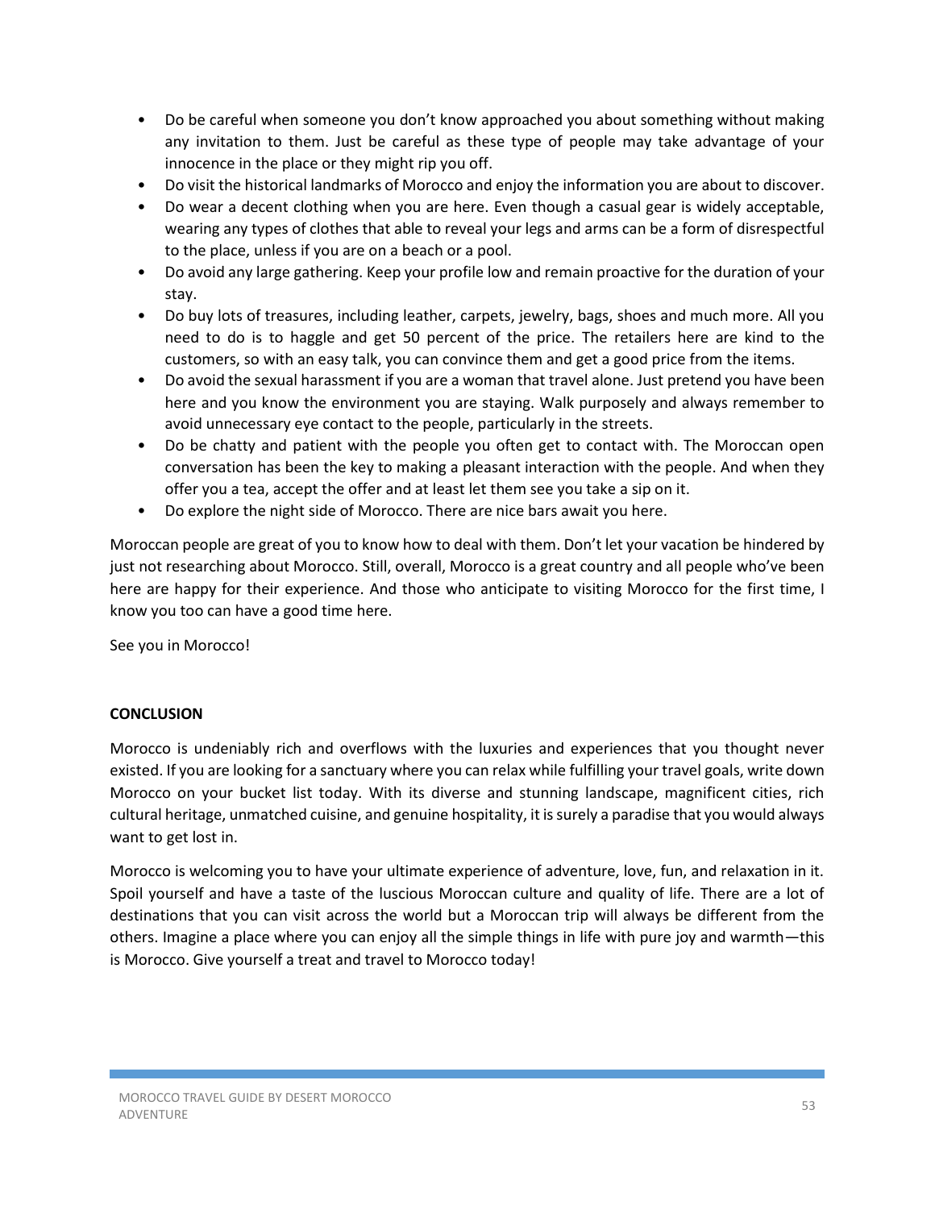- Do be careful when someone you don't know approached you about something without making any invitation to them. Just be careful as these type of people may take advantage of your innocence in the place or they might rip you off.
- Do visit the historical landmarks of Morocco and enjoy the information you are about to discover.
- Do wear a decent clothing when you are here. Even though a casual gear is widely acceptable, wearing any types of clothes that able to reveal your legs and arms can be a form of disrespectful to the place, unless if you are on a beach or a pool.
- Do avoid any large gathering. Keep your profile low and remain proactive for the duration of your stay.
- Do buy lots of treasures, including leather, carpets, jewelry, bags, shoes and much more. All you need to do is to haggle and get 50 percent of the price. The retailers here are kind to the customers, so with an easy talk, you can convince them and get a good price from the items.
- Do avoid the sexual harassment if you are a woman that travel alone. Just pretend you have been here and you know the environment you are staying. Walk purposely and always remember to avoid unnecessary eye contact to the people, particularly in the streets.
- Do be chatty and patient with the people you often get to contact with. The Moroccan open conversation has been the key to making a pleasant interaction with the people. And when they offer you a tea, accept the offer and at least let them see you take a sip on it.
- Do explore the night side of Morocco. There are nice bars await you here.

Moroccan people are great of you to know how to deal with them. Don't let your vacation be hindered by just not researching about Morocco. Still, overall, Morocco is a great country and all people who've been here are happy for their experience. And those who anticipate to visiting Morocco for the first time, I know you too can have a good time here.

See you in Morocco!

**CONCLUSION**

Morocco is undeniably rich and overflows with the luxuries and experiences that you thought never existed. If you are looking for a sanctuary where you can relax while fulfilling your travel goals, write down Morocco on your bucket list today. With its diverse and stunning landscape, magnificent cities, rich cultural heritage, unmatched cuisine, and genuine hospitality, it is surely a paradise that you would always want to get lost in.

Morocco is welcoming you to have your ultimate experience of adventure, love, fun, and relaxation in it. Spoil yourself and have a taste of the luscious Moroccan culture and quality of life. There are a lot of destinations that you can visit across the world but a Moroccan trip will always be different from the others. Imagine a place where you can enjoy all the simple things in life with pure joy and warmth—this is Morocco. Give yourself a treat and travel to Morocco today!